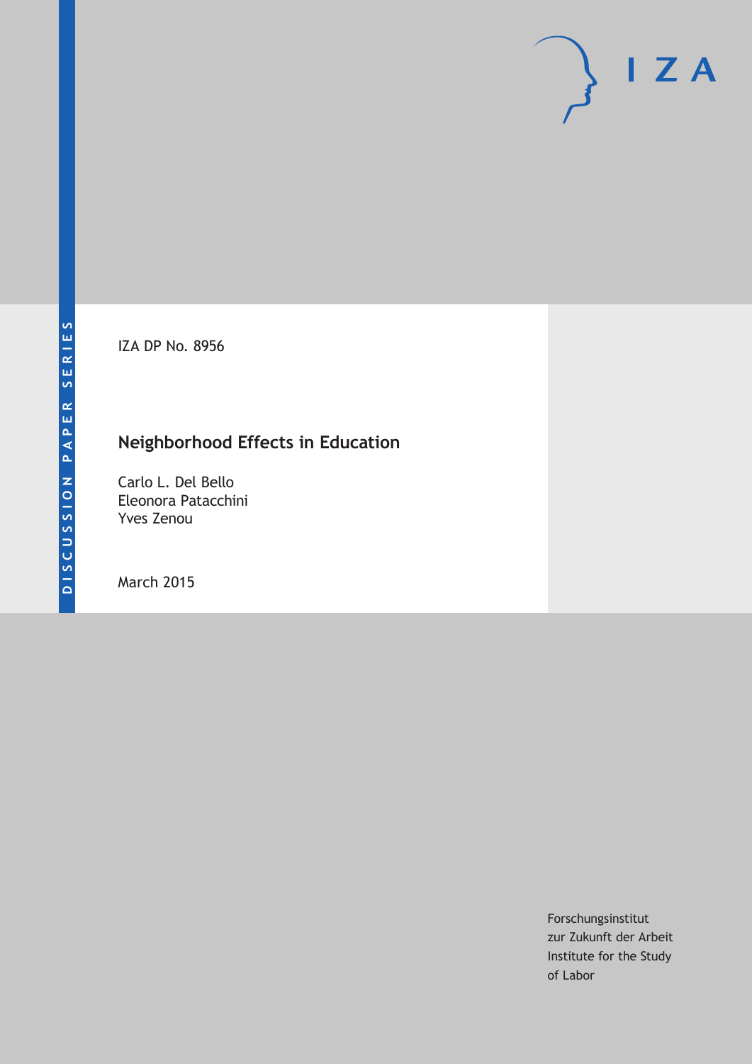DISCUSSION PAPER SERIES

IZA

IZA DP No. 8956

# Neighborhood Effects in Education

Carlo L. Del Bello
Eleonora Patacchini
Yves Zenou

March 2015

Forschungsinstitut
zur Zukunft der Arbeit
Institute for the Study
of Labor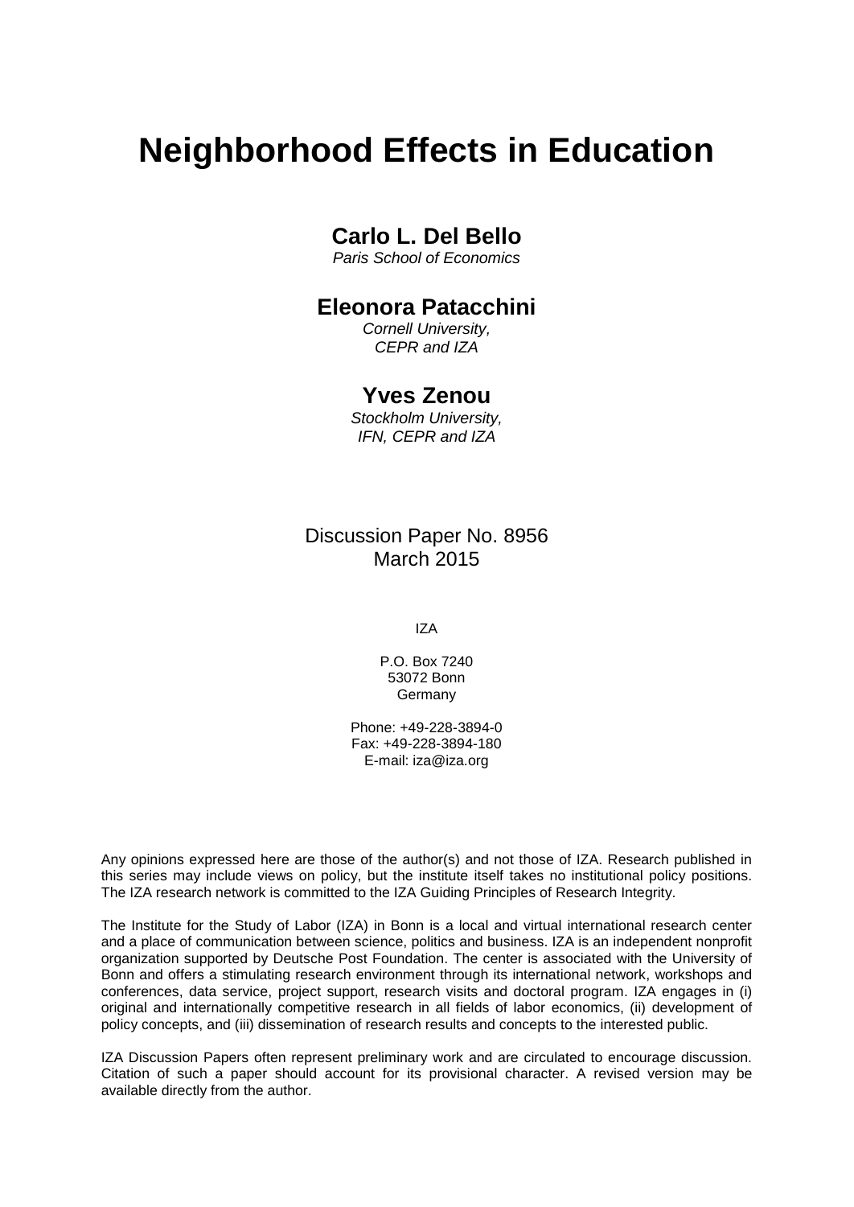# Neighborhood Effects in Education

**Carlo L. Del Bello**
*Paris School of Economics*

**Eleonora Patacchini**
*Cornell University,*
*CEPR and IZA*

**Yves Zenou**
*Stockholm University,*
*IFN, CEPR and IZA*

Discussion Paper No. 8956
March 2015

IZA

P.O. Box 7240
53072 Bonn
Germany

Phone: +49-228-3894-0
Fax: +49-228-3894-180
E-mail: iza@iza.org

Any opinions expressed here are those of the author(s) and not those of IZA. Research published in this series may include views on policy, but the institute itself takes no institutional policy positions. The IZA research network is committed to the IZA Guiding Principles of Research Integrity.

The Institute for the Study of Labor (IZA) in Bonn is a local and virtual international research center and a place of communication between science, politics and business. IZA is an independent nonprofit organization supported by Deutsche Post Foundation. The center is associated with the University of Bonn and offers a stimulating research environment through its international network, workshops and conferences, data service, project support, research visits and doctoral program. IZA engages in (i) original and internationally competitive research in all fields of labor economics, (ii) development of policy concepts, and (iii) dissemination of research results and concepts to the interested public.

IZA Discussion Papers often represent preliminary work and are circulated to encourage discussion. Citation of such a paper should account for its provisional character. A revised version may be available directly from the author.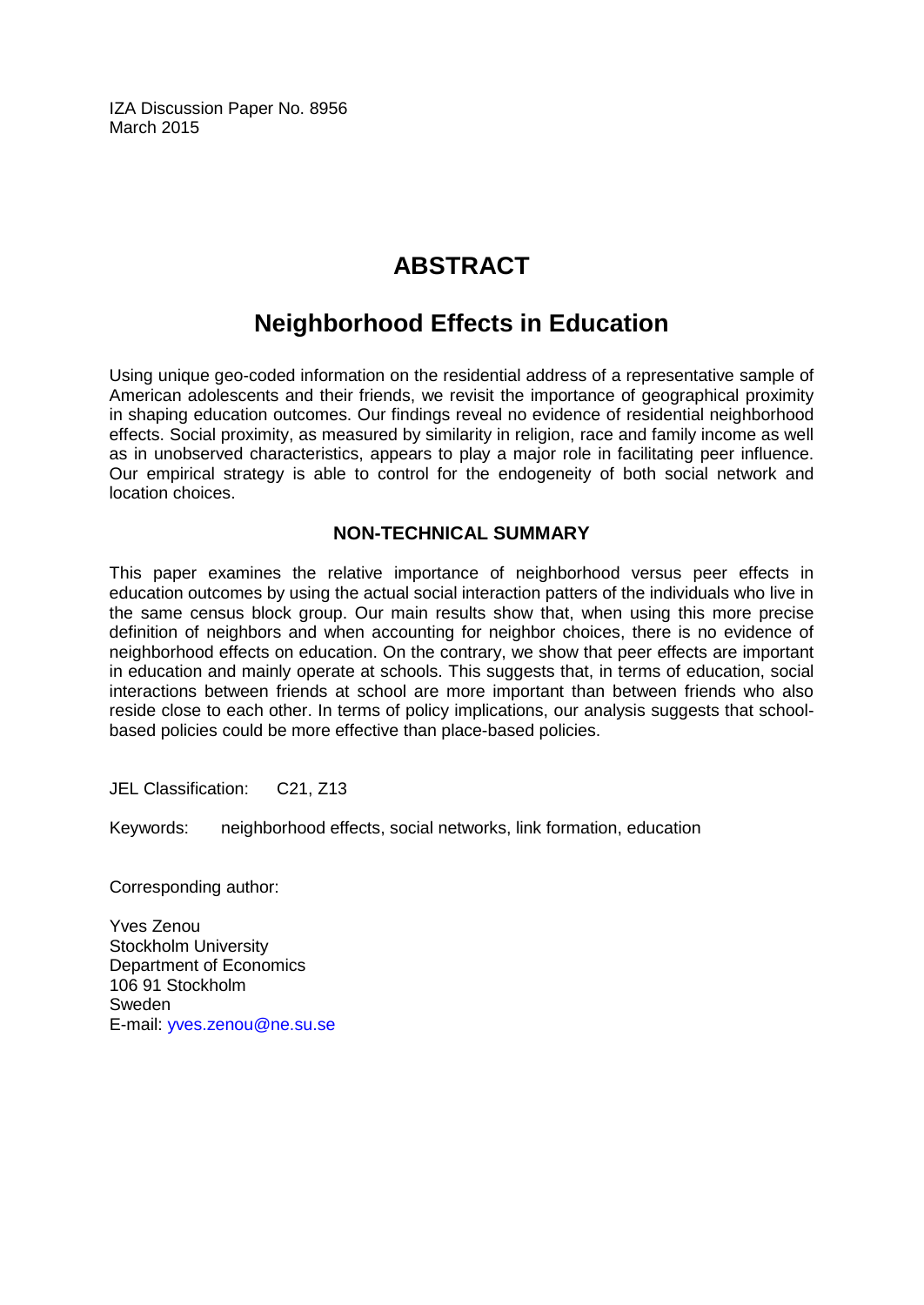IZA Discussion Paper No. 8956
March 2015

# ABSTRACT

## Neighborhood Effects in Education

Using unique geo-coded information on the residential address of a representative sample of American adolescents and their friends, we revisit the importance of geographical proximity in shaping education outcomes. Our findings reveal no evidence of residential neighborhood effects. Social proximity, as measured by similarity in religion, race and family income as well as in unobserved characteristics, appears to play a major role in facilitating peer influence. Our empirical strategy is able to control for the endogeneity of both social network and location choices.

### NON-TECHNICAL SUMMARY

This paper examines the relative importance of neighborhood versus peer effects in education outcomes by using the actual social interaction patters of the individuals who live in the same census block group. Our main results show that, when using this more precise definition of neighbors and when accounting for neighbor choices, there is no evidence of neighborhood effects on education. On the contrary, we show that peer effects are important in education and mainly operate at schools. This suggests that, in terms of education, social interactions between friends at school are more important than between friends who also reside close to each other. In terms of policy implications, our analysis suggests that school-based policies could be more effective than place-based policies.

JEL Classification: C21, Z13

Keywords: neighborhood effects, social networks, link formation, education

Corresponding author:

Yves Zenou
Stockholm University
Department of Economics
106 91 Stockholm
Sweden
E-mail: yves.zenou@ne.su.se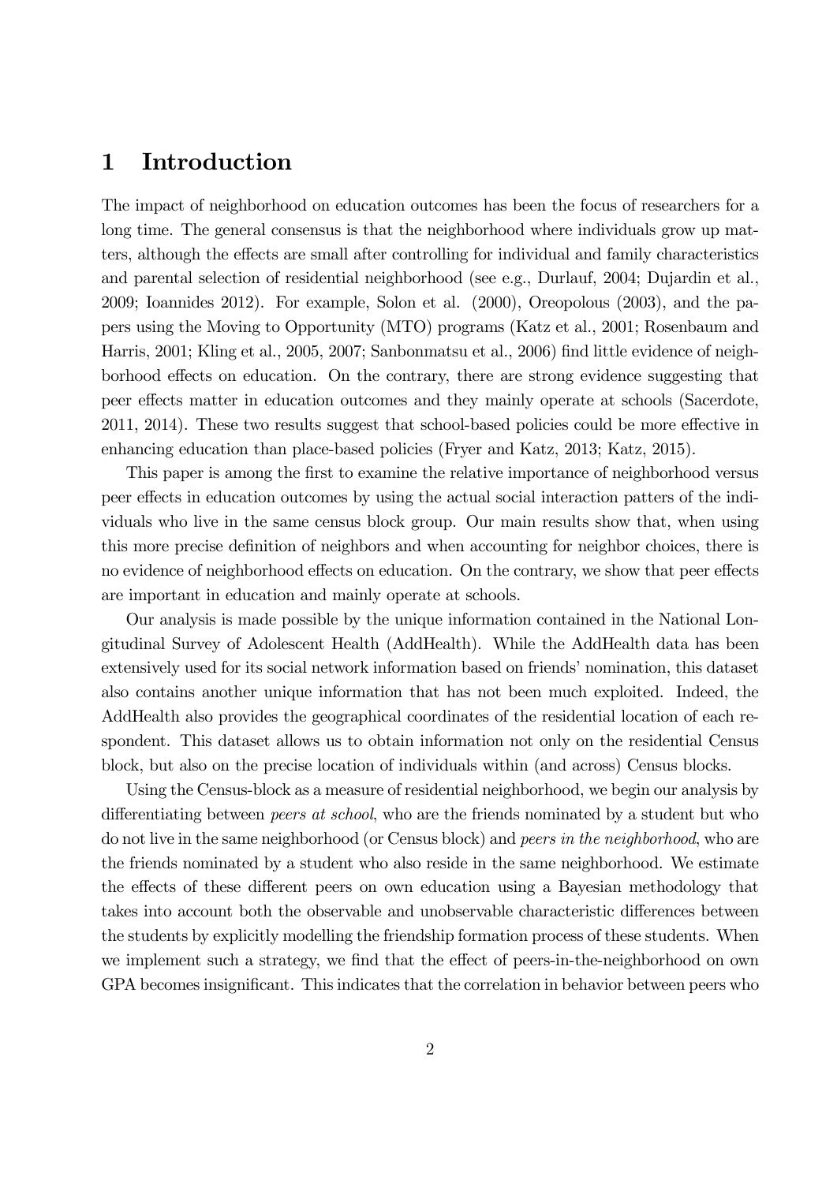# 1 Introduction

The impact of neighborhood on education outcomes has been the focus of researchers for a long time. The general consensus is that the neighborhood where individuals grow up matters, although the effects are small after controlling for individual and family characteristics and parental selection of residential neighborhood (see e.g., Durlauf, 2004; Dujardin et al., 2009; Ioannides 2012). For example, Solon et al. (2000), Oreopolous (2003), and the papers using the Moving to Opportunity (MTO) programs (Katz et al., 2001; Rosenbaum and Harris, 2001; Kling et al., 2005, 2007; Sanbonmatsu et al., 2006) find little evidence of neighborhood effects on education. On the contrary, there are strong evidence suggesting that peer effects matter in education outcomes and they mainly operate at schools (Sacerdote, 2011, 2014). These two results suggest that school-based policies could be more effective in enhancing education than place-based policies (Fryer and Katz, 2013; Katz, 2015).

This paper is among the first to examine the relative importance of neighborhood versus peer effects in education outcomes by using the actual social interaction patters of the individuals who live in the same census block group. Our main results show that, when using this more precise definition of neighbors and when accounting for neighbor choices, there is no evidence of neighborhood effects on education. On the contrary, we show that peer effects are important in education and mainly operate at schools.

Our analysis is made possible by the unique information contained in the National Longitudinal Survey of Adolescent Health (AddHealth). While the AddHealth data has been extensively used for its social network information based on friends' nomination, this dataset also contains another unique information that has not been much exploited. Indeed, the AddHealth also provides the geographical coordinates of the residential location of each respondent. This dataset allows us to obtain information not only on the residential Census block, but also on the precise location of individuals within (and across) Census blocks.

Using the Census-block as a measure of residential neighborhood, we begin our analysis by differentiating between *peers at school*, who are the friends nominated by a student but who do not live in the same neighborhood (or Census block) and *peers in the neighborhood*, who are the friends nominated by a student who also reside in the same neighborhood. We estimate the effects of these different peers on own education using a Bayesian methodology that takes into account both the observable and unobservable characteristic differences between the students by explicitly modelling the friendship formation process of these students. When we implement such a strategy, we find that the effect of peers-in-the-neighborhood on own GPA becomes insignificant. This indicates that the correlation in behavior between peers who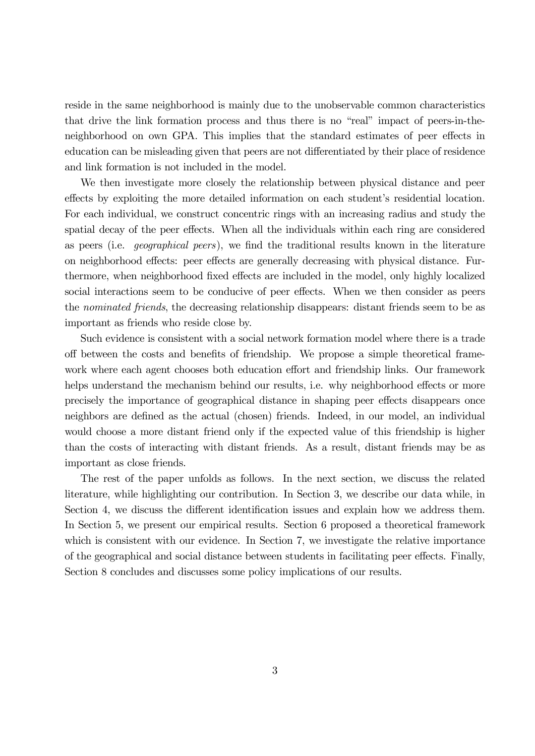reside in the same neighborhood is mainly due to the unobservable common characteristics that drive the link formation process and thus there is no "real" impact of peers-in-the-neighborhood on own GPA. This implies that the standard estimates of peer effects in education can be misleading given that peers are not differentiated by their place of residence and link formation is not included in the model.

We then investigate more closely the relationship between physical distance and peer effects by exploiting the more detailed information on each student's residential location. For each individual, we construct concentric rings with an increasing radius and study the spatial decay of the peer effects. When all the individuals within each ring are considered as peers (i.e. *geographical peers*), we find the traditional results known in the literature on neighborhood effects: peer effects are generally decreasing with physical distance. Furthermore, when neighborhood fixed effects are included in the model, only highly localized social interactions seem to be conducive of peer effects. When we then consider as peers the *nominated friends*, the decreasing relationship disappears: distant friends seem to be as important as friends who reside close by.

Such evidence is consistent with a social network formation model where there is a trade off between the costs and benefits of friendship. We propose a simple theoretical framework where each agent chooses both education effort and friendship links. Our framework helps understand the mechanism behind our results, i.e. why neighborhood effects or more precisely the importance of geographical distance in shaping peer effects disappears once neighbors are defined as the actual (chosen) friends. Indeed, in our model, an individual would choose a more distant friend only if the expected value of this friendship is higher than the costs of interacting with distant friends. As a result, distant friends may be as important as close friends.

The rest of the paper unfolds as follows. In the next section, we discuss the related literature, while highlighting our contribution. In Section 3, we describe our data while, in Section 4, we discuss the different identification issues and explain how we address them. In Section 5, we present our empirical results. Section 6 proposed a theoretical framework which is consistent with our evidence. In Section 7, we investigate the relative importance of the geographical and social distance between students in facilitating peer effects. Finally, Section 8 concludes and discusses some policy implications of our results.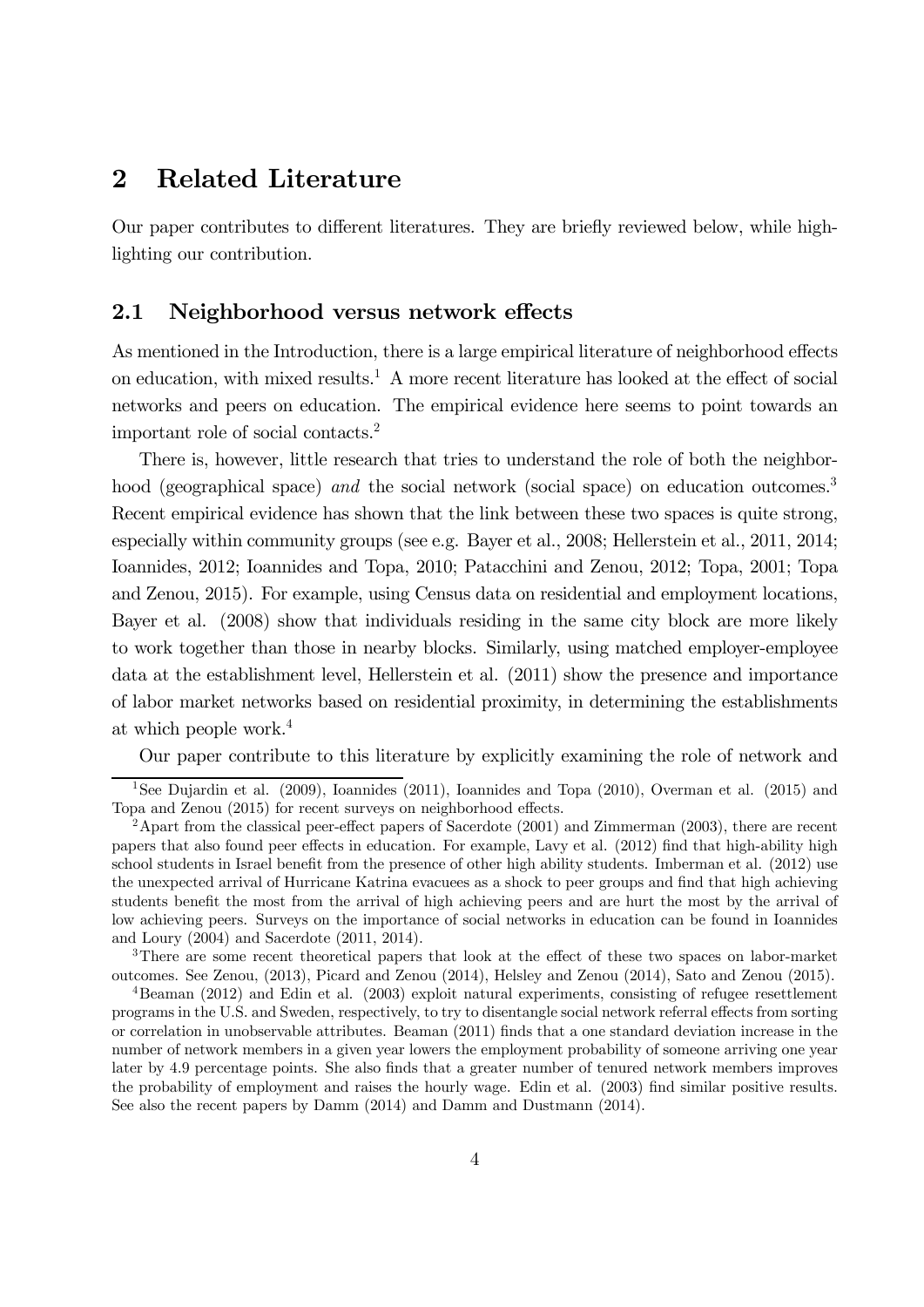## 2 Related Literature

Our paper contributes to different literatures. They are briefly reviewed below, while highlighting our contribution.

### 2.1 Neighborhood versus network effects

As mentioned in the Introduction, there is a large empirical literature of neighborhood effects on education, with mixed results.[1] A more recent literature has looked at the effect of social networks and peers on education. The empirical evidence here seems to point towards an important role of social contacts.[2]

There is, however, little research that tries to understand the role of both the neighborhood (geographical space) *and* the social network (social space) on education outcomes.[3] Recent empirical evidence has shown that the link between these two spaces is quite strong, especially within community groups (see e.g. Bayer et al., 2008; Hellerstein et al., 2011, 2014; Ioannides, 2012; Ioannides and Topa, 2010; Patacchini and Zenou, 2012; Topa, 2001; Topa and Zenou, 2015). For example, using Census data on residential and employment locations, Bayer et al. (2008) show that individuals residing in the same city block are more likely to work together than those in nearby blocks. Similarly, using matched employer-employee data at the establishment level, Hellerstein et al. (2011) show the presence and importance of labor market networks based on residential proximity, in determining the establishments at which people work.[4]

Our paper contribute to this literature by explicitly examining the role of network and

---

[1] See Dujardin et al. (2009), Ioannides (2011), Ioannides and Topa (2010), Overman et al. (2015) and Topa and Zenou (2015) for recent surveys on neighborhood effects.

[2] Apart from the classical peer-effect papers of Sacerdote (2001) and Zimmerman (2003), there are recent papers that also found peer effects in education. For example, Lavy et al. (2012) find that high-ability high school students in Israel benefit from the presence of other high ability students. Imberman et al. (2012) use the unexpected arrival of Hurricane Katrina evacuees as a shock to peer groups and find that high achieving students benefit the most from the arrival of high achieving peers and are hurt the most by the arrival of low achieving peers. Surveys on the importance of social networks in education can be found in Ioannides and Loury (2004) and Sacerdote (2011, 2014).

[3] There are some recent theoretical papers that look at the effect of these two spaces on labor-market outcomes. See Zenou, (2013), Picard and Zenou (2014), Helsley and Zenou (2014), Sato and Zenou (2015).

[4] Beaman (2012) and Edin et al. (2003) exploit natural experiments, consisting of refugee resettlement programs in the U.S. and Sweden, respectively, to try to disentangle social network referral effects from sorting or correlation in unobservable attributes. Beaman (2011) finds that a one standard deviation increase in the number of network members in a given year lowers the employment probability of someone arriving one year later by 4.9 percentage points. She also finds that a greater number of tenured network members improves the probability of employment and raises the hourly wage. Edin et al. (2003) find similar positive results. See also the recent papers by Damm (2014) and Damm and Dustmann (2014).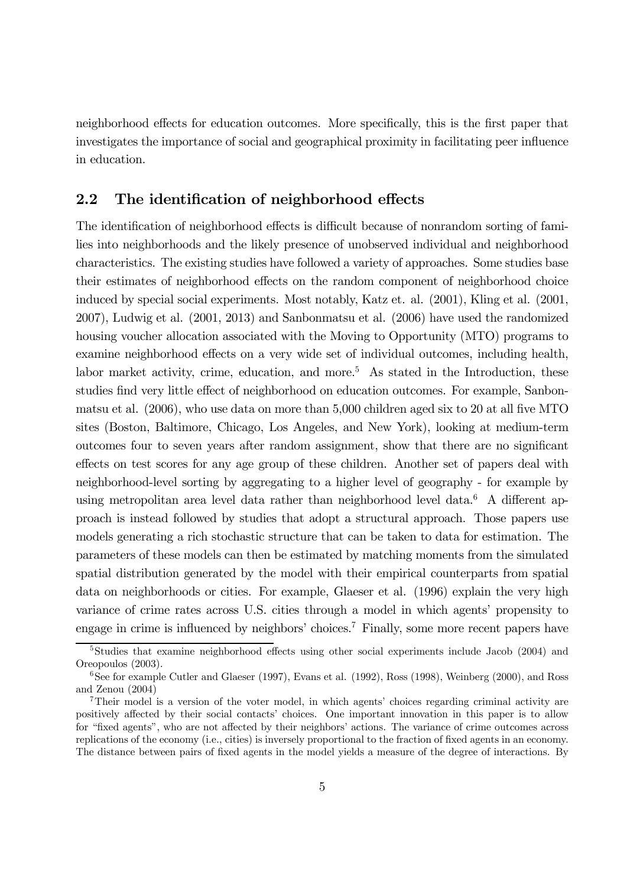neighborhood effects for education outcomes. More specifically, this is the first paper that investigates the importance of social and geographical proximity in facilitating peer influence in education.

## 2.2 The identification of neighborhood effects

The identification of neighborhood effects is difficult because of nonrandom sorting of families into neighborhoods and the likely presence of unobserved individual and neighborhood characteristics. The existing studies have followed a variety of approaches. Some studies base their estimates of neighborhood effects on the random component of neighborhood choice induced by special social experiments. Most notably, Katz et. al. (2001), Kling et al. (2001, 2007), Ludwig et al. (2001, 2013) and Sanbonmatsu et al. (2006) have used the randomized housing voucher allocation associated with the Moving to Opportunity (MTO) programs to examine neighborhood effects on a very wide set of individual outcomes, including health, labor market activity, crime, education, and more.[5] As stated in the Introduction, these studies find very little effect of neighborhood on education outcomes. For example, Sanbonmatsu et al. (2006), who use data on more than 5,000 children aged six to 20 at all five MTO sites (Boston, Baltimore, Chicago, Los Angeles, and New York), looking at medium-term outcomes four to seven years after random assignment, show that there are no significant effects on test scores for any age group of these children. Another set of papers deal with neighborhood-level sorting by aggregating to a higher level of geography - for example by using metropolitan area level data rather than neighborhood level data.[6] A different approach is instead followed by studies that adopt a structural approach. Those papers use models generating a rich stochastic structure that can be taken to data for estimation. The parameters of these models can then be estimated by matching moments from the simulated spatial distribution generated by the model with their empirical counterparts from spatial data on neighborhoods or cities. For example, Glaeser et al. (1996) explain the very high variance of crime rates across U.S. cities through a model in which agents' propensity to engage in crime is influenced by neighbors' choices.[7] Finally, some more recent papers have

[5] Studies that examine neighborhood effects using other social experiments include Jacob (2004) and Oreopoulos (2003).

[6] See for example Cutler and Glaeser (1997), Evans et al. (1992), Ross (1998), Weinberg (2000), and Ross and Zenou (2004)

[7] Their model is a version of the voter model, in which agents' choices regarding criminal activity are positively affected by their social contacts' choices. One important innovation in this paper is to allow for "fixed agents", who are not affected by their neighbors' actions. The variance of crime outcomes across replications of the economy (i.e., cities) is inversely proportional to the fraction of fixed agents in an economy. The distance between pairs of fixed agents in the model yields a measure of the degree of interactions. By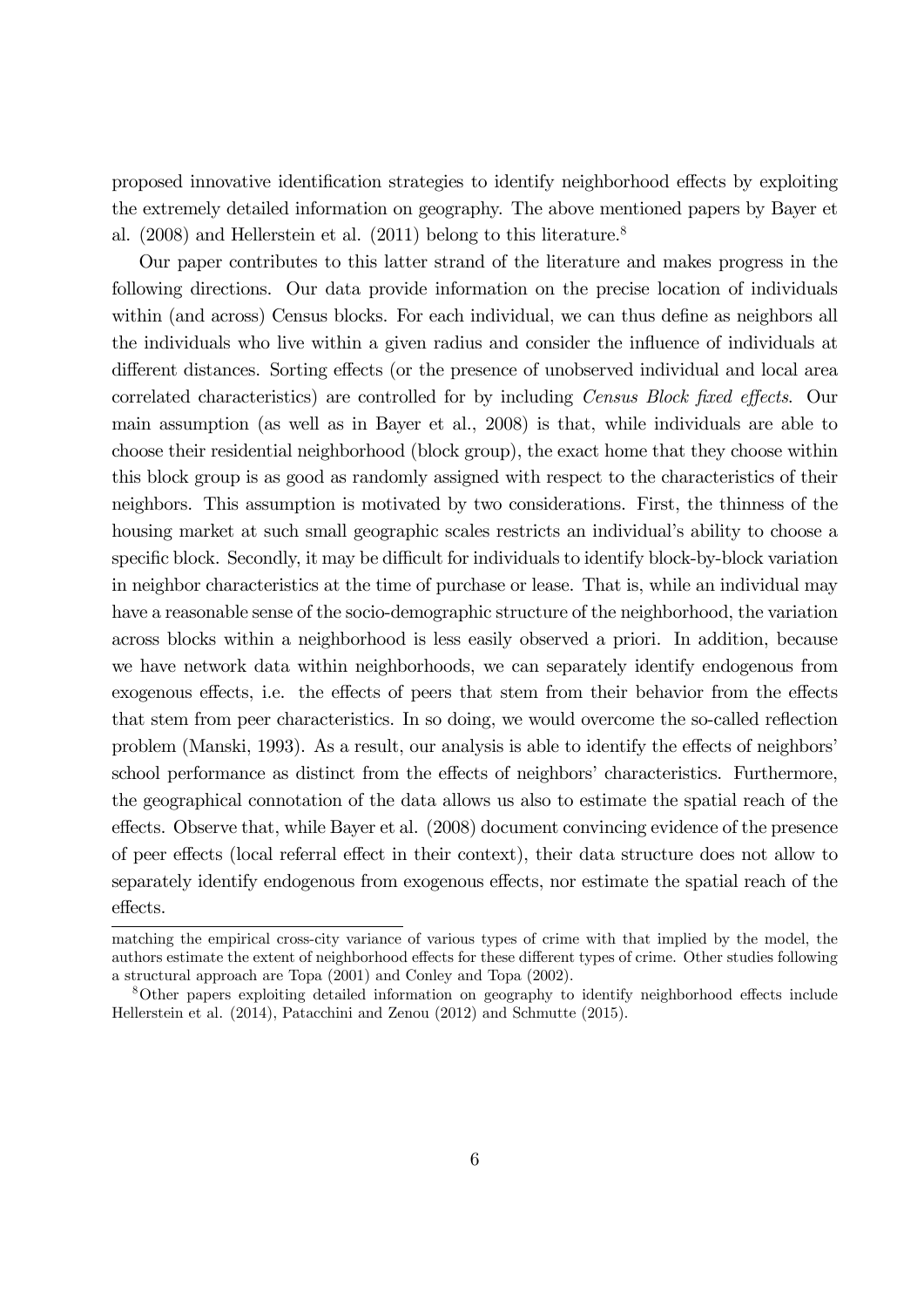proposed innovative identification strategies to identify neighborhood effects by exploiting the extremely detailed information on geography. The above mentioned papers by Bayer et al. (2008) and Hellerstein et al. (2011) belong to this literature.[8]

Our paper contributes to this latter strand of the literature and makes progress in the following directions. Our data provide information on the precise location of individuals within (and across) Census blocks. For each individual, we can thus define as neighbors all the individuals who live within a given radius and consider the influence of individuals at different distances. Sorting effects (or the presence of unobserved individual and local area correlated characteristics) are controlled for by including *Census Block fixed effects*. Our main assumption (as well as in Bayer et al., 2008) is that, while individuals are able to choose their residential neighborhood (block group), the exact home that they choose within this block group is as good as randomly assigned with respect to the characteristics of their neighbors. This assumption is motivated by two considerations. First, the thinness of the housing market at such small geographic scales restricts an individual's ability to choose a specific block. Secondly, it may be difficult for individuals to identify block-by-block variation in neighbor characteristics at the time of purchase or lease. That is, while an individual may have a reasonable sense of the socio-demographic structure of the neighborhood, the variation across blocks within a neighborhood is less easily observed a priori. In addition, because we have network data within neighborhoods, we can separately identify endogenous from exogenous effects, i.e. the effects of peers that stem from their behavior from the effects that stem from peer characteristics. In so doing, we would overcome the so-called reflection problem (Manski, 1993). As a result, our analysis is able to identify the effects of neighbors' school performance as distinct from the effects of neighbors' characteristics. Furthermore, the geographical connotation of the data allows us also to estimate the spatial reach of the effects. Observe that, while Bayer et al. (2008) document convincing evidence of the presence of peer effects (local referral effect in their context), their data structure does not allow to separately identify endogenous from exogenous effects, nor estimate the spatial reach of the effects.

---

matching the empirical cross-city variance of various types of crime with that implied by the model, the authors estimate the extent of neighborhood effects for these different types of crime. Other studies following a structural approach are Topa (2001) and Conley and Topa (2002).

[8] Other papers exploiting detailed information on geography to identify neighborhood effects include Hellerstein et al. (2014), Patacchini and Zenou (2012) and Schmutte (2015).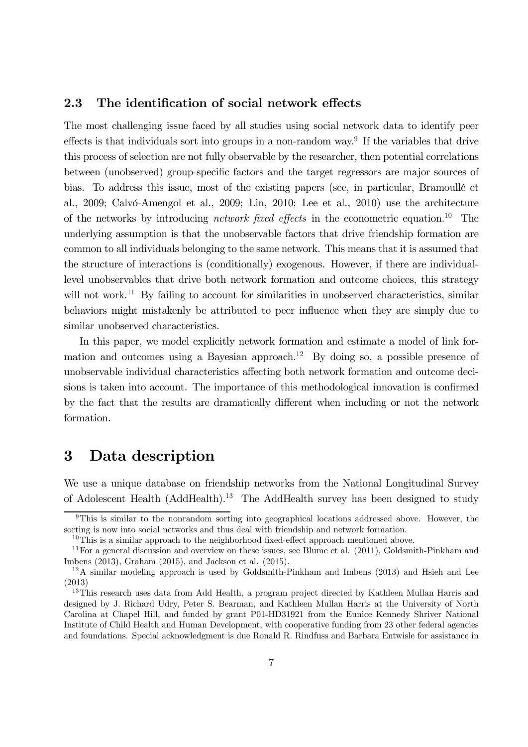### 2.3 The identification of social network effects

The most challenging issue faced by all studies using social network data to identify peer effects is that individuals sort into groups in a non-random way.[9] If the variables that drive this process of selection are not fully observable by the researcher, then potential correlations between (unobserved) group-specific factors and the target regressors are major sources of bias. To address this issue, most of the existing papers (see, in particular, Bramoullé et al., 2009; Calvó-Amengol et al., 2009; Lin, 2010; Lee et al., 2010) use the architecture of the networks by introducing *network fixed effects* in the econometric equation.[10] The underlying assumption is that the unobservable factors that drive friendship formation are common to all individuals belonging to the same network. This means that it is assumed that the structure of interactions is (conditionally) exogenous. However, if there are individual-level unobservables that drive both network formation and outcome choices, this strategy will not work.[11] By failing to account for similarities in unobserved characteristics, similar behaviors might mistakenly be attributed to peer influence when they are simply due to similar unobserved characteristics.

In this paper, we model explicitly network formation and estimate a model of link formation and outcomes using a Bayesian approach.[12] By doing so, a possible presence of unobservable individual characteristics affecting both network formation and outcome decisions is taken into account. The importance of this methodological innovation is confirmed by the fact that the results are dramatically different when including or not the network formation.

# 3 Data description

We use a unique database on friendship networks from the National Longitudinal Survey of Adolescent Health (AddHealth).[13] The AddHealth survey has been designed to study

---

[9] This is similar to the nonrandom sorting into geographical locations addressed above. However, the sorting is now into social networks and thus deal with friendship and network formation.

[10] This is a similar approach to the neighborhood fixed-effect approach mentioned above.

[11] For a general discussion and overview on these issues, see Blume et al. (2011), Goldsmith-Pinkham and Imbens (2013), Graham (2015), and Jackson et al. (2015).

[12] A similar modeling approach is used by Goldsmith-Pinkham and Imbens (2013) and Hsieh and Lee (2013)

[13] This research uses data from Add Health, a program project directed by Kathleen Mullan Harris and designed by J. Richard Udry, Peter S. Bearman, and Kathleen Mullan Harris at the University of North Carolina at Chapel Hill, and funded by grant P01-HD31921 from the Eunice Kennedy Shriver National Institute of Child Health and Human Development, with cooperative funding from 23 other federal agencies and foundations. Special acknowledgment is due Ronald R. Rindfuss and Barbara Entwisle for assistance in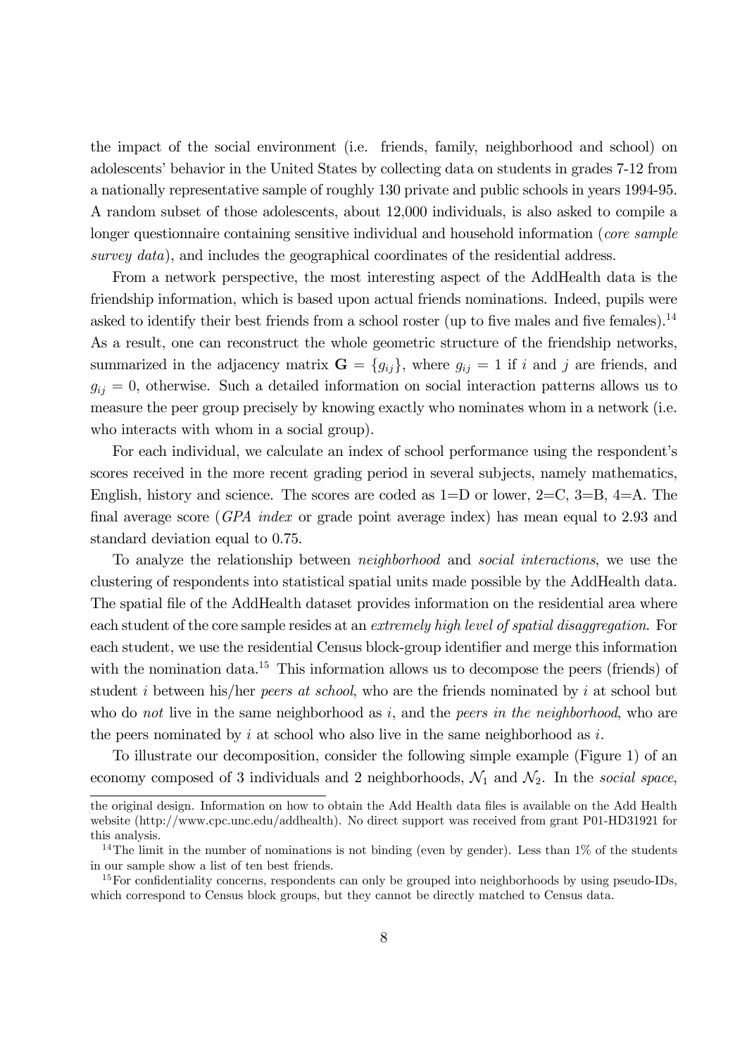the impact of the social environment (i.e. friends, family, neighborhood and school) on adolescents' behavior in the United States by collecting data on students in grades 7-12 from a nationally representative sample of roughly 130 private and public schools in years 1994-95. A random subset of those adolescents, about 12,000 individuals, is also asked to compile a longer questionnaire containing sensitive individual and household information (*core sample survey data*), and includes the geographical coordinates of the residential address.

From a network perspective, the most interesting aspect of the AddHealth data is the friendship information, which is based upon actual friends nominations. Indeed, pupils were asked to identify their best friends from a school roster (up to five males and five females).[14] As a result, one can reconstruct the whole geometric structure of the friendship networks, summarized in the adjacency matrix $\mathbf{G} = \{g_{ij}\}$, where $g_{ij} = 1$ if $i$ and $j$ are friends, and $g_{ij} = 0$, otherwise. Such a detailed information on social interaction patterns allows us to measure the peer group precisely by knowing exactly who nominates whom in a network (i.e. who interacts with whom in a social group).

For each individual, we calculate an index of school performance using the respondent's scores received in the more recent grading period in several subjects, namely mathematics, English, history and science. The scores are coded as 1=D or lower, 2=C, 3=B, 4=A. The final average score (*GPA index* or grade point average index) has mean equal to 2.93 and standard deviation equal to 0.75.

To analyze the relationship between *neighborhood* and *social interactions*, we use the clustering of respondents into statistical spatial units made possible by the AddHealth data. The spatial file of the AddHealth dataset provides information on the residential area where each student of the core sample resides at an *extremely high level of spatial disaggregation*. For each student, we use the residential Census block-group identifier and merge this information with the nomination data.[15] This information allows us to decompose the peers (friends) of student $i$ between his/her *peers at school*, who are the friends nominated by $i$ at school but who do *not* live in the same neighborhood as $i$, and the *peers in the neighborhood*, who are the peers nominated by $i$ at school who also live in the same neighborhood as $i$.

To illustrate our decomposition, consider the following simple example (Figure 1) of an economy composed of 3 individuals and 2 neighborhoods, $\mathcal{N}_1$ and $\mathcal{N}_2$. In the *social space*,

the original design. Information on how to obtain the Add Health data files is available on the Add Health website (http://www.cpc.unc.edu/addhealth). No direct support was received from grant P01-HD31921 for this analysis.

[14] The limit in the number of nominations is not binding (even by gender). Less than 1% of the students in our sample show a list of ten best friends.

[15] For confidentiality concerns, respondents can only be grouped into neighborhoods by using pseudo-IDs, which correspond to Census block groups, but they cannot be directly matched to Census data.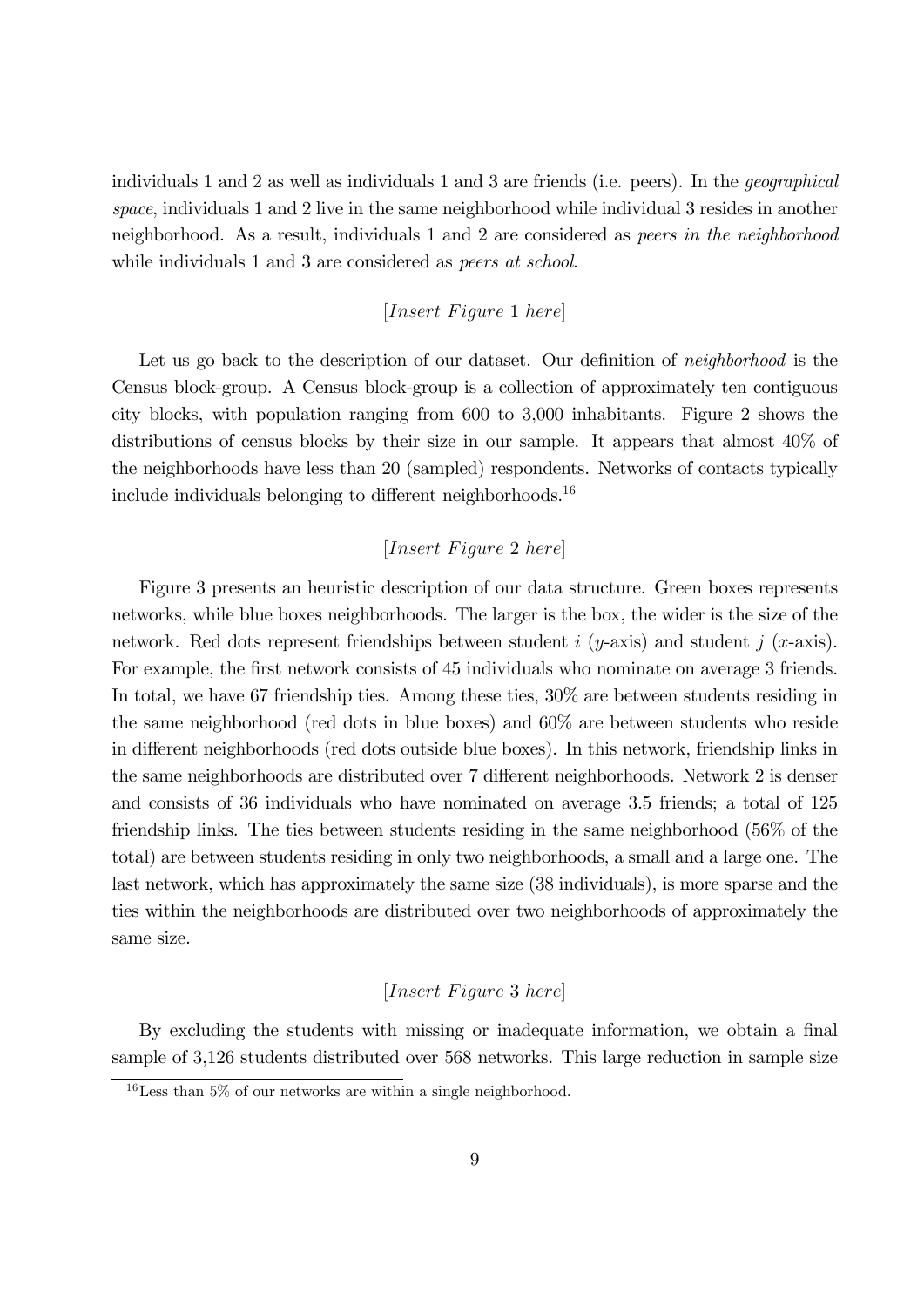individuals 1 and 2 as well as individuals 1 and 3 are friends (i.e. peers). In the *geographical space*, individuals 1 and 2 live in the same neighborhood while individual 3 resides in another neighborhood. As a result, individuals 1 and 2 are considered as *peers in the neighborhood* while individuals 1 and 3 are considered as *peers at school*.

[*Insert Figure* 1 *here*]

Let us go back to the description of our dataset. Our definition of *neighborhood* is the Census block-group. A Census block-group is a collection of approximately ten contiguous city blocks, with population ranging from 600 to 3,000 inhabitants. Figure 2 shows the distributions of census blocks by their size in our sample. It appears that almost 40% of the neighborhoods have less than 20 (sampled) respondents. Networks of contacts typically include individuals belonging to different neighborhoods.[16]

[*Insert Figure* 2 *here*]

Figure 3 presents an heuristic description of our data structure. Green boxes represents networks, while blue boxes neighborhoods. The larger is the box, the wider is the size of the network. Red dots represent friendships between student $i$ ($y$-axis) and student $j$ ($x$-axis). For example, the first network consists of 45 individuals who nominate on average 3 friends. In total, we have 67 friendship ties. Among these ties, 30% are between students residing in the same neighborhood (red dots in blue boxes) and 60% are between students who reside in different neighborhoods (red dots outside blue boxes). In this network, friendship links in the same neighborhoods are distributed over 7 different neighborhoods. Network 2 is denser and consists of 36 individuals who have nominated on average 3.5 friends; a total of 125 friendship links. The ties between students residing in the same neighborhood (56% of the total) are between students residing in only two neighborhoods, a small and a large one. The last network, which has approximately the same size (38 individuals), is more sparse and the ties within the neighborhoods are distributed over two neighborhoods of approximately the same size.

[*Insert Figure* 3 *here*]

By excluding the students with missing or inadequate information, we obtain a final sample of 3,126 students distributed over 568 networks. This large reduction in sample size

[16] Less than 5% of our networks are within a single neighborhood.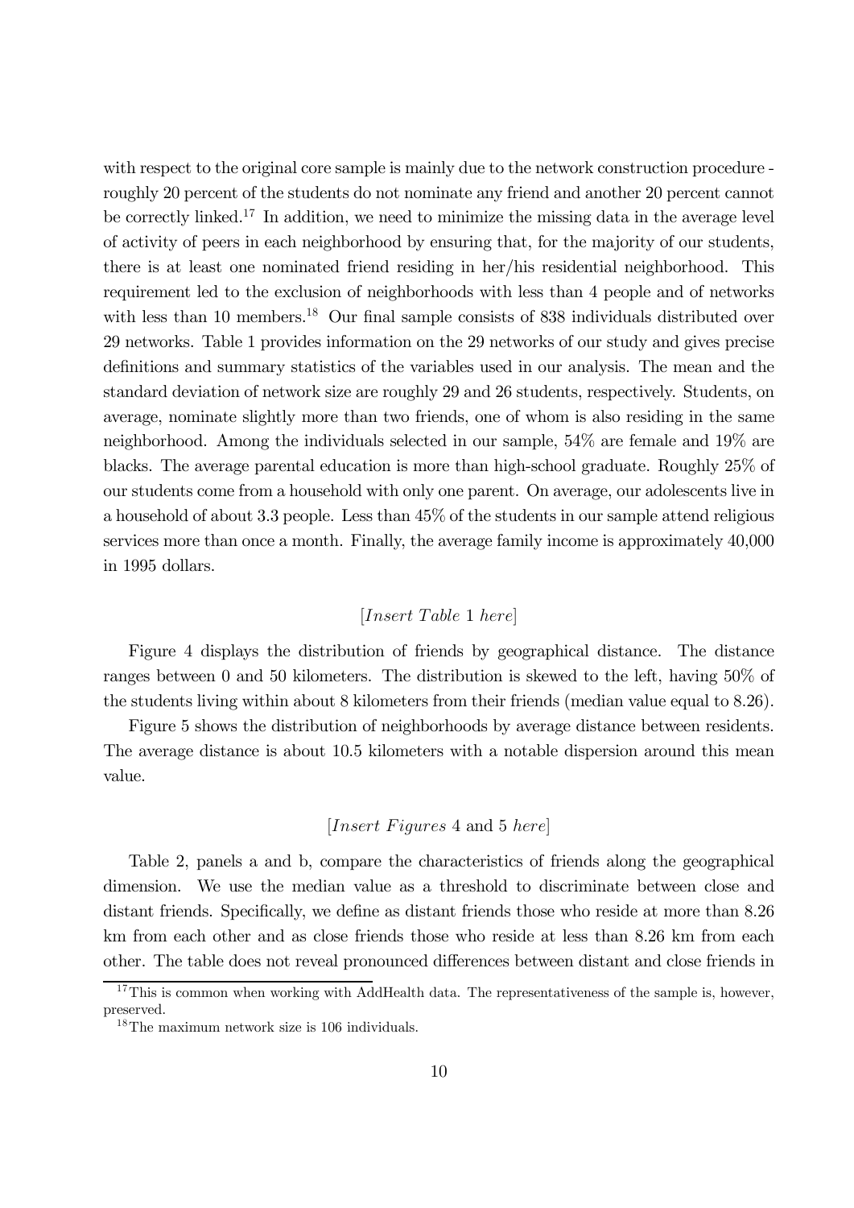with respect to the original core sample is mainly due to the network construction procedure - roughly 20 percent of the students do not nominate any friend and another 20 percent cannot be correctly linked.[17] In addition, we need to minimize the missing data in the average level of activity of peers in each neighborhood by ensuring that, for the majority of our students, there is at least one nominated friend residing in her/his residential neighborhood. This requirement led to the exclusion of neighborhoods with less than 4 people and of networks with less than 10 members.[18] Our final sample consists of 838 individuals distributed over 29 networks. Table 1 provides information on the 29 networks of our study and gives precise definitions and summary statistics of the variables used in our analysis. The mean and the standard deviation of network size are roughly 29 and 26 students, respectively. Students, on average, nominate slightly more than two friends, one of whom is also residing in the same neighborhood. Among the individuals selected in our sample, 54% are female and 19% are blacks. The average parental education is more than high-school graduate. Roughly 25% of our students come from a household with only one parent. On average, our adolescents live in a household of about 3.3 people. Less than 45% of the students in our sample attend religious services more than once a month. Finally, the average family income is approximately 40,000 in 1995 dollars.

[*Insert Table* 1 *here*]

Figure 4 displays the distribution of friends by geographical distance. The distance ranges between 0 and 50 kilometers. The distribution is skewed to the left, having 50% of the students living within about 8 kilometers from their friends (median value equal to 8.26).

Figure 5 shows the distribution of neighborhoods by average distance between residents. The average distance is about 10.5 kilometers with a notable dispersion around this mean value.

[*Insert Figures* 4 and 5 *here*]

Table 2, panels a and b, compare the characteristics of friends along the geographical dimension. We use the median value as a threshold to discriminate between close and distant friends. Specifically, we define as distant friends those who reside at more than 8.26 km from each other and as close friends those who reside at less than 8.26 km from each other. The table does not reveal pronounced differences between distant and close friends in

[17] This is common when working with AddHealth data. The representativeness of the sample is, however, preserved.

[18] The maximum network size is 106 individuals.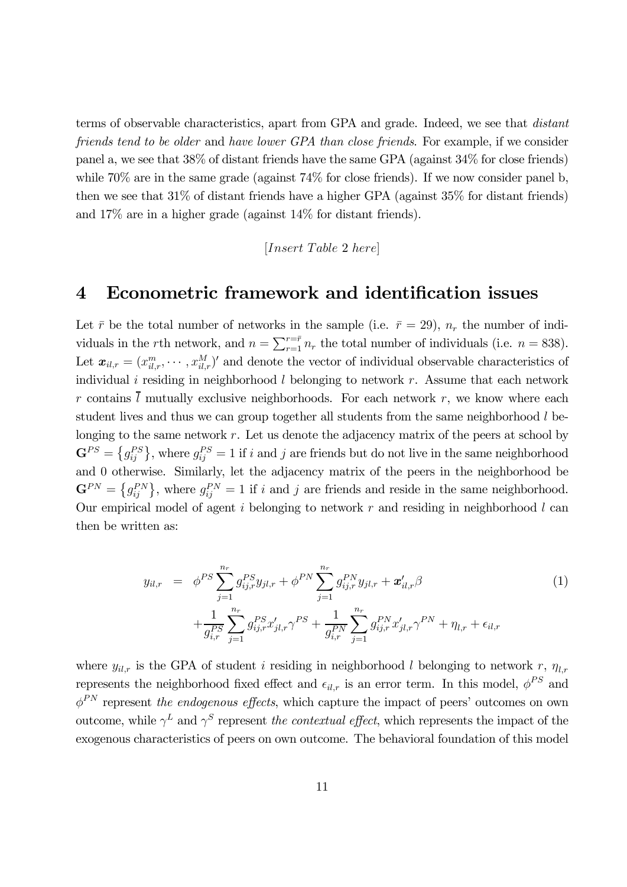terms of observable characteristics, apart from GPA and grade. Indeed, we see that *distant friends tend to be older* and *have lower GPA than close friends*. For example, if we consider panel a, we see that 38% of distant friends have the same GPA (against 34% for close friends) while 70% are in the same grade (against 74% for close friends). If we now consider panel b, then we see that 31% of distant friends have a higher GPA (against 35% for distant friends) and 17% are in a higher grade (against 14% for distant friends).

[*Insert Table* 2 *here*]

# 4 Econometric framework and identification issues

Let $\bar{r}$ be the total number of networks in the sample (i.e. $\bar{r} = 29$), $n_r$ the number of individuals in the $r$th network, and $n = \sum_{r=1}^{r=\bar{r}} n_r$ the total number of individuals (i.e. $n = 838$). Let $\boldsymbol{x}_{il,r} = (x_{il,r}^m, \cdots, x_{il,r}^M)'$ and denote the vector of individual observable characteristics of individual $i$ residing in neighborhood $l$ belonging to network $r$. Assume that each network $r$ contains $\bar{l}$ mutually exclusive neighborhoods. For each network $r$, we know where each student lives and thus we can group together all students from the same neighborhood $l$ belonging to the same network $r$. Let us denote the adjacency matrix of the peers at school by $\mathbf{G}^{PS} = \{g_{ij}^{PS}\}$, where $g_{ij}^{PS} = 1$ if $i$ and $j$ are friends but do not live in the same neighborhood and 0 otherwise. Similarly, let the adjacency matrix of the peers in the neighborhood be $\mathbf{G}^{PN} = \{g_{ij}^{PN}\}$, where $g_{ij}^{PN} = 1$ if $i$ and $j$ are friends and reside in the same neighborhood. Our empirical model of agent $i$ belonging to network $r$ and residing in neighborhood $l$ can then be written as:

$$
\begin{aligned}
y_{il,r} &= \phi^{PS} \sum_{j=1}^{n_r} g_{ij,r}^{PS} y_{jl,r} + \phi^{PN} \sum_{j=1}^{n_r} g_{ij,r}^{PN} y_{jl,r} + \boldsymbol{x}_{il,r}' \beta \\
&\quad + \frac{1}{g_{i,r}^{PS}} \sum_{j=1}^{n_r} g_{ij,r}^{PS} x_{jl,r}' \gamma^{PS} + \frac{1}{g_{i,r}^{PN}} \sum_{j=1}^{n_r} g_{ij,r}^{PN} x_{jl,r}' \gamma^{PN} + \eta_{l,r} + \epsilon_{il,r}
\end{aligned} \tag{1}
$$

where $y_{il,r}$ is the GPA of student $i$ residing in neighborhood $l$ belonging to network $r$, $\eta_{l,r}$ represents the neighborhood fixed effect and $\epsilon_{il,r}$ is an error term. In this model, $\phi^{PS}$ and $\phi^{PN}$ represent *the endogenous effects*, which capture the impact of peers' outcomes on own outcome, while $\gamma^L$ and $\gamma^S$ represent *the contextual effect*, which represents the impact of the exogenous characteristics of peers on own outcome. The behavioral foundation of this model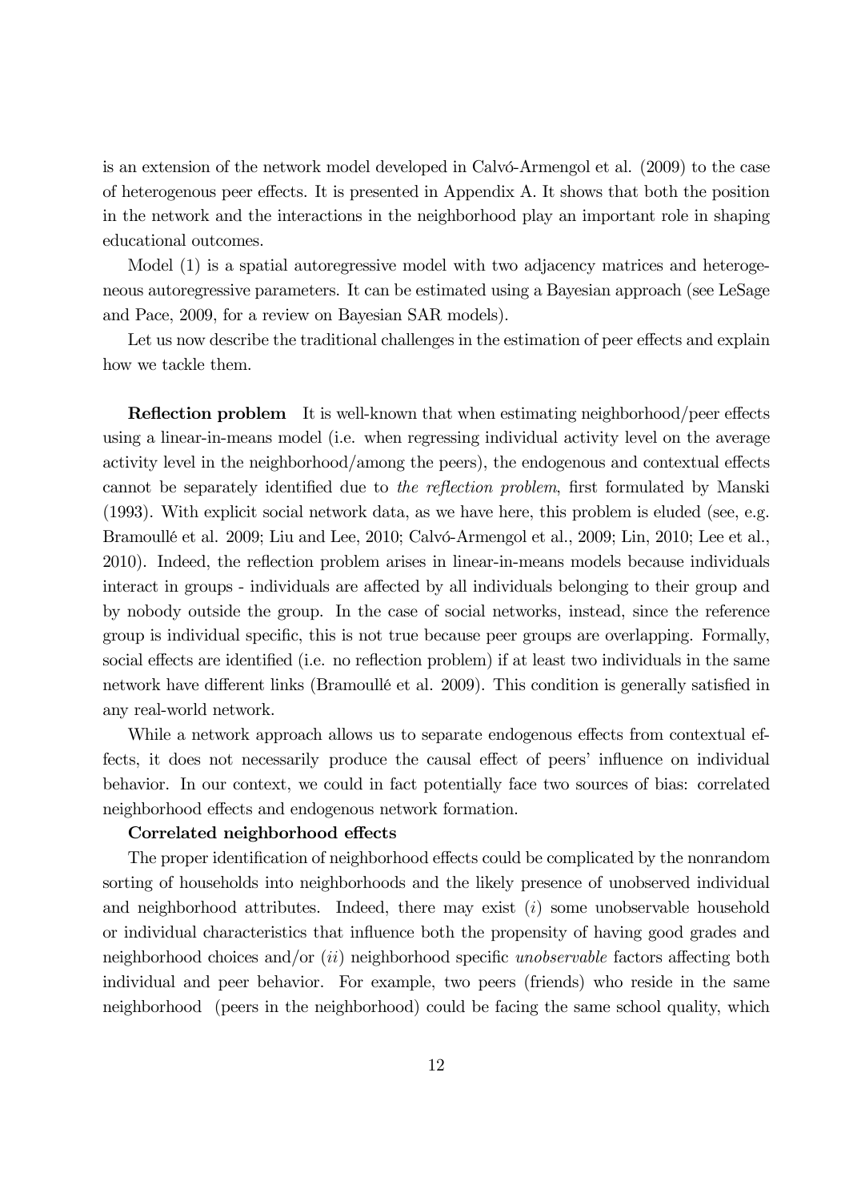is an extension of the network model developed in Calvó-Armengol et al. (2009) to the case of heterogenous peer effects. It is presented in Appendix A. It shows that both the position in the network and the interactions in the neighborhood play an important role in shaping educational outcomes.

Model (1) is a spatial autoregressive model with two adjacency matrices and heterogeneous autoregressive parameters. It can be estimated using a Bayesian approach (see LeSage and Pace, 2009, for a review on Bayesian SAR models).

Let us now describe the traditional challenges in the estimation of peer effects and explain how we tackle them.

**Reflection problem** It is well-known that when estimating neighborhood/peer effects using a linear-in-means model (i.e. when regressing individual activity level on the average activity level in the neighborhood/among the peers), the endogenous and contextual effects cannot be separately identified due to *the reflection problem*, first formulated by Manski (1993). With explicit social network data, as we have here, this problem is eluded (see, e.g. Bramoullé et al. 2009; Liu and Lee, 2010; Calvó-Armengol et al., 2009; Lin, 2010; Lee et al., 2010). Indeed, the reflection problem arises in linear-in-means models because individuals interact in groups - individuals are affected by all individuals belonging to their group and by nobody outside the group. In the case of social networks, instead, since the reference group is individual specific, this is not true because peer groups are overlapping. Formally, social effects are identified (i.e. no reflection problem) if at least two individuals in the same network have different links (Bramoullé et al. 2009). This condition is generally satisfied in any real-world network.

While a network approach allows us to separate endogenous effects from contextual effects, it does not necessarily produce the causal effect of peers' influence on individual behavior. In our context, we could in fact potentially face two sources of bias: correlated neighborhood effects and endogenous network formation.

**Correlated neighborhood effects**

The proper identification of neighborhood effects could be complicated by the nonrandom sorting of households into neighborhoods and the likely presence of unobserved individual and neighborhood attributes. Indeed, there may exist ($i$) some unobservable household or individual characteristics that influence both the propensity of having good grades and neighborhood choices and/or ($ii$) neighborhood specific *unobservable* factors affecting both individual and peer behavior. For example, two peers (friends) who reside in the same neighborhood (peers in the neighborhood) could be facing the same school quality, which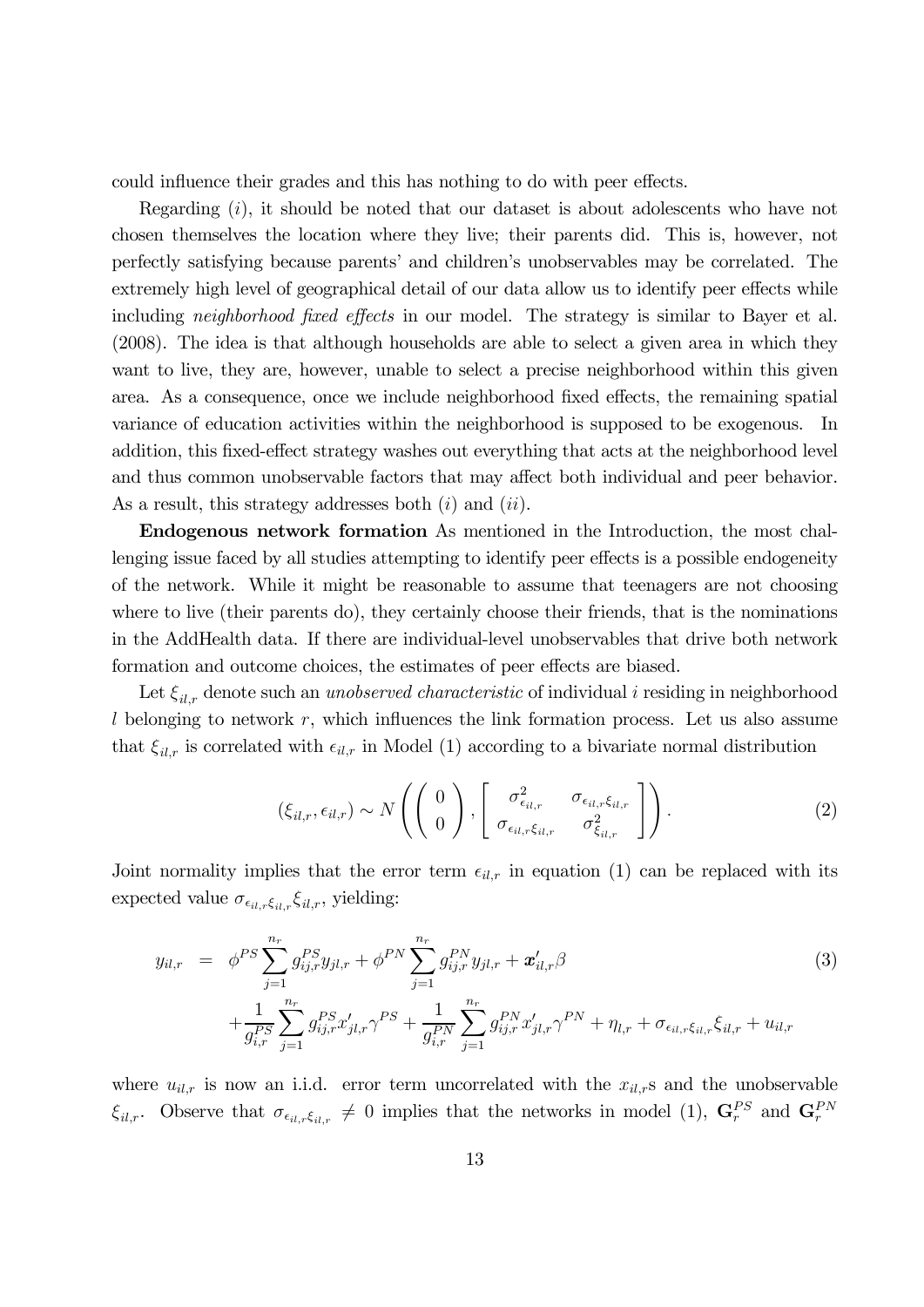could influence their grades and this has nothing to do with peer effects.

Regarding $(i)$, it should be noted that our dataset is about adolescents who have not chosen themselves the location where they live; their parents did. This is, however, not perfectly satisfying because parents' and children's unobservables may be correlated. The extremely high level of geographical detail of our data allow us to identify peer effects while including *neighborhood fixed effects* in our model. The strategy is similar to Bayer et al. (2008). The idea is that although households are able to select a given area in which they want to live, they are, however, unable to select a precise neighborhood within this given area. As a consequence, once we include neighborhood fixed effects, the remaining spatial variance of education activities within the neighborhood is supposed to be exogenous. In addition, this fixed-effect strategy washes out everything that acts at the neighborhood level and thus common unobservable factors that may affect both individual and peer behavior. As a result, this strategy addresses both $(i)$ and $(ii)$.

**Endogenous network formation** As mentioned in the Introduction, the most challenging issue faced by all studies attempting to identify peer effects is a possible endogeneity of the network. While it might be reasonable to assume that teenagers are not choosing where to live (their parents do), they certainly choose their friends, that is the nominations in the AddHealth data. If there are individual-level unobservables that drive both network formation and outcome choices, the estimates of peer effects are biased.

Let $\xi_{il,r}$ denote such an *unobserved characteristic* of individual $i$ residing in neighborhood $l$ belonging to network $r$, which influences the link formation process. Let us also assume that $\xi_{il,r}$ is correlated with $\epsilon_{il,r}$ in Model (1) according to a bivariate normal distribution

$$(\xi_{il,r}, \epsilon_{il,r}) \sim N\left( \left( \begin{array}{c} 0 \\ 0 \end{array} \right), \left[ \begin{array}{cc} \sigma^2_{\epsilon_{il,r}} & \sigma_{\epsilon_{il,r}\xi_{il,r}} \\ \sigma_{\epsilon_{il,r}\xi_{il,r}} & \sigma^2_{\xi_{il,r}} \end{array} \right] \right). \tag{2}$$

Joint normality implies that the error term $\epsilon_{il,r}$ in equation (1) can be replaced with its expected value $\sigma_{\epsilon_{il,r}\xi_{il,r}}\xi_{il,r}$, yielding:

$$\begin{aligned} y_{il,r} &= \phi^{PS} \sum_{j=1}^{n_r} g_{ij,r}^{PS} y_{jl,r} + \phi^{PN} \sum_{j=1}^{n_r} g_{ij,r}^{PN} y_{jl,r} + \boldsymbol{x}'_{il,r}\beta \\ &\quad + \frac{1}{g_{i,r}^{PS}} \sum_{j=1}^{n_r} g_{ij,r}^{PS} x'_{jl,r}\gamma^{PS} + \frac{1}{g_{i,r}^{PN}} \sum_{j=1}^{n_r} g_{ij,r}^{PN} x'_{jl,r}\gamma^{PN} + \eta_{l,r} + \sigma_{\epsilon_{il,r}\xi_{il,r}}\xi_{il,r} + u_{il,r} \end{aligned} \tag{3}$$

where $u_{il,r}$ is now an i.i.d. error term uncorrelated with the $x_{il,r}$s and the unobservable $\xi_{il,r}$. Observe that $\sigma_{\epsilon_{il,r}\xi_{il,r}} \neq 0$ implies that the networks in model (1), $\mathbf{G}_r^{PS}$ and $\mathbf{G}_r^{PN}$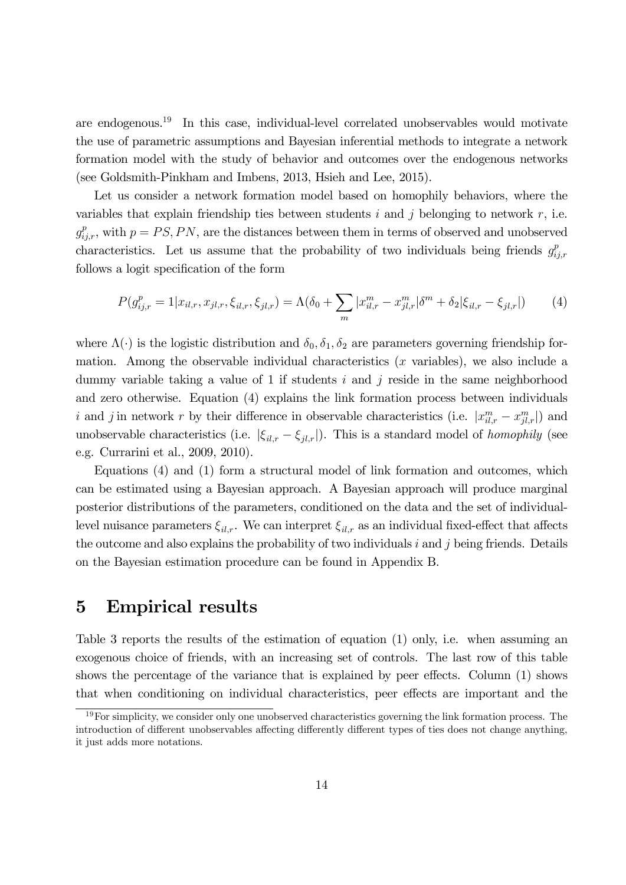are endogenous.[19] In this case, individual-level correlated unobservables would motivate the use of parametric assumptions and Bayesian inferential methods to integrate a network formation model with the study of behavior and outcomes over the endogenous networks (see Goldsmith-Pinkham and Imbens, 2013, Hsieh and Lee, 2015).

Let us consider a network formation model based on homophily behaviors, where the variables that explain friendship ties between students $i$ and $j$ belonging to network $r$, i.e. $g^p_{ij,r}$, with $p = PS, PN$, are the distances between them in terms of observed and unobserved characteristics. Let us assume that the probability of two individuals being friends $g^p_{ij,r}$ follows a logit specification of the form

$$P(g^p_{ij,r} = 1 | x_{il,r}, x_{jl,r}, \xi_{il,r}, \xi_{jl,r}) = \Lambda(\delta_0 + \sum_m |x^m_{il,r} - x^m_{jl,r}|\delta^m + \delta_2 |\xi_{il,r} - \xi_{jl,r}|) \tag{4}$$

where $\Lambda(\cdot)$ is the logistic distribution and $\delta_0, \delta_1, \delta_2$ are parameters governing friendship formation. Among the observable individual characteristics ($x$ variables), we also include a dummy variable taking a value of 1 if students $i$ and $j$ reside in the same neighborhood and zero otherwise. Equation (4) explains the link formation process between individuals $i$ and $j$ in network $r$ by their difference in observable characteristics (i.e. $|x^m_{il,r} - x^m_{jl,r}|$) and unobservable characteristics (i.e. $|\xi_{il,r} - \xi_{jl,r}|$). This is a standard model of *homophily* (see e.g. Currarini et al., 2009, 2010).

Equations (4) and (1) form a structural model of link formation and outcomes, which can be estimated using a Bayesian approach. A Bayesian approach will produce marginal posterior distributions of the parameters, conditioned on the data and the set of individual-level nuisance parameters $\xi_{il,r}$. We can interpret $\xi_{il,r}$ as an individual fixed-effect that affects the outcome and also explains the probability of two individuals $i$ and $j$ being friends. Details on the Bayesian estimation procedure can be found in Appendix B.

# 5 Empirical results

Table 3 reports the results of the estimation of equation (1) only, i.e. when assuming an exogenous choice of friends, with an increasing set of controls. The last row of this table shows the percentage of the variance that is explained by peer effects. Column (1) shows that when conditioning on individual characteristics, peer effects are important and the

[19] For simplicity, we consider only one unobserved characteristics governing the link formation process. The introduction of different unobservables affecting differently different types of ties does not change anything, it just adds more notations.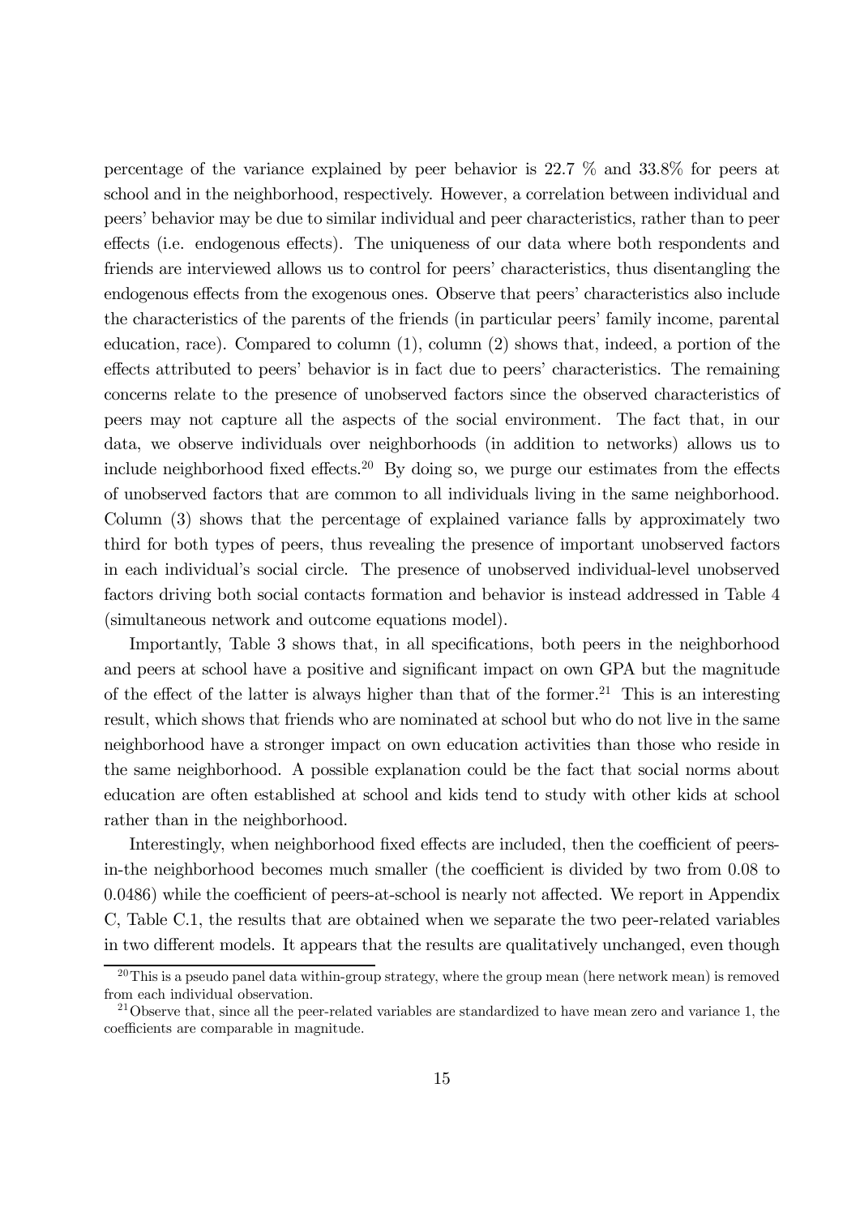percentage of the variance explained by peer behavior is 22.7 % and 33.8% for peers at school and in the neighborhood, respectively. However, a correlation between individual and peers' behavior may be due to similar individual and peer characteristics, rather than to peer effects (i.e. endogenous effects). The uniqueness of our data where both respondents and friends are interviewed allows us to control for peers' characteristics, thus disentangling the endogenous effects from the exogenous ones. Observe that peers' characteristics also include the characteristics of the parents of the friends (in particular peers' family income, parental education, race). Compared to column (1), column (2) shows that, indeed, a portion of the effects attributed to peers' behavior is in fact due to peers' characteristics. The remaining concerns relate to the presence of unobserved factors since the observed characteristics of peers may not capture all the aspects of the social environment. The fact that, in our data, we observe individuals over neighborhoods (in addition to networks) allows us to include neighborhood fixed effects.[20] By doing so, we purge our estimates from the effects of unobserved factors that are common to all individuals living in the same neighborhood. Column (3) shows that the percentage of explained variance falls by approximately two third for both types of peers, thus revealing the presence of important unobserved factors in each individual's social circle. The presence of unobserved individual-level unobserved factors driving both social contacts formation and behavior is instead addressed in Table 4 (simultaneous network and outcome equations model).

Importantly, Table 3 shows that, in all specifications, both peers in the neighborhood and peers at school have a positive and significant impact on own GPA but the magnitude of the effect of the latter is always higher than that of the former.[21] This is an interesting result, which shows that friends who are nominated at school but who do not live in the same neighborhood have a stronger impact on own education activities than those who reside in the same neighborhood. A possible explanation could be the fact that social norms about education are often established at school and kids tend to study with other kids at school rather than in the neighborhood.

Interestingly, when neighborhood fixed effects are included, then the coefficient of peers-in-the neighborhood becomes much smaller (the coefficient is divided by two from 0.08 to 0.0486) while the coefficient of peers-at-school is nearly not affected. We report in Appendix C, Table C.1, the results that are obtained when we separate the two peer-related variables in two different models. It appears that the results are qualitatively unchanged, even though

[20] This is a pseudo panel data within-group strategy, where the group mean (here network mean) is removed from each individual observation.

[21] Observe that, since all the peer-related variables are standardized to have mean zero and variance 1, the coefficients are comparable in magnitude.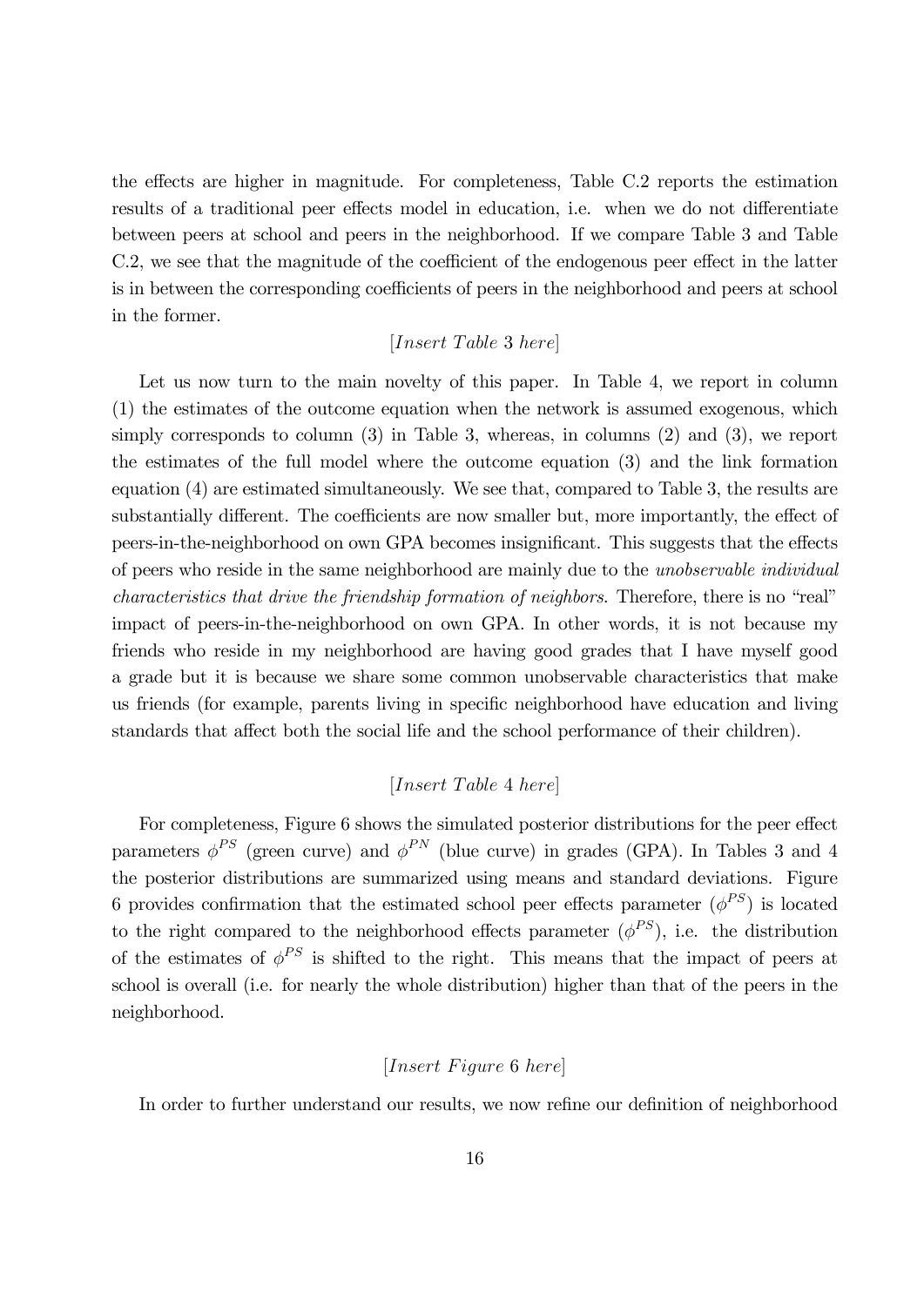the effects are higher in magnitude. For completeness, Table C.2 reports the estimation results of a traditional peer effects model in education, i.e. when we do not differentiate between peers at school and peers in the neighborhood. If we compare Table 3 and Table C.2, we see that the magnitude of the coefficient of the endogenous peer effect in the latter is in between the corresponding coefficients of peers in the neighborhood and peers at school in the former.

[*Insert Table* 3 *here*]

Let us now turn to the main novelty of this paper. In Table 4, we report in column (1) the estimates of the outcome equation when the network is assumed exogenous, which simply corresponds to column (3) in Table 3, whereas, in columns (2) and (3), we report the estimates of the full model where the outcome equation (3) and the link formation equation (4) are estimated simultaneously. We see that, compared to Table 3, the results are substantially different. The coefficients are now smaller but, more importantly, the effect of peers-in-the-neighborhood on own GPA becomes insignificant. This suggests that the effects of peers who reside in the same neighborhood are mainly due to the *unobservable individual characteristics that drive the friendship formation of neighbors*. Therefore, there is no "real" impact of peers-in-the-neighborhood on own GPA. In other words, it is not because my friends who reside in my neighborhood are having good grades that I have myself good a grade but it is because we share some common unobservable characteristics that make us friends (for example, parents living in specific neighborhood have education and living standards that affect both the social life and the school performance of their children).

[*Insert Table* 4 *here*]

For completeness, Figure 6 shows the simulated posterior distributions for the peer effect parameters $\phi^{PS}$ (green curve) and $\phi^{PN}$ (blue curve) in grades (GPA). In Tables 3 and 4 the posterior distributions are summarized using means and standard deviations. Figure 6 provides confirmation that the estimated school peer effects parameter ($\phi^{PS}$) is located to the right compared to the neighborhood effects parameter ($\phi^{PS}$), i.e. the distribution of the estimates of $\phi^{PS}$ is shifted to the right. This means that the impact of peers at school is overall (i.e. for nearly the whole distribution) higher than that of the peers in the neighborhood.

[*Insert Figure* 6 *here*]

In order to further understand our results, we now refine our definition of neighborhood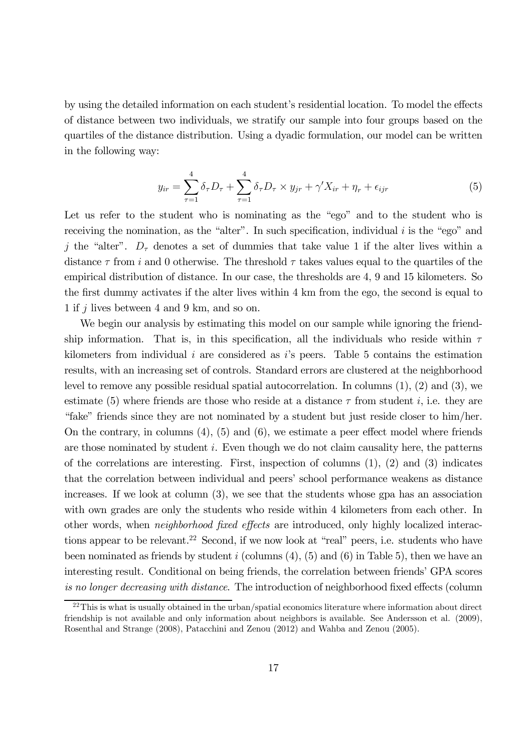by using the detailed information on each student's residential location. To model the effects of distance between two individuals, we stratify our sample into four groups based on the quartiles of the distance distribution. Using a dyadic formulation, our model can be written in the following way:

$$y_{ir} = \sum_{\tau=1}^{4} \delta_\tau D_\tau + \sum_{\tau=1}^{4} \delta_\tau D_\tau \times y_{jr} + \gamma' X_{ir} + \eta_r + \epsilon_{ijr} \tag{5}$$

Let us refer to the student who is nominating as the "ego" and to the student who is receiving the nomination, as the "alter". In such specification, individual $i$ is the "ego" and $j$ the "alter". $D_\tau$ denotes a set of dummies that take value 1 if the alter lives within a distance $\tau$ from $i$ and 0 otherwise. The threshold $\tau$ takes values equal to the quartiles of the empirical distribution of distance. In our case, the thresholds are 4, 9 and 15 kilometers. So the first dummy activates if the alter lives within 4 km from the ego, the second is equal to 1 if $j$ lives between 4 and 9 km, and so on.

We begin our analysis by estimating this model on our sample while ignoring the friendship information. That is, in this specification, all the individuals who reside within $\tau$ kilometers from individual $i$ are considered as $i$'s peers. Table 5 contains the estimation results, with an increasing set of controls. Standard errors are clustered at the neighborhood level to remove any possible residual spatial autocorrelation. In columns (1), (2) and (3), we estimate (5) where friends are those who reside at a distance $\tau$ from student $i$, i.e. they are "fake" friends since they are not nominated by a student but just reside closer to him/her. On the contrary, in columns (4), (5) and (6), we estimate a peer effect model where friends are those nominated by student $i$. Even though we do not claim causality here, the patterns of the correlations are interesting. First, inspection of columns (1), (2) and (3) indicates that the correlation between individual and peers' school performance weakens as distance increases. If we look at column (3), we see that the students whose gpa has an association with own grades are only the students who reside within 4 kilometers from each other. In other words, when *neighborhood fixed effects* are introduced, only highly localized interactions appear to be relevant.[22] Second, if we now look at "real" peers, i.e. students who have been nominated as friends by student $i$ (columns (4), (5) and (6) in Table 5), then we have an interesting result. Conditional on being friends, the correlation between friends' GPA scores *is no longer decreasing with distance*. The introduction of neighborhood fixed effects (column

[22] This is what is usually obtained in the urban/spatial economics literature where information about direct friendship is not available and only information about neighbors is available. See Andersson et al. (2009), Rosenthal and Strange (2008), Patacchini and Zenou (2012) and Wahba and Zenou (2005).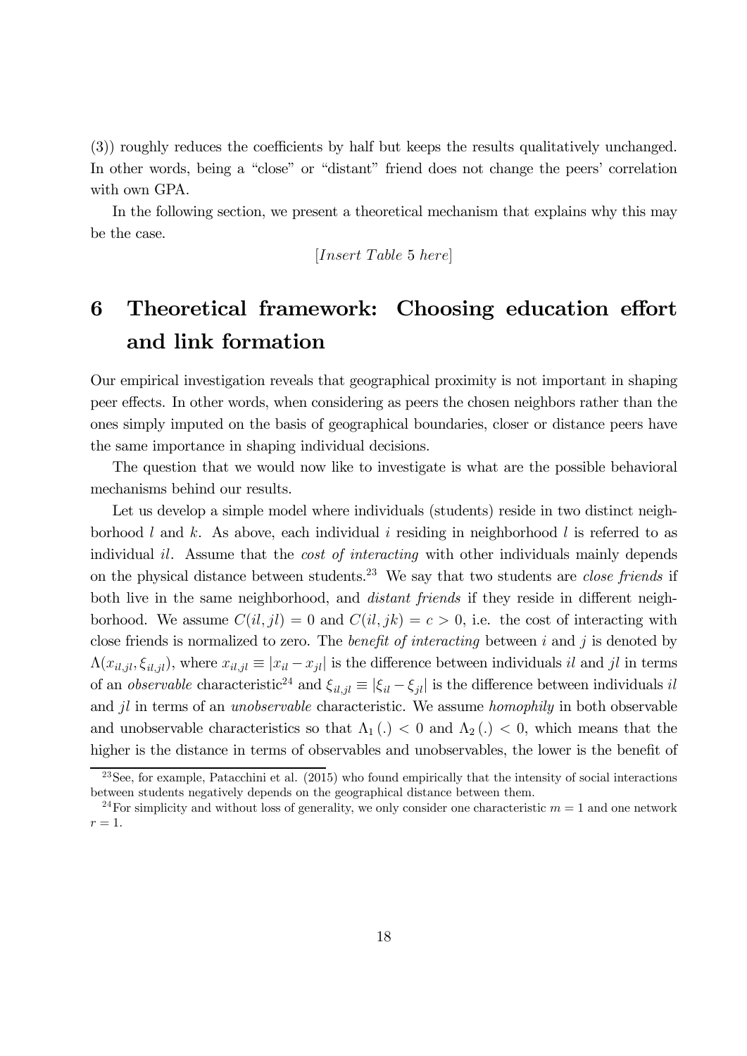(3)) roughly reduces the coefficients by half but keeps the results qualitatively unchanged. In other words, being a "close" or "distant" friend does not change the peers' correlation with own GPA.

In the following section, we present a theoretical mechanism that explains why this may be the case.

[*Insert Table* 5 *here*]

# 6 Theoretical framework: Choosing education effort and link formation

Our empirical investigation reveals that geographical proximity is not important in shaping peer effects. In other words, when considering as peers the chosen neighbors rather than the ones simply imputed on the basis of geographical boundaries, closer or distance peers have the same importance in shaping individual decisions.

The question that we would now like to investigate is what are the possible behavioral mechanisms behind our results.

Let us develop a simple model where individuals (students) reside in two distinct neighborhood $l$ and $k$. As above, each individual $i$ residing in neighborhood $l$ is referred to as individual $il$. Assume that the *cost of interacting* with other individuals mainly depends on the physical distance between students.[23] We say that two students are *close friends* if both live in the same neighborhood, and *distant friends* if they reside in different neighborhood. We assume $C(il, jl) = 0$ and $C(il, jk) = c > 0$, i.e. the cost of interacting with close friends is normalized to zero. The *benefit of interacting* between $i$ and $j$ is denoted by $\Lambda(x_{il,jl}, \xi_{il,jl})$, where $x_{il,jl} \equiv |x_{il} - x_{jl}|$ is the difference between individuals $il$ and $jl$ in terms of an *observable* characteristic[24] and $\xi_{il,jl} \equiv |\xi_{il} - \xi_{jl}|$ is the difference between individuals $il$ and $jl$ in terms of an *unobservable* characteristic. We assume *homophily* in both observable and unobservable characteristics so that $\Lambda_1(.) < 0$ and $\Lambda_2(.) < 0$, which means that the higher is the distance in terms of observables and unobservables, the lower is the benefit of

[23] See, for example, Patacchini et al. (2015) who found empirically that the intensity of social interactions between students negatively depends on the geographical distance between them.

[24] For simplicity and without loss of generality, we only consider one characteristic $m = 1$ and one network $r = 1$.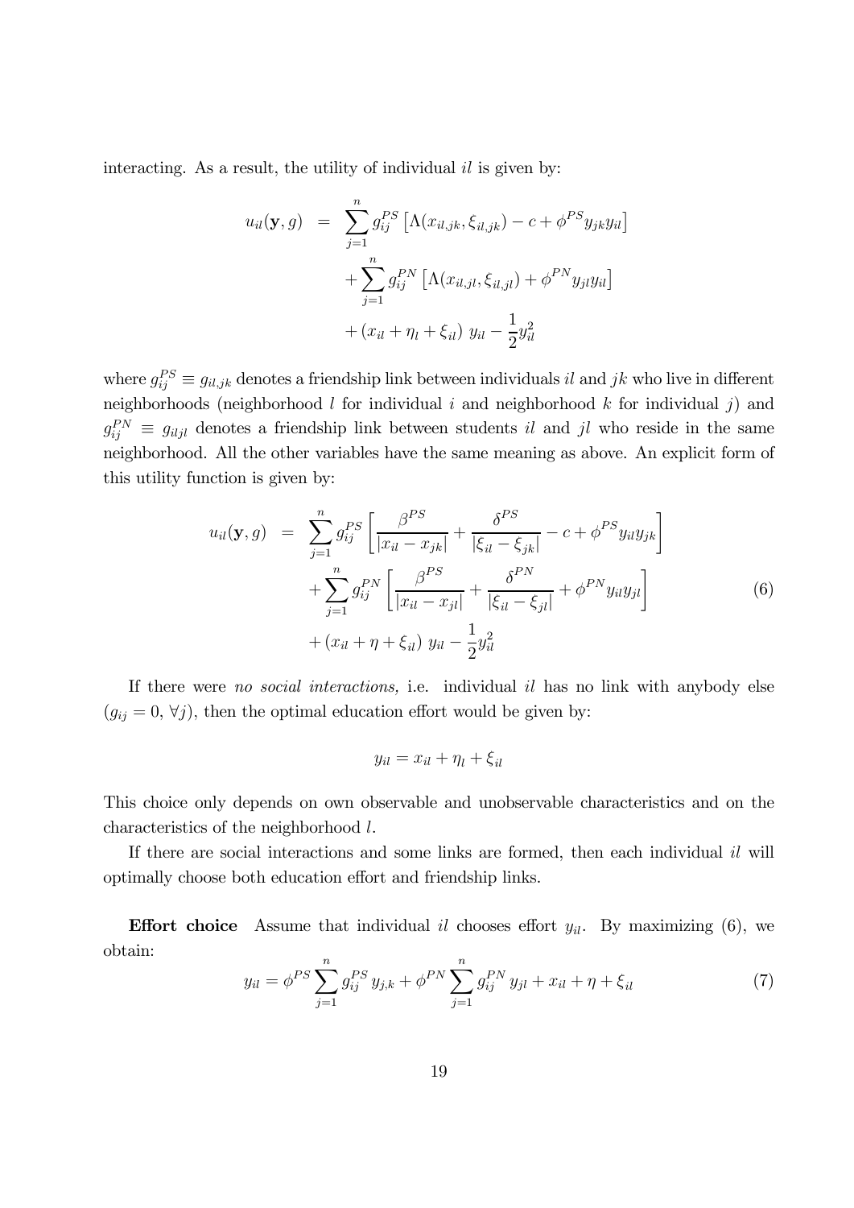interacting. As a result, the utility of individual $il$ is given by:

$$
\begin{aligned}
u_{il}(\mathbf{y}, g) &= \sum_{j=1}^{n} g_{ij}^{PS} \left[ \Lambda(x_{il,jk}, \xi_{il,jk}) - c + \phi^{PS} y_{jk} y_{il} \right] \\
&\quad + \sum_{j=1}^{n} g_{ij}^{PN} \left[ \Lambda(x_{il,jl}, \xi_{il,jl}) + \phi^{PN} y_{jl} y_{il} \right] \\
&\quad + (x_{il} + \eta_l + \xi_{il}) \ y_{il} - \frac{1}{2} y_{il}^2
\end{aligned}
$$

where $g_{ij}^{PS} \equiv g_{il,jk}$ denotes a friendship link between individuals $il$ and $jk$ who live in different neighborhoods (neighborhood $l$ for individual $i$ and neighborhood $k$ for individual $j$) and $g_{ij}^{PN} \equiv g_{iljl}$ denotes a friendship link between students $il$ and $jl$ who reside in the same neighborhood. All the other variables have the same meaning as above. An explicit form of this utility function is given by:

$$
\begin{aligned}
u_{il}(\mathbf{y}, g) &= \sum_{j=1}^{n} g_{ij}^{PS} \left[ \frac{\beta^{PS}}{|x_{il} - x_{jk}|} + \frac{\delta^{PS}}{|\xi_{il} - \xi_{jk}|} - c + \phi^{PS} y_{il} y_{jk} \right] \\
&\quad + \sum_{j=1}^{n} g_{ij}^{PN} \left[ \frac{\beta^{PS}}{|x_{il} - x_{jl}|} + \frac{\delta^{PN}}{|\xi_{il} - \xi_{jl}|} + \phi^{PN} y_{il} y_{jl} \right] \\
&\quad + (x_{il} + \eta + \xi_{il}) \ y_{il} - \frac{1}{2} y_{il}^2
\end{aligned}
\tag{6}
$$

If there were *no social interactions,* i.e. individual $il$ has no link with anybody else ($g_{ij} = 0$, $\forall j$), then the optimal education effort would be given by:

$$
y_{il} = x_{il} + \eta_l + \xi_{il}
$$

This choice only depends on own observable and unobservable characteristics and on the characteristics of the neighborhood $l$.

If there are social interactions and some links are formed, then each individual $il$ will optimally choose both education effort and friendship links.

**Effort choice** Assume that individual $il$ chooses effort $y_{il}$. By maximizing (6), we obtain:

$$
y_{il} = \phi^{PS} \sum_{j=1}^{n} g_{ij}^{PS} \, y_{j,k} + \phi^{PN} \sum_{j=1}^{n} g_{ij}^{PN} \, y_{jl} + x_{il} + \eta + \xi_{il} \tag{7}
$$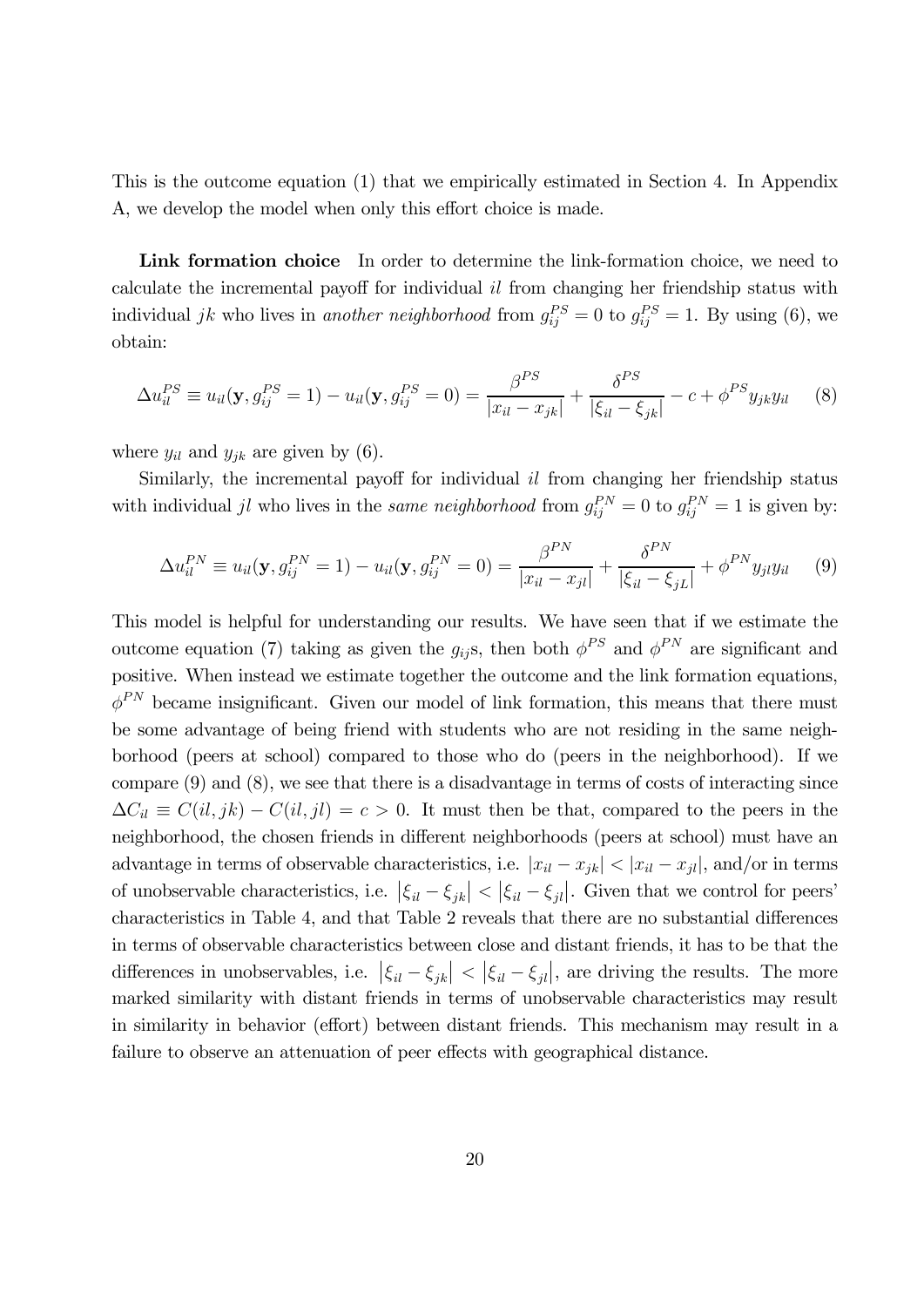This is the outcome equation (1) that we empirically estimated in Section 4. In Appendix A, we develop the model when only this effort choice is made.

**Link formation choice** In order to determine the link-formation choice, we need to calculate the incremental payoff for individual $il$ from changing her friendship status with individual $jk$ who lives in *another neighborhood* from $g_{ij}^{PS} = 0$ to $g_{ij}^{PS} = 1$. By using (6), we obtain:

$$\Delta u_{il}^{PS} \equiv u_{il}(\mathbf{y}, g_{ij}^{PS} = 1) - u_{il}(\mathbf{y}, g_{ij}^{PS} = 0) = \frac{\beta^{PS}}{|x_{il} - x_{jk}|} + \frac{\delta^{PS}}{|\xi_{il} - \xi_{jk}|} - c + \phi^{PS} y_{jk} y_{il} \tag{8}$$

where $y_{il}$ and $y_{jk}$ are given by (6).

Similarly, the incremental payoff for individual $il$ from changing her friendship status with individual $jl$ who lives in the *same neighborhood* from $g_{ij}^{PN} = 0$ to $g_{ij}^{PN} = 1$ is given by:

$$\Delta u_{il}^{PN} \equiv u_{il}(\mathbf{y}, g_{ij}^{PN} = 1) - u_{il}(\mathbf{y}, g_{ij}^{PN} = 0) = \frac{\beta^{PN}}{|x_{il} - x_{jl}|} + \frac{\delta^{PN}}{|\xi_{il} - \xi_{jL}|} + \phi^{PN} y_{jl} y_{il} \tag{9}$$

This model is helpful for understanding our results. We have seen that if we estimate the outcome equation (7) taking as given the $g_{ij}$s, then both $\phi^{PS}$ and $\phi^{PN}$ are significant and positive. When instead we estimate together the outcome and the link formation equations, $\phi^{PN}$ became insignificant. Given our model of link formation, this means that there must be some advantage of being friend with students who are not residing in the same neighborhood (peers at school) compared to those who do (peers in the neighborhood). If we compare (9) and (8), we see that there is a disadvantage in terms of costs of interacting since $\Delta C_{il} \equiv C(il, jk) - C(il, jl) = c > 0$. It must then be that, compared to the peers in the neighborhood, the chosen friends in different neighborhoods (peers at school) must have an advantage in terms of observable characteristics, i.e. $|x_{il} - x_{jk}| < |x_{il} - x_{jl}|$, and/or in terms of unobservable characteristics, i.e. $\left|\xi_{il} - \xi_{jk}\right| < \left|\xi_{il} - \xi_{jl}\right|$. Given that we control for peers' characteristics in Table 4, and that Table 2 reveals that there are no substantial differences in terms of observable characteristics between close and distant friends, it has to be that the differences in unobservables, i.e. $\left|\xi_{il} - \xi_{jk}\right| < \left|\xi_{il} - \xi_{jl}\right|$, are driving the results. The more marked similarity with distant friends in terms of unobservable characteristics may result in similarity in behavior (effort) between distant friends. This mechanism may result in a failure to observe an attenuation of peer effects with geographical distance.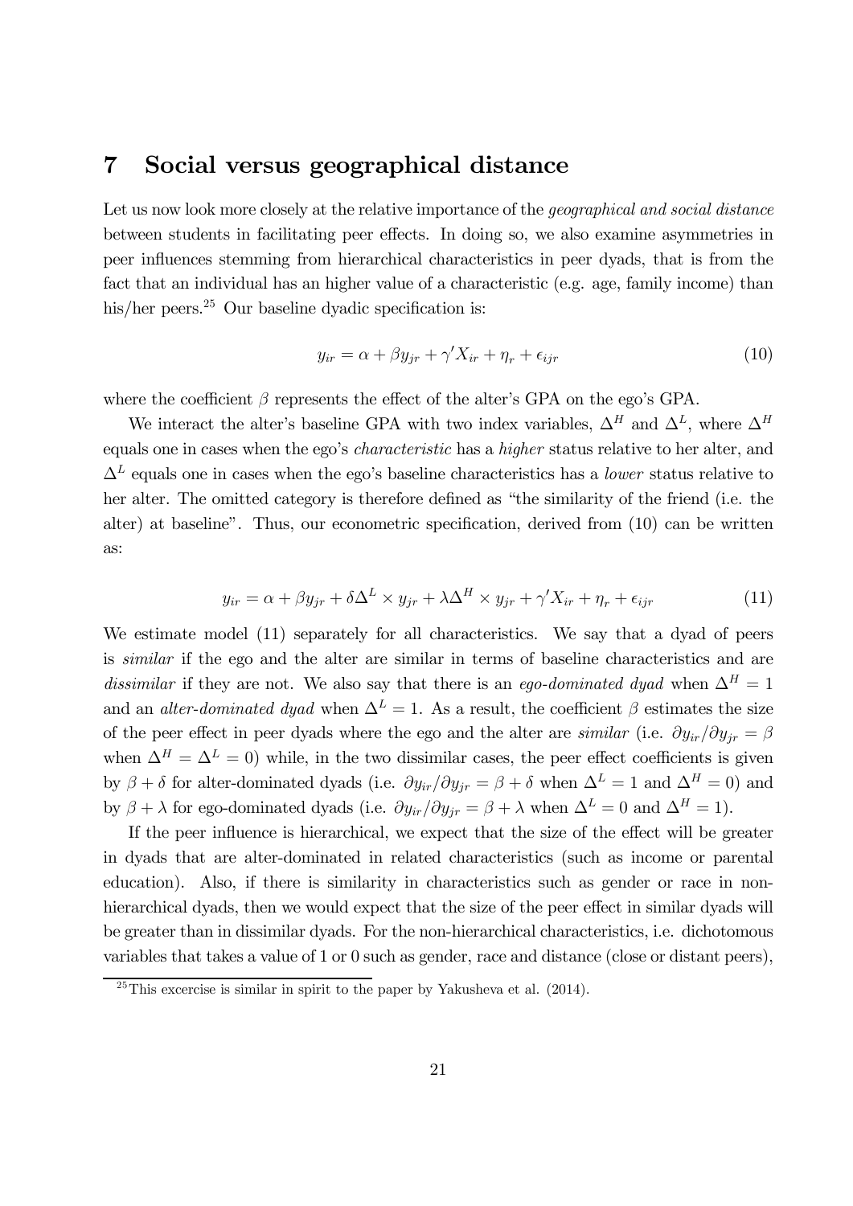# 7 Social versus geographical distance

Let us now look more closely at the relative importance of the *geographical and social distance* between students in facilitating peer effects. In doing so, we also examine asymmetries in peer influences stemming from hierarchical characteristics in peer dyads, that is from the fact that an individual has an higher value of a characteristic (e.g. age, family income) than his/her peers.[25] Our baseline dyadic specification is:

$$y_{ir} = \alpha + \beta y_{jr} + \gamma' X_{ir} + \eta_r + \epsilon_{ijr} \tag{10}$$

where the coefficient $\beta$ represents the effect of the alter's GPA on the ego's GPA.

We interact the alter's baseline GPA with two index variables, $\Delta^H$ and $\Delta^L$, where $\Delta^H$ equals one in cases when the ego's *characteristic* has a *higher* status relative to her alter, and $\Delta^L$ equals one in cases when the ego's baseline characteristics has a *lower* status relative to her alter. The omitted category is therefore defined as "the similarity of the friend (i.e. the alter) at baseline". Thus, our econometric specification, derived from (10) can be written as:

$$y_{ir} = \alpha + \beta y_{jr} + \delta \Delta^L \times y_{jr} + \lambda \Delta^H \times y_{jr} + \gamma' X_{ir} + \eta_r + \epsilon_{ijr} \tag{11}$$

We estimate model (11) separately for all characteristics. We say that a dyad of peers is *similar* if the ego and the alter are similar in terms of baseline characteristics and are *dissimilar* if they are not. We also say that there is an *ego-dominated dyad* when $\Delta^H = 1$ and an *alter-dominated dyad* when $\Delta^L = 1$. As a result, the coefficient $\beta$ estimates the size of the peer effect in peer dyads where the ego and the alter are *similar* (i.e. $\partial y_{ir}/\partial y_{jr} = \beta$ when $\Delta^H = \Delta^L = 0$) while, in the two dissimilar cases, the peer effect coefficients is given by $\beta + \delta$ for alter-dominated dyads (i.e. $\partial y_{ir}/\partial y_{jr} = \beta + \delta$ when $\Delta^L = 1$ and $\Delta^H = 0$) and by $\beta + \lambda$ for ego-dominated dyads (i.e. $\partial y_{ir}/\partial y_{jr} = \beta + \lambda$ when $\Delta^L = 0$ and $\Delta^H = 1$).

If the peer influence is hierarchical, we expect that the size of the effect will be greater in dyads that are alter-dominated in related characteristics (such as income or parental education). Also, if there is similarity in characteristics such as gender or race in non-hierarchical dyads, then we would expect that the size of the peer effect in similar dyads will be greater than in dissimilar dyads. For the non-hierarchical characteristics, i.e. dichotomous variables that takes a value of 1 or 0 such as gender, race and distance (close or distant peers),

[25] This excercise is similar in spirit to the paper by Yakusheva et al. (2014).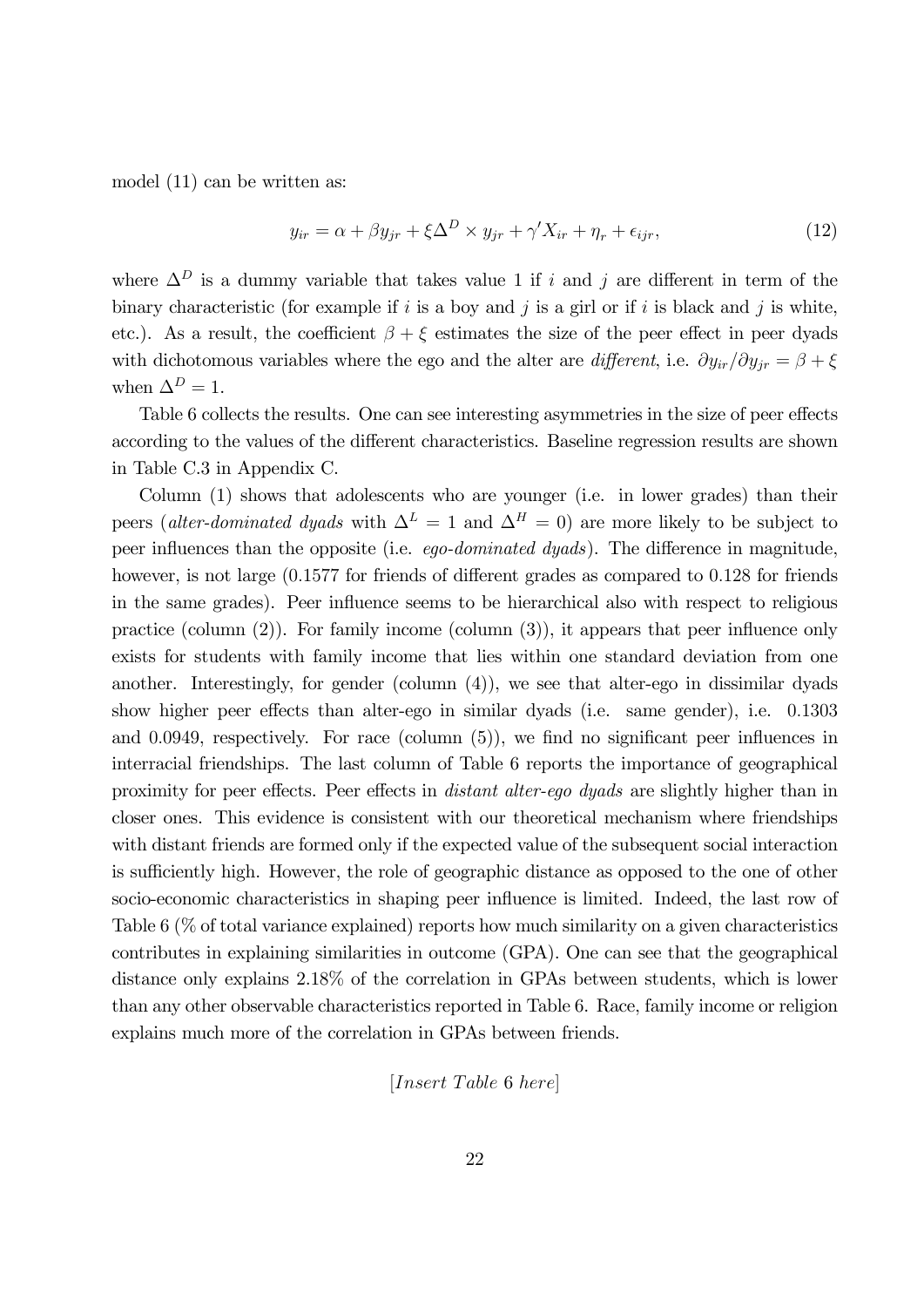model (11) can be written as:

$$y_{ir} = \alpha + \beta y_{jr} + \xi \Delta^D \times y_{jr} + \gamma' X_{ir} + \eta_r + \epsilon_{ijr}, \tag{12}$$

where $\Delta^D$ is a dummy variable that takes value 1 if $i$ and $j$ are different in term of the binary characteristic (for example if $i$ is a boy and $j$ is a girl or if $i$ is black and $j$ is white, etc.). As a result, the coefficient $\beta + \xi$ estimates the size of the peer effect in peer dyads with dichotomous variables where the ego and the alter are *different*, i.e. $\partial y_{ir} / \partial y_{jr} = \beta + \xi$ when $\Delta^D = 1$.

Table 6 collects the results. One can see interesting asymmetries in the size of peer effects according to the values of the different characteristics. Baseline regression results are shown in Table C.3 in Appendix C.

Column (1) shows that adolescents who are younger (i.e. in lower grades) than their peers (*alter-dominated dyads* with $\Delta^L = 1$ and $\Delta^H = 0$) are more likely to be subject to peer influences than the opposite (i.e. *ego-dominated dyads*). The difference in magnitude, however, is not large (0.1577 for friends of different grades as compared to 0.128 for friends in the same grades). Peer influence seems to be hierarchical also with respect to religious practice (column (2)). For family income (column (3)), it appears that peer influence only exists for students with family income that lies within one standard deviation from one another. Interestingly, for gender (column (4)), we see that alter-ego in dissimilar dyads show higher peer effects than alter-ego in similar dyads (i.e. same gender), i.e. 0.1303 and 0.0949, respectively. For race (column (5)), we find no significant peer influences in interracial friendships. The last column of Table 6 reports the importance of geographical proximity for peer effects. Peer effects in *distant alter-ego dyads* are slightly higher than in closer ones. This evidence is consistent with our theoretical mechanism where friendships with distant friends are formed only if the expected value of the subsequent social interaction is sufficiently high. However, the role of geographic distance as opposed to the one of other socio-economic characteristics in shaping peer influence is limited. Indeed, the last row of Table 6 (% of total variance explained) reports how much similarity on a given characteristics contributes in explaining similarities in outcome (GPA). One can see that the geographical distance only explains 2.18% of the correlation in GPAs between students, which is lower than any other observable characteristics reported in Table 6. Race, family income or religion explains much more of the correlation in GPAs between friends.

[*Insert Table* 6 *here*]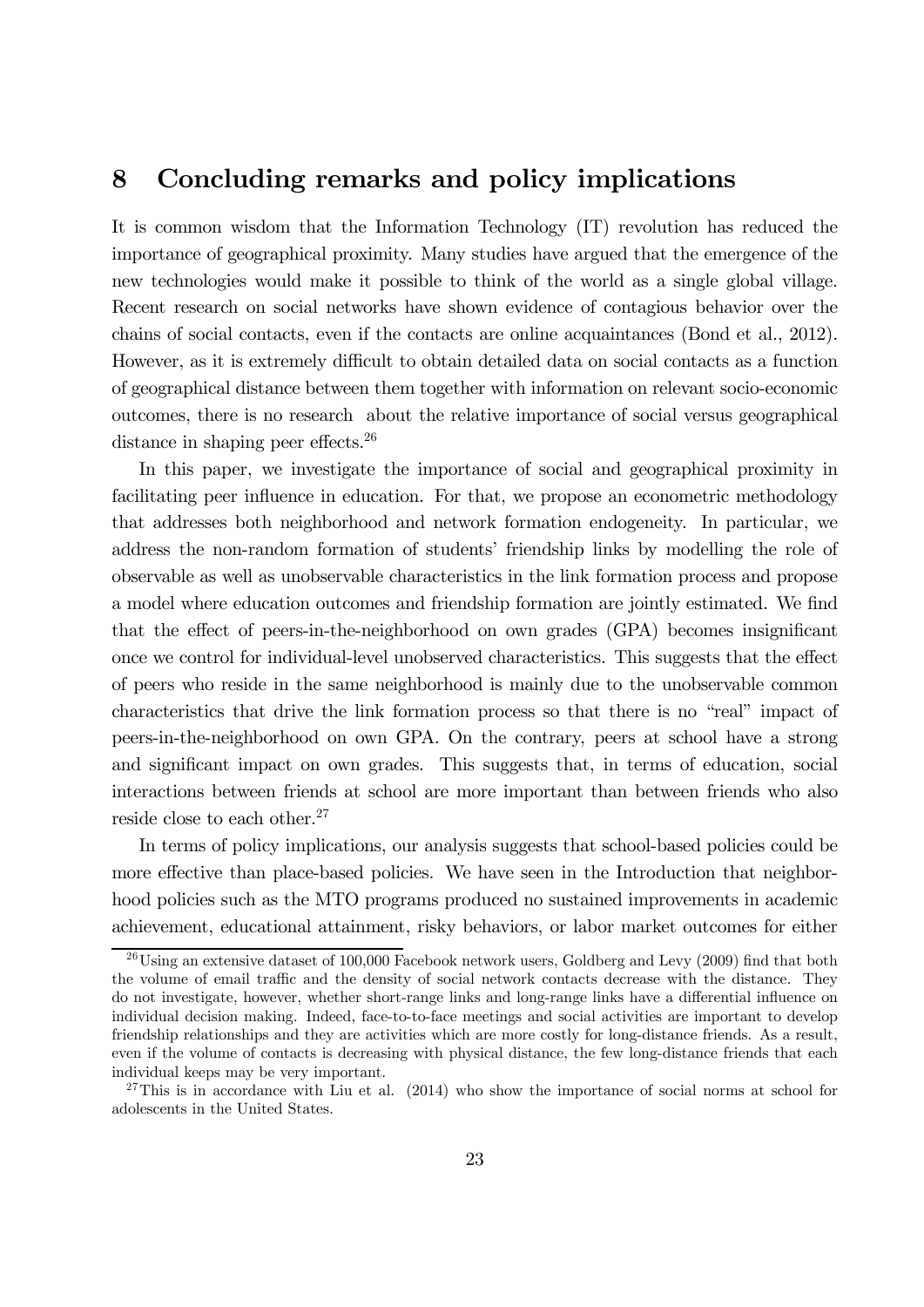# 8 Concluding remarks and policy implications

It is common wisdom that the Information Technology (IT) revolution has reduced the importance of geographical proximity. Many studies have argued that the emergence of the new technologies would make it possible to think of the world as a single global village. Recent research on social networks have shown evidence of contagious behavior over the chains of social contacts, even if the contacts are online acquaintances (Bond et al., 2012). However, as it is extremely difficult to obtain detailed data on social contacts as a function of geographical distance between them together with information on relevant socio-economic outcomes, there is no research about the relative importance of social versus geographical distance in shaping peer effects.[26]

In this paper, we investigate the importance of social and geographical proximity in facilitating peer influence in education. For that, we propose an econometric methodology that addresses both neighborhood and network formation endogeneity. In particular, we address the non-random formation of students' friendship links by modelling the role of observable as well as unobservable characteristics in the link formation process and propose a model where education outcomes and friendship formation are jointly estimated. We find that the effect of peers-in-the-neighborhood on own grades (GPA) becomes insignificant once we control for individual-level unobserved characteristics. This suggests that the effect of peers who reside in the same neighborhood is mainly due to the unobservable common characteristics that drive the link formation process so that there is no "real" impact of peers-in-the-neighborhood on own GPA. On the contrary, peers at school have a strong and significant impact on own grades. This suggests that, in terms of education, social interactions between friends at school are more important than between friends who also reside close to each other.[27]

In terms of policy implications, our analysis suggests that school-based policies could be more effective than place-based policies. We have seen in the Introduction that neighborhood policies such as the MTO programs produced no sustained improvements in academic achievement, educational attainment, risky behaviors, or labor market outcomes for either

[26] Using an extensive dataset of 100,000 Facebook network users, Goldberg and Levy (2009) find that both the volume of email traffic and the density of social network contacts decrease with the distance. They do not investigate, however, whether short-range links and long-range links have a differential influence on individual decision making. Indeed, face-to-to-face meetings and social activities are important to develop friendship relationships and they are activities which are more costly for long-distance friends. As a result, even if the volume of contacts is decreasing with physical distance, the few long-distance friends that each individual keeps may be very important.

[27] This is in accordance with Liu et al. (2014) who show the importance of social norms at school for adolescents in the United States.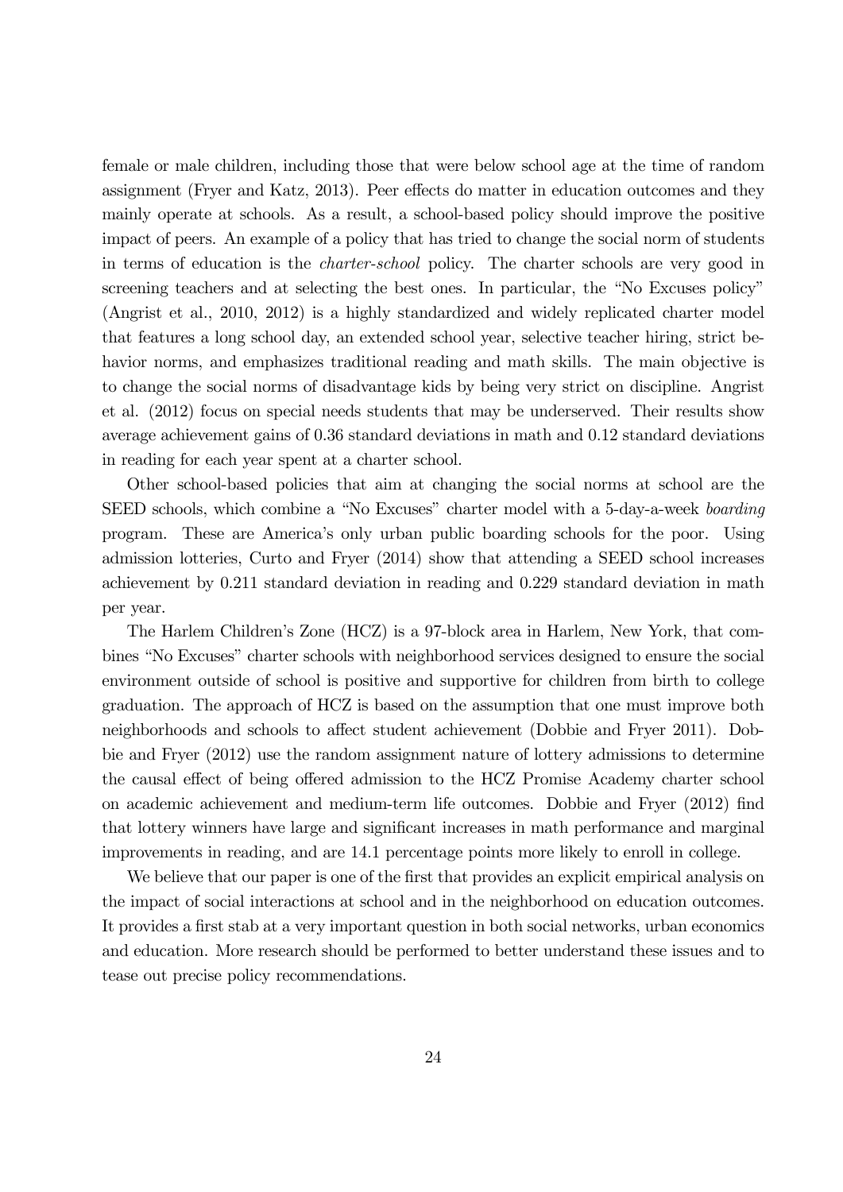female or male children, including those that were below school age at the time of random assignment (Fryer and Katz, 2013). Peer effects do matter in education outcomes and they mainly operate at schools. As a result, a school-based policy should improve the positive impact of peers. An example of a policy that has tried to change the social norm of students in terms of education is the *charter-school* policy. The charter schools are very good in screening teachers and at selecting the best ones. In particular, the "No Excuses policy" (Angrist et al., 2010, 2012) is a highly standardized and widely replicated charter model that features a long school day, an extended school year, selective teacher hiring, strict behavior norms, and emphasizes traditional reading and math skills. The main objective is to change the social norms of disadvantage kids by being very strict on discipline. Angrist et al. (2012) focus on special needs students that may be underserved. Their results show average achievement gains of 0.36 standard deviations in math and 0.12 standard deviations in reading for each year spent at a charter school.

Other school-based policies that aim at changing the social norms at school are the SEED schools, which combine a "No Excuses" charter model with a 5-day-a-week *boarding* program. These are America's only urban public boarding schools for the poor. Using admission lotteries, Curto and Fryer (2014) show that attending a SEED school increases achievement by 0.211 standard deviation in reading and 0.229 standard deviation in math per year.

The Harlem Children's Zone (HCZ) is a 97-block area in Harlem, New York, that combines "No Excuses" charter schools with neighborhood services designed to ensure the social environment outside of school is positive and supportive for children from birth to college graduation. The approach of HCZ is based on the assumption that one must improve both neighborhoods and schools to affect student achievement (Dobbie and Fryer 2011). Dobbie and Fryer (2012) use the random assignment nature of lottery admissions to determine the causal effect of being offered admission to the HCZ Promise Academy charter school on academic achievement and medium-term life outcomes. Dobbie and Fryer (2012) find that lottery winners have large and significant increases in math performance and marginal improvements in reading, and are 14.1 percentage points more likely to enroll in college.

We believe that our paper is one of the first that provides an explicit empirical analysis on the impact of social interactions at school and in the neighborhood on education outcomes. It provides a first stab at a very important question in both social networks, urban economics and education. More research should be performed to better understand these issues and to tease out precise policy recommendations.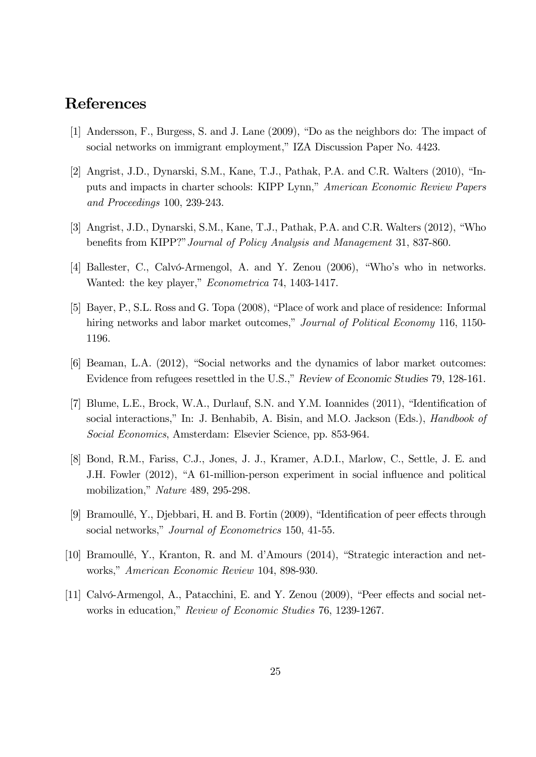## References

[1] Andersson, F., Burgess, S. and J. Lane (2009), "Do as the neighbors do: The impact of social networks on immigrant employment," IZA Discussion Paper No. 4423.

[2] Angrist, J.D., Dynarski, S.M., Kane, T.J., Pathak, P.A. and C.R. Walters (2010), "Inputs and impacts in charter schools: KIPP Lynn," *American Economic Review Papers and Proceedings* 100, 239-243.

[3] Angrist, J.D., Dynarski, S.M., Kane, T.J., Pathak, P.A. and C.R. Walters (2012), "Who benefits from KIPP?" *Journal of Policy Analysis and Management* 31, 837-860.

[4] Ballester, C., Calvó-Armengol, A. and Y. Zenou (2006), "Who's who in networks. Wanted: the key player," *Econometrica* 74, 1403-1417.

[5] Bayer, P., S.L. Ross and G. Topa (2008), "Place of work and place of residence: Informal hiring networks and labor market outcomes," *Journal of Political Economy* 116, 1150-1196.

[6] Beaman, L.A. (2012), "Social networks and the dynamics of labor market outcomes: Evidence from refugees resettled in the U.S.," *Review of Economic Studies* 79, 128-161.

[7] Blume, L.E., Brock, W.A., Durlauf, S.N. and Y.M. Ioannides (2011), "Identification of social interactions," In: J. Benhabib, A. Bisin, and M.O. Jackson (Eds.), *Handbook of Social Economics*, Amsterdam: Elsevier Science, pp. 853-964.

[8] Bond, R.M., Fariss, C.J., Jones, J. J., Kramer, A.D.I., Marlow, C., Settle, J. E. and J.H. Fowler (2012), "A 61-million-person experiment in social influence and political mobilization," *Nature* 489, 295-298.

[9] Bramoullé, Y., Djebbari, H. and B. Fortin (2009), "Identification of peer effects through social networks," *Journal of Econometrics* 150, 41-55.

[10] Bramoullé, Y., Kranton, R. and M. d'Amours (2014), "Strategic interaction and networks," *American Economic Review* 104, 898-930.

[11] Calvó-Armengol, A., Patacchini, E. and Y. Zenou (2009), "Peer effects and social networks in education," *Review of Economic Studies* 76, 1239-1267.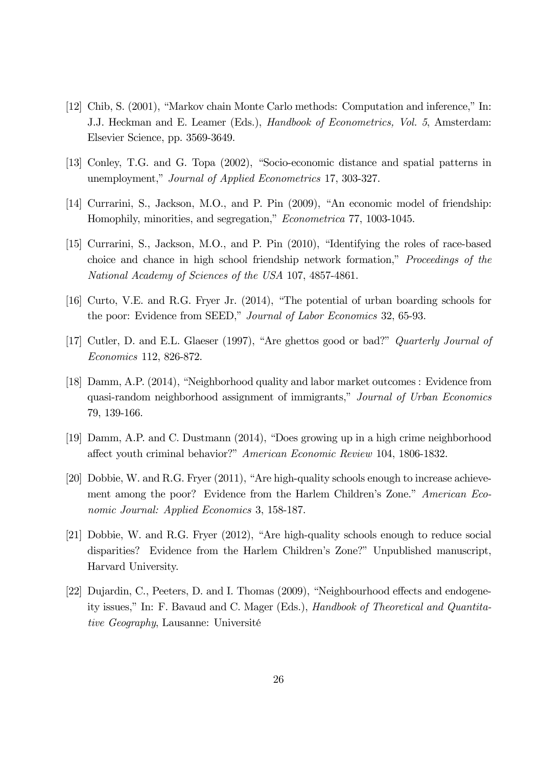[12] Chib, S. (2001), "Markov chain Monte Carlo methods: Computation and inference," In: J.J. Heckman and E. Leamer (Eds.), *Handbook of Econometrics, Vol. 5*, Amsterdam: Elsevier Science, pp. 3569-3649.

[13] Conley, T.G. and G. Topa (2002), "Socio-economic distance and spatial patterns in unemployment," *Journal of Applied Econometrics* 17, 303-327.

[14] Currarini, S., Jackson, M.O., and P. Pin (2009), "An economic model of friendship: Homophily, minorities, and segregation," *Econometrica* 77, 1003-1045.

[15] Currarini, S., Jackson, M.O., and P. Pin (2010), "Identifying the roles of race-based choice and chance in high school friendship network formation," *Proceedings of the National Academy of Sciences of the USA* 107, 4857-4861.

[16] Curto, V.E. and R.G. Fryer Jr. (2014), "The potential of urban boarding schools for the poor: Evidence from SEED," *Journal of Labor Economics* 32, 65-93.

[17] Cutler, D. and E.L. Glaeser (1997), "Are ghettos good or bad?" *Quarterly Journal of Economics* 112, 826-872.

[18] Damm, A.P. (2014), "Neighborhood quality and labor market outcomes : Evidence from quasi-random neighborhood assignment of immigrants," *Journal of Urban Economics* 79, 139-166.

[19] Damm, A.P. and C. Dustmann (2014), "Does growing up in a high crime neighborhood affect youth criminal behavior?" *American Economic Review* 104, 1806-1832.

[20] Dobbie, W. and R.G. Fryer (2011), "Are high-quality schools enough to increase achievement among the poor? Evidence from the Harlem Children's Zone." *American Economic Journal: Applied Economics* 3, 158-187.

[21] Dobbie, W. and R.G. Fryer (2012), "Are high-quality schools enough to reduce social disparities? Evidence from the Harlem Children's Zone?" Unpublished manuscript, Harvard University.

[22] Dujardin, C., Peeters, D. and I. Thomas (2009), "Neighbourhood effects and endogeneity issues," In: F. Bavaud and C. Mager (Eds.), *Handbook of Theoretical and Quantitative Geography*, Lausanne: Université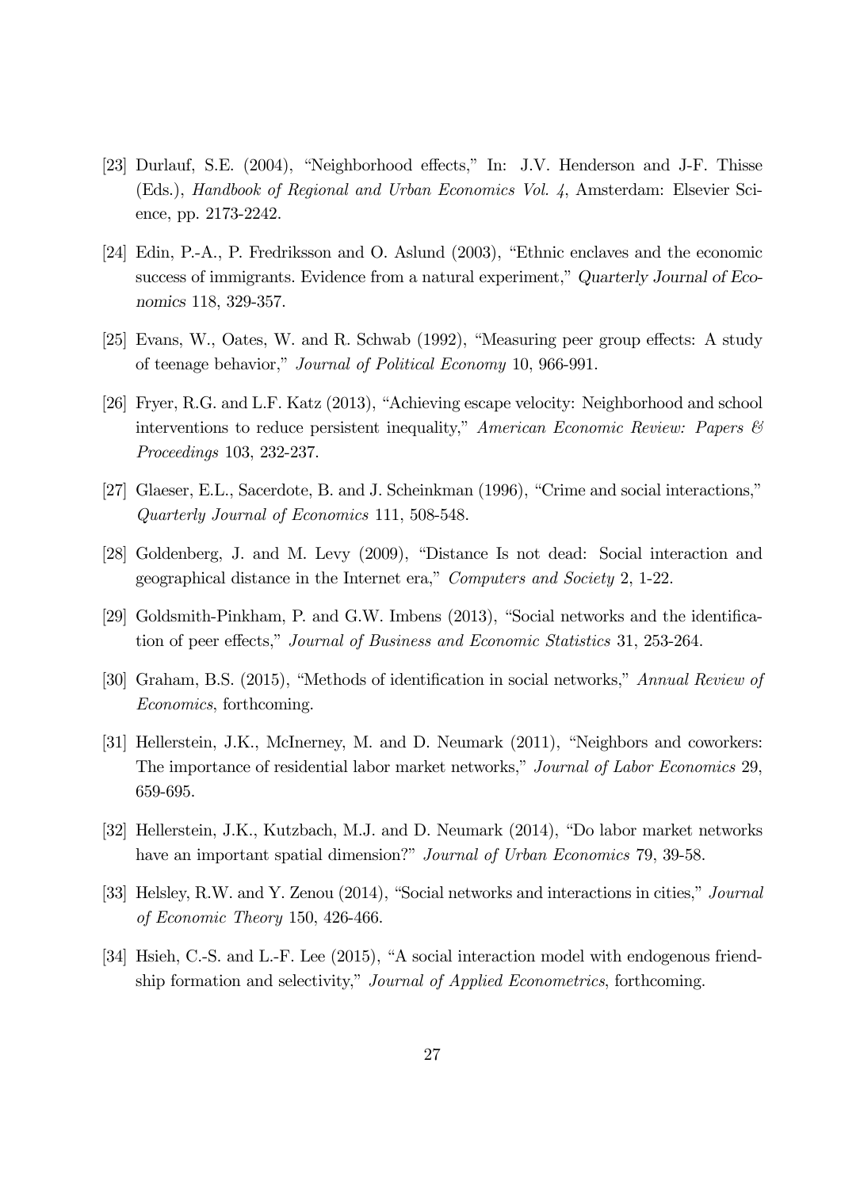[23] Durlauf, S.E. (2004), "Neighborhood effects," In: J.V. Henderson and J-F. Thisse (Eds.), *Handbook of Regional and Urban Economics Vol. 4*, Amsterdam: Elsevier Science, pp. 2173-2242.

[24] Edin, P.-A., P. Fredriksson and O. Aslund (2003), "Ethnic enclaves and the economic success of immigrants. Evidence from a natural experiment," *Quarterly Journal of Economics* 118, 329-357.

[25] Evans, W., Oates, W. and R. Schwab (1992), "Measuring peer group effects: A study of teenage behavior," *Journal of Political Economy* 10, 966-991.

[26] Fryer, R.G. and L.F. Katz (2013), "Achieving escape velocity: Neighborhood and school interventions to reduce persistent inequality," *American Economic Review: Papers & Proceedings* 103, 232-237.

[27] Glaeser, E.L., Sacerdote, B. and J. Scheinkman (1996), "Crime and social interactions," *Quarterly Journal of Economics* 111, 508-548.

[28] Goldenberg, J. and M. Levy (2009), "Distance Is not dead: Social interaction and geographical distance in the Internet era," *Computers and Society* 2, 1-22.

[29] Goldsmith-Pinkham, P. and G.W. Imbens (2013), "Social networks and the identification of peer effects," *Journal of Business and Economic Statistics* 31, 253-264.

[30] Graham, B.S. (2015), "Methods of identification in social networks," *Annual Review of Economics*, forthcoming.

[31] Hellerstein, J.K., McInerney, M. and D. Neumark (2011), "Neighbors and coworkers: The importance of residential labor market networks," *Journal of Labor Economics* 29, 659-695.

[32] Hellerstein, J.K., Kutzbach, M.J. and D. Neumark (2014), "Do labor market networks have an important spatial dimension?" *Journal of Urban Economics* 79, 39-58.

[33] Helsley, R.W. and Y. Zenou (2014), "Social networks and interactions in cities," *Journal of Economic Theory* 150, 426-466.

[34] Hsieh, C.-S. and L.-F. Lee (2015), "A social interaction model with endogenous friendship formation and selectivity," *Journal of Applied Econometrics*, forthcoming.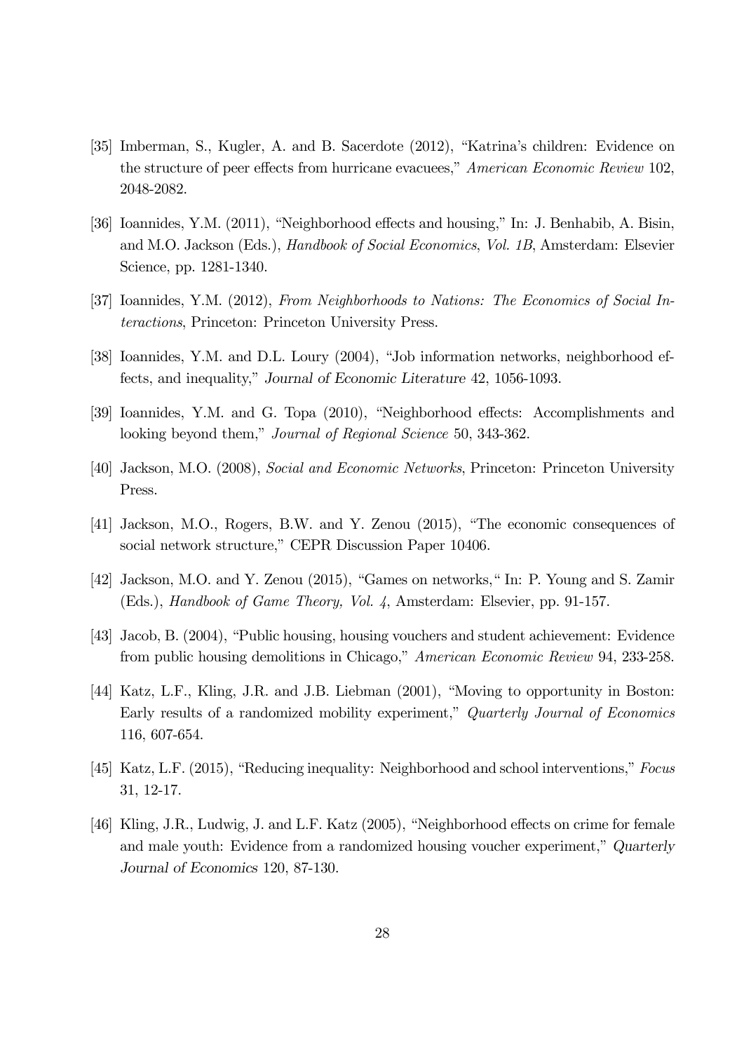[35] Imberman, S., Kugler, A. and B. Sacerdote (2012), "Katrina's children: Evidence on the structure of peer effects from hurricane evacuees," *American Economic Review* 102, 2048-2082.

[36] Ioannides, Y.M. (2011), "Neighborhood effects and housing," In: J. Benhabib, A. Bisin, and M.O. Jackson (Eds.), *Handbook of Social Economics, Vol. 1B*, Amsterdam: Elsevier Science, pp. 1281-1340.

[37] Ioannides, Y.M. (2012), *From Neighborhoods to Nations: The Economics of Social Interactions*, Princeton: Princeton University Press.

[38] Ioannides, Y.M. and D.L. Loury (2004), "Job information networks, neighborhood effects, and inequality," *Journal of Economic Literature* 42, 1056-1093.

[39] Ioannides, Y.M. and G. Topa (2010), "Neighborhood effects: Accomplishments and looking beyond them," *Journal of Regional Science* 50, 343-362.

[40] Jackson, M.O. (2008), *Social and Economic Networks*, Princeton: Princeton University Press.

[41] Jackson, M.O., Rogers, B.W. and Y. Zenou (2015), "The economic consequences of social network structure," CEPR Discussion Paper 10406.

[42] Jackson, M.O. and Y. Zenou (2015), "Games on networks," In: P. Young and S. Zamir (Eds.), *Handbook of Game Theory, Vol. 4*, Amsterdam: Elsevier, pp. 91-157.

[43] Jacob, B. (2004), "Public housing, housing vouchers and student achievement: Evidence from public housing demolitions in Chicago," *American Economic Review* 94, 233-258.

[44] Katz, L.F., Kling, J.R. and J.B. Liebman (2001), "Moving to opportunity in Boston: Early results of a randomized mobility experiment," *Quarterly Journal of Economics* 116, 607-654.

[45] Katz, L.F. (2015), "Reducing inequality: Neighborhood and school interventions," *Focus* 31, 12-17.

[46] Kling, J.R., Ludwig, J. and L.F. Katz (2005), "Neighborhood effects on crime for female and male youth: Evidence from a randomized housing voucher experiment," *Quarterly Journal of Economics* 120, 87-130.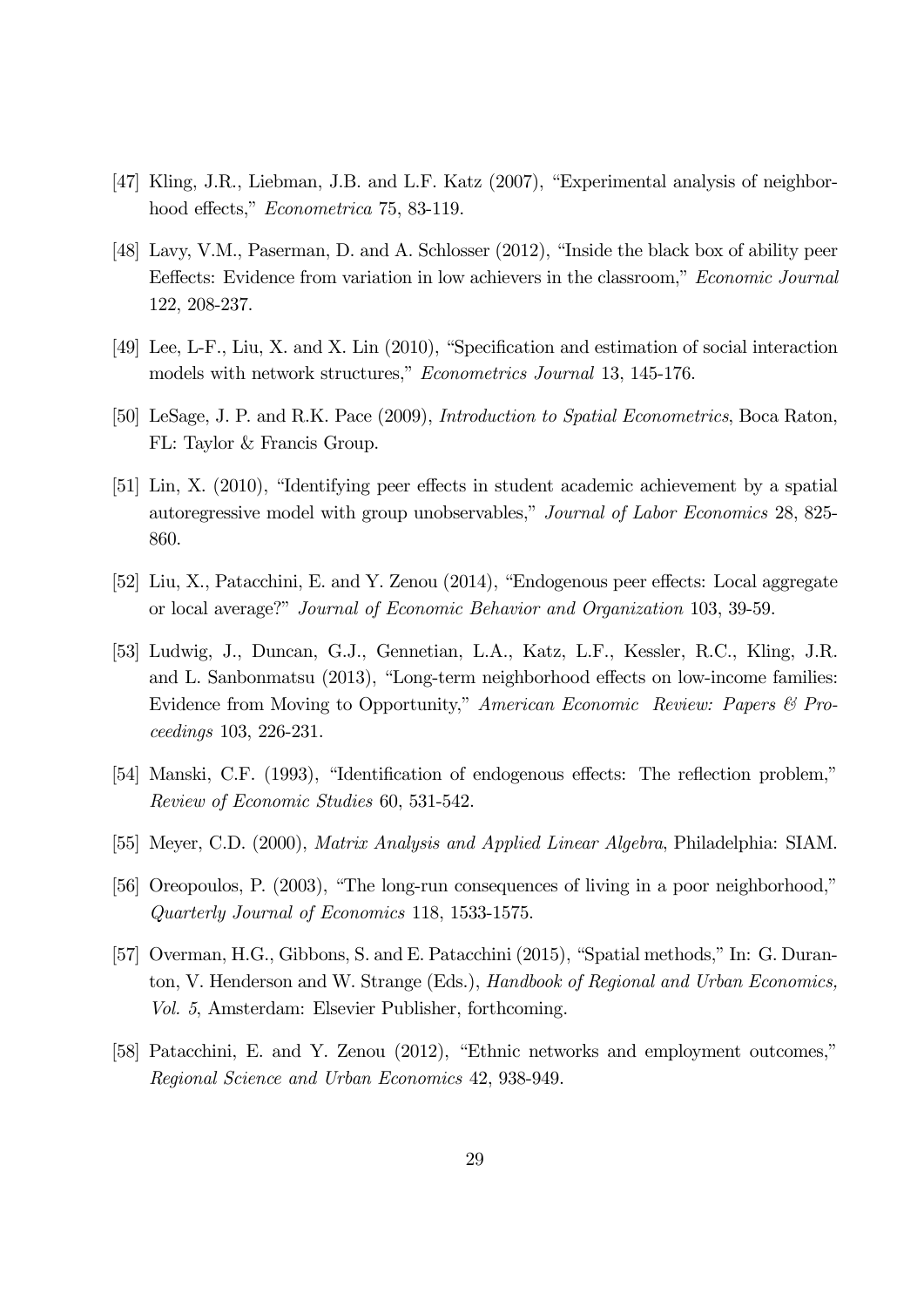[47] Kling, J.R., Liebman, J.B. and L.F. Katz (2007), "Experimental analysis of neighborhood effects," *Econometrica* 75, 83-119.

[48] Lavy, V.M., Paserman, D. and A. Schlosser (2012), "Inside the black box of ability peer Eeffects: Evidence from variation in low achievers in the classroom," *Economic Journal* 122, 208-237.

[49] Lee, L-F., Liu, X. and X. Lin (2010), "Specification and estimation of social interaction models with network structures," *Econometrics Journal* 13, 145-176.

[50] LeSage, J. P. and R.K. Pace (2009), *Introduction to Spatial Econometrics*, Boca Raton, FL: Taylor & Francis Group.

[51] Lin, X. (2010), "Identifying peer effects in student academic achievement by a spatial autoregressive model with group unobservables," *Journal of Labor Economics* 28, 825-860.

[52] Liu, X., Patacchini, E. and Y. Zenou (2014), "Endogenous peer effects: Local aggregate or local average?" *Journal of Economic Behavior and Organization* 103, 39-59.

[53] Ludwig, J., Duncan, G.J., Gennetian, L.A., Katz, L.F., Kessler, R.C., Kling, J.R. and L. Sanbonmatsu (2013), "Long-term neighborhood effects on low-income families: Evidence from Moving to Opportunity," *American Economic Review: Papers & Proceedings* 103, 226-231.

[54] Manski, C.F. (1993), "Identification of endogenous effects: The reflection problem," *Review of Economic Studies* 60, 531-542.

[55] Meyer, C.D. (2000), *Matrix Analysis and Applied Linear Algebra*, Philadelphia: SIAM.

[56] Oreopoulos, P. (2003), "The long-run consequences of living in a poor neighborhood," *Quarterly Journal of Economics* 118, 1533-1575.

[57] Overman, H.G., Gibbons, S. and E. Patacchini (2015), "Spatial methods," In: G. Duranton, V. Henderson and W. Strange (Eds.), *Handbook of Regional and Urban Economics, Vol. 5*, Amsterdam: Elsevier Publisher, forthcoming.

[58] Patacchini, E. and Y. Zenou (2012), "Ethnic networks and employment outcomes," *Regional Science and Urban Economics* 42, 938-949.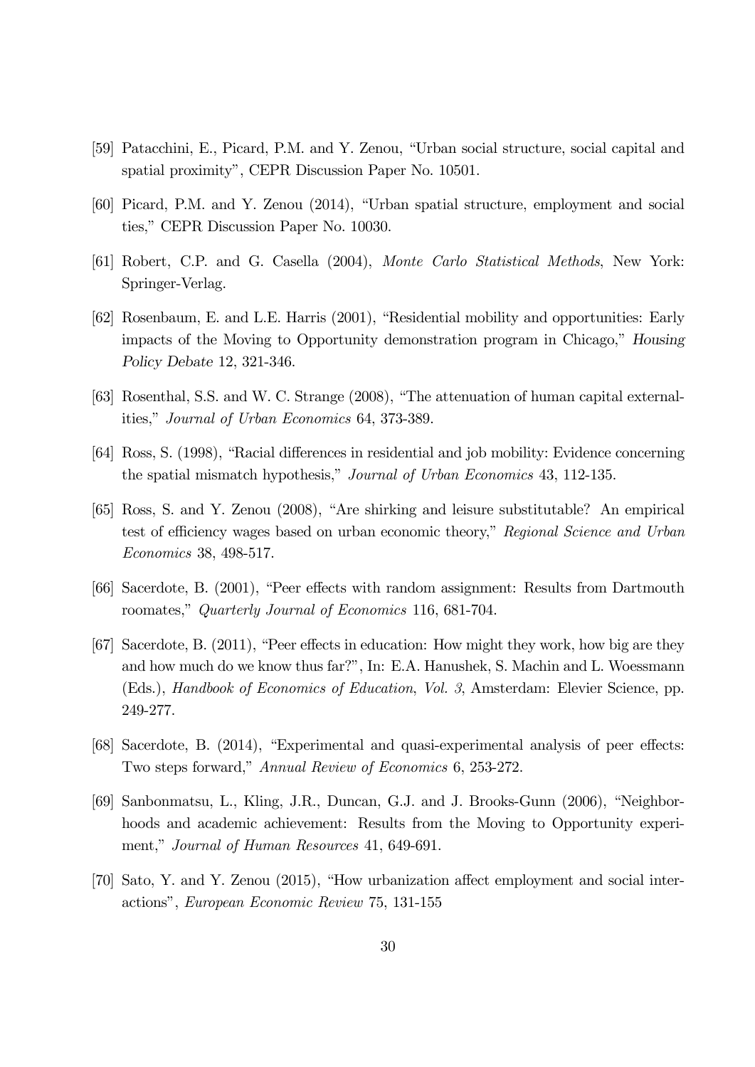[59] Patacchini, E., Picard, P.M. and Y. Zenou, "Urban social structure, social capital and spatial proximity", CEPR Discussion Paper No. 10501.

[60] Picard, P.M. and Y. Zenou (2014), "Urban spatial structure, employment and social ties," CEPR Discussion Paper No. 10030.

[61] Robert, C.P. and G. Casella (2004), *Monte Carlo Statistical Methods*, New York: Springer-Verlag.

[62] Rosenbaum, E. and L.E. Harris (2001), "Residential mobility and opportunities: Early impacts of the Moving to Opportunity demonstration program in Chicago," *Housing Policy Debate* 12, 321-346.

[63] Rosenthal, S.S. and W. C. Strange (2008), "The attenuation of human capital externalities," *Journal of Urban Economics* 64, 373-389.

[64] Ross, S. (1998), "Racial differences in residential and job mobility: Evidence concerning the spatial mismatch hypothesis," *Journal of Urban Economics* 43, 112-135.

[65] Ross, S. and Y. Zenou (2008), "Are shirking and leisure substitutable? An empirical test of efficiency wages based on urban economic theory," *Regional Science and Urban Economics* 38, 498-517.

[66] Sacerdote, B. (2001), "Peer effects with random assignment: Results from Dartmouth roomates," *Quarterly Journal of Economics* 116, 681-704.

[67] Sacerdote, B. (2011), "Peer effects in education: How might they work, how big are they and how much do we know thus far?", In: E.A. Hanushek, S. Machin and L. Woessmann (Eds.), *Handbook of Economics of Education, Vol. 3*, Amsterdam: Elevier Science, pp. 249-277.

[68] Sacerdote, B. (2014), "Experimental and quasi-experimental analysis of peer effects: Two steps forward," *Annual Review of Economics* 6, 253-272.

[69] Sanbonmatsu, L., Kling, J.R., Duncan, G.J. and J. Brooks-Gunn (2006), "Neighborhoods and academic achievement: Results from the Moving to Opportunity experiment," *Journal of Human Resources* 41, 649-691.

[70] Sato, Y. and Y. Zenou (2015), "How urbanization affect employment and social interactions", *European Economic Review* 75, 131-155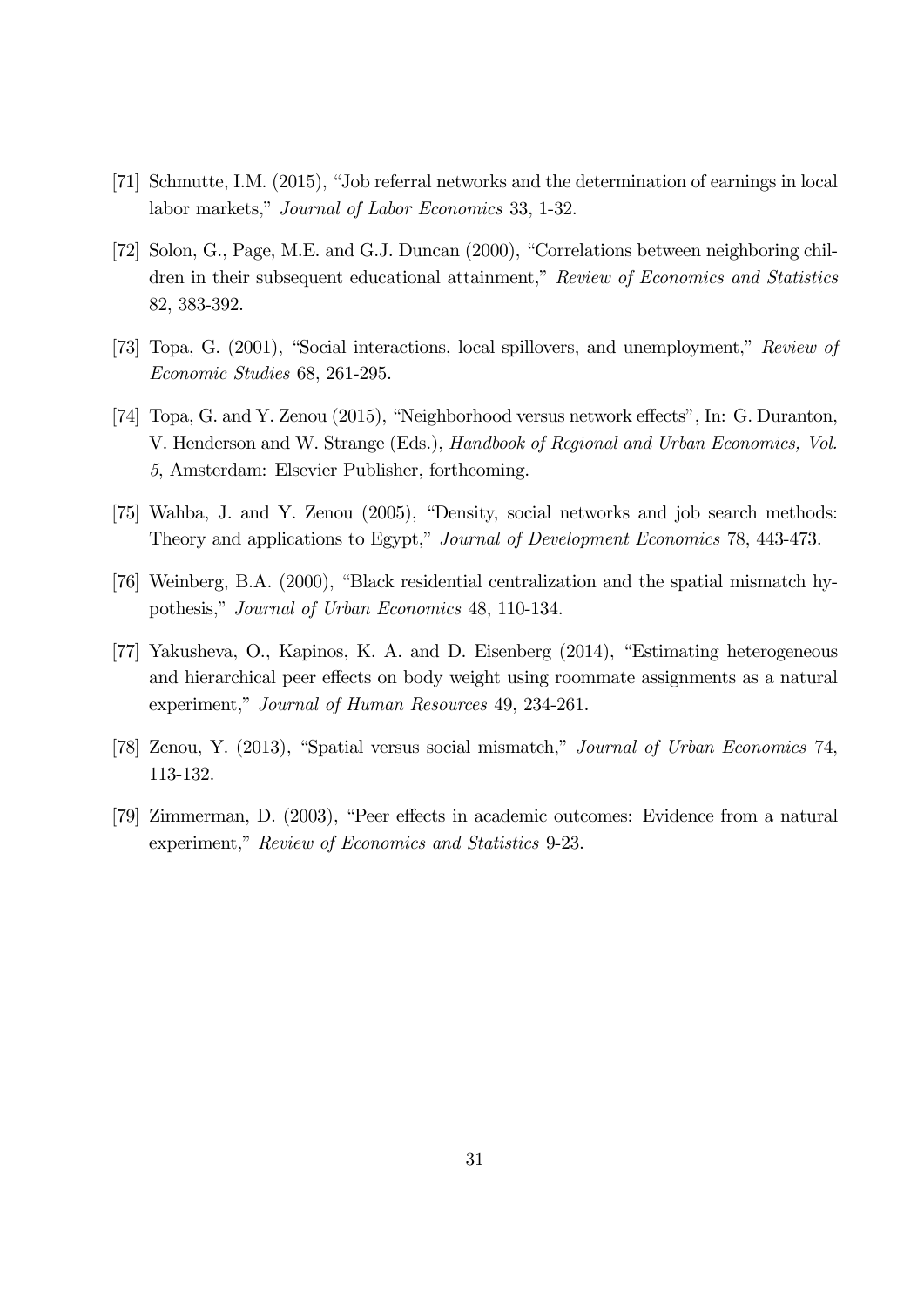[71] Schmutte, I.M. (2015), "Job referral networks and the determination of earnings in local labor markets," *Journal of Labor Economics* 33, 1-32.

[72] Solon, G., Page, M.E. and G.J. Duncan (2000), "Correlations between neighboring children in their subsequent educational attainment," *Review of Economics and Statistics* 82, 383-392.

[73] Topa, G. (2001), "Social interactions, local spillovers, and unemployment," *Review of Economic Studies* 68, 261-295.

[74] Topa, G. and Y. Zenou (2015), "Neighborhood versus network effects", In: G. Duranton, V. Henderson and W. Strange (Eds.), *Handbook of Regional and Urban Economics, Vol. 5*, Amsterdam: Elsevier Publisher, forthcoming.

[75] Wahba, J. and Y. Zenou (2005), "Density, social networks and job search methods: Theory and applications to Egypt," *Journal of Development Economics* 78, 443-473.

[76] Weinberg, B.A. (2000), "Black residential centralization and the spatial mismatch hypothesis," *Journal of Urban Economics* 48, 110-134.

[77] Yakusheva, O., Kapinos, K. A. and D. Eisenberg (2014), "Estimating heterogeneous and hierarchical peer effects on body weight using roommate assignments as a natural experiment," *Journal of Human Resources* 49, 234-261.

[78] Zenou, Y. (2013), "Spatial versus social mismatch," *Journal of Urban Economics* 74, 113-132.

[79] Zimmerman, D. (2003), "Peer effects in academic outcomes: Evidence from a natural experiment," *Review of Economics and Statistics* 9-23.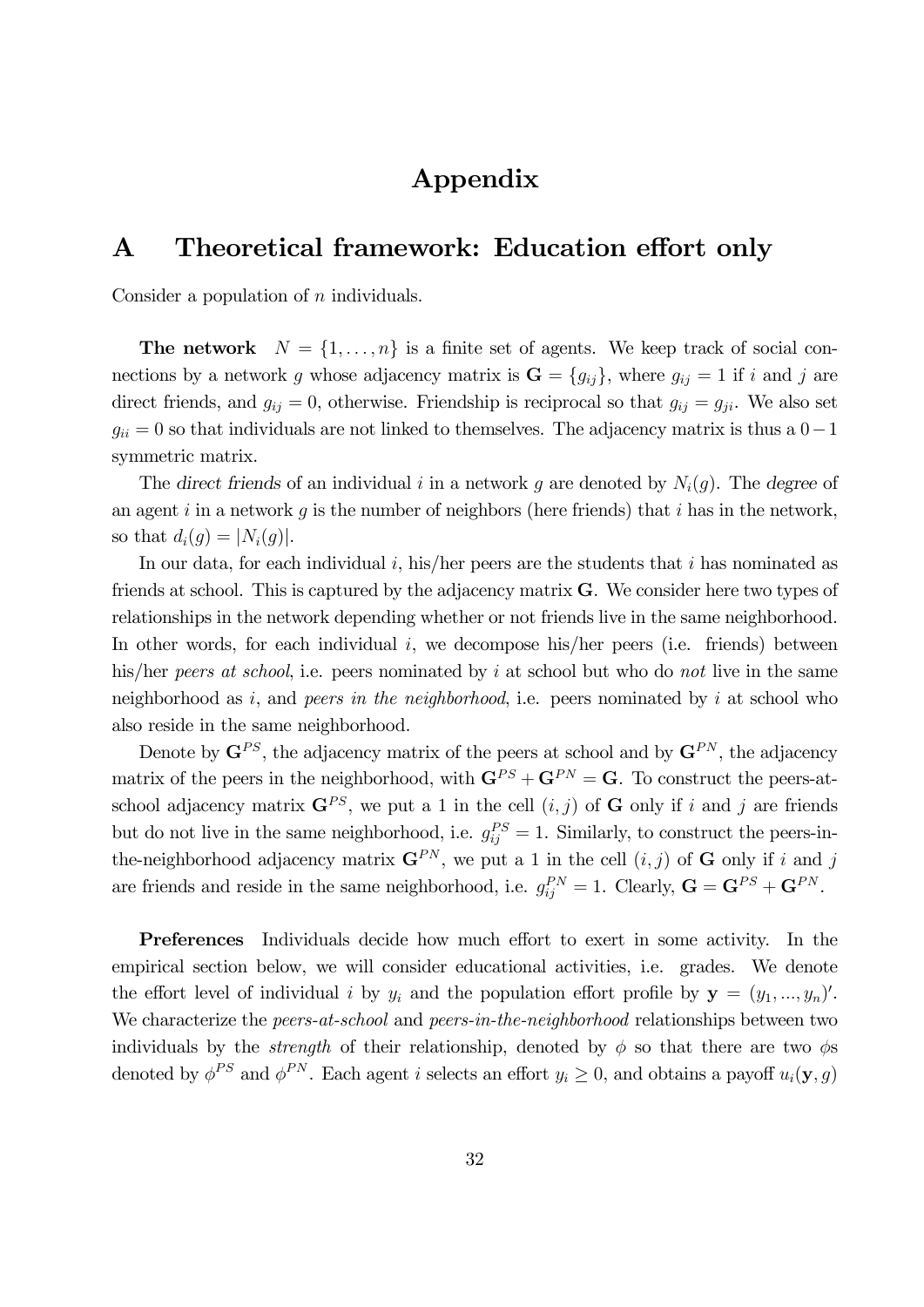# Appendix

## A Theoretical framework: Education effort only

Consider a population of $n$ individuals.

**The network** $N = \{1, \ldots, n\}$ is a finite set of agents. We keep track of social connections by a network $g$ whose adjacency matrix is $\mathbf{G} = \{g_{ij}\}$, where $g_{ij} = 1$ if $i$ and $j$ are direct friends, and $g_{ij} = 0$, otherwise. Friendship is reciprocal so that $g_{ij} = g_{ji}$. We also set $g_{ii} = 0$ so that individuals are not linked to themselves. The adjacency matrix is thus a $0-1$ symmetric matrix.

The *direct friends* of an individual $i$ in a network $g$ are denoted by $N_i(g)$. The *degree* of an agent $i$ in a network $g$ is the number of neighbors (here friends) that $i$ has in the network, so that $d_i(g) = |N_i(g)|$.

In our data, for each individual $i$, his/her peers are the students that $i$ has nominated as friends at school. This is captured by the adjacency matrix $\mathbf{G}$. We consider here two types of relationships in the network depending whether or not friends live in the same neighborhood. In other words, for each individual $i$, we decompose his/her peers (i.e. friends) between his/her *peers at school*, i.e. peers nominated by $i$ at school but who do *not* live in the same neighborhood as $i$, and *peers in the neighborhood*, i.e. peers nominated by $i$ at school who also reside in the same neighborhood.

Denote by $\mathbf{G}^{PS}$, the adjacency matrix of the peers at school and by $\mathbf{G}^{PN}$, the adjacency matrix of the peers in the neighborhood, with $\mathbf{G}^{PS} + \mathbf{G}^{PN} = \mathbf{G}$. To construct the peers-at-school adjacency matrix $\mathbf{G}^{PS}$, we put a 1 in the cell $(i, j)$ of $\mathbf{G}$ only if $i$ and $j$ are friends but do not live in the same neighborhood, i.e. $g_{ij}^{PS} = 1$. Similarly, to construct the peers-in-the-neighborhood adjacency matrix $\mathbf{G}^{PN}$, we put a 1 in the cell $(i, j)$ of $\mathbf{G}$ only if $i$ and $j$ are friends and reside in the same neighborhood, i.e. $g_{ij}^{PN} = 1$. Clearly, $\mathbf{G} = \mathbf{G}^{PS} + \mathbf{G}^{PN}$.

**Preferences** Individuals decide how much effort to exert in some activity. In the empirical section below, we will consider educational activities, i.e. grades. We denote the effort level of individual $i$ by $y_i$ and the population effort profile by $\mathbf{y} = (y_1, ..., y_n)'$. We characterize the *peers-at-school* and *peers-in-the-neighborhood* relationships between two individuals by the *strength* of their relationship, denoted by $\phi$ so that there are two $\phi$s denoted by $\phi^{PS}$ and $\phi^{PN}$. Each agent $i$ selects an effort $y_i \geq 0$, and obtains a payoff $u_i(\mathbf{y}, g)$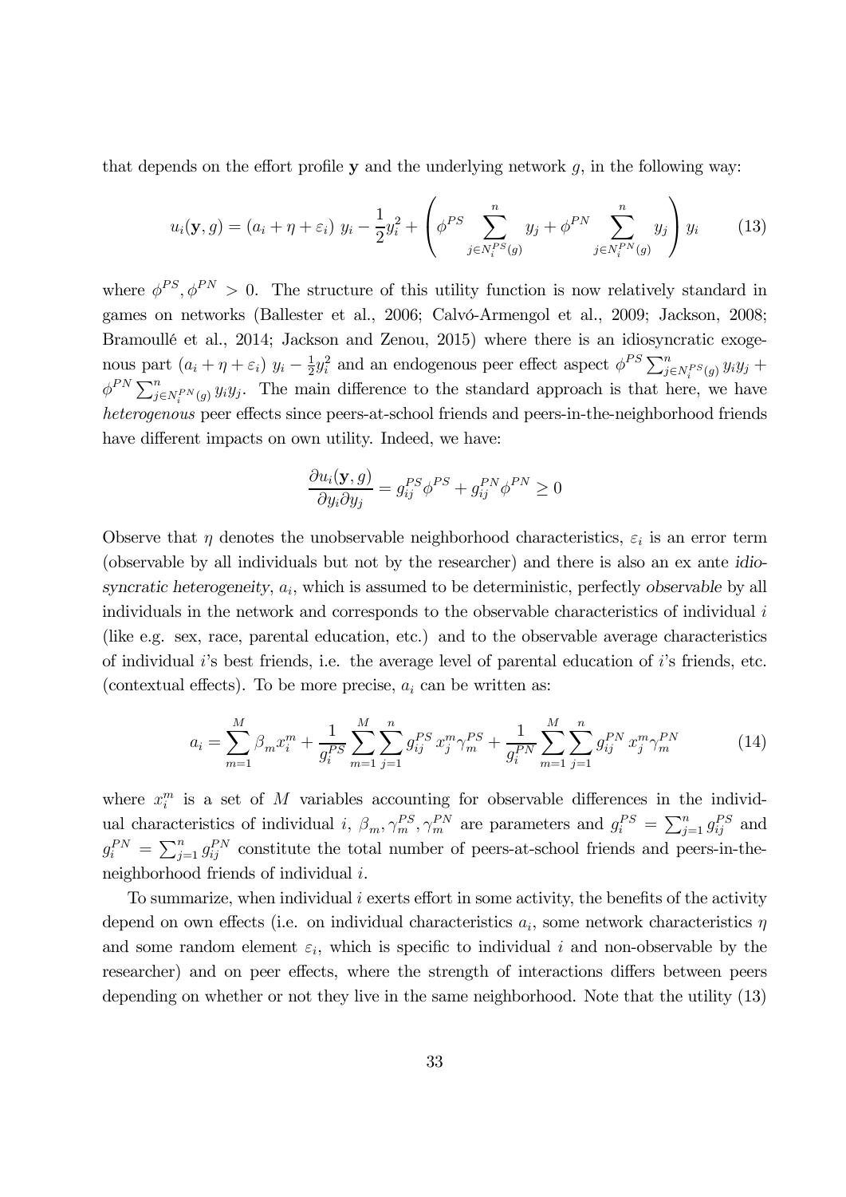that depends on the effort profile $\mathbf{y}$ and the underlying network $g$, in the following way:

$$u_i(\mathbf{y}, g) = (a_i + \eta + \varepsilon_i)\; y_i - \frac{1}{2}y_i^2 + \left( \phi^{PS} \sum_{j \in N_i^{PS}(g)}^{n} y_j + \phi^{PN} \sum_{j \in N_i^{PN}(g)}^{n} y_j \right) y_i \tag{13}$$

where $\phi^{PS}, \phi^{PN} > 0$. The structure of this utility function is now relatively standard in games on networks (Ballester et al., 2006; Calvó-Armengol et al., 2009; Jackson, 2008; Bramoullé et al., 2014; Jackson and Zenou, 2015) where there is an idiosyncratic exogenous part $(a_i + \eta + \varepsilon_i)\; y_i - \frac{1}{2}y_i^2$ and an endogenous peer effect aspect $\phi^{PS} \sum_{j \in N_i^{PS}(g)}^{n} y_i y_j + \phi^{PN} \sum_{j \in N_i^{PN}(g)}^{n} y_i y_j$. The main difference to the standard approach is that here, we have *heterogenous* peer effects since peers-at-school friends and peers-in-the-neighborhood friends have different impacts on own utility. Indeed, we have:

$$\frac{\partial u_i(\mathbf{y}, g)}{\partial y_i \partial y_j} = g_{ij}^{PS}\phi^{PS} + g_{ij}^{PN}\phi^{PN} \geq 0$$

Observe that $\eta$ denotes the unobservable neighborhood characteristics, $\varepsilon_i$ is an error term (observable by all individuals but not by the researcher) and there is also an ex ante *idiosyncratic heterogeneity*, $a_i$, which is assumed to be deterministic, perfectly *observable* by all individuals in the network and corresponds to the observable characteristics of individual $i$ (like e.g. sex, race, parental education, etc.) and to the observable average characteristics of individual $i$'s best friends, i.e. the average level of parental education of $i$'s friends, etc. (contextual effects). To be more precise, $a_i$ can be written as:

$$a_i = \sum_{m=1}^{M} \beta_m x_i^m + \frac{1}{g_i^{PS}} \sum_{m=1}^{M} \sum_{j=1}^{n} g_{ij}^{PS}\, x_j^m \gamma_m^{PS} + \frac{1}{g_i^{PN}} \sum_{m=1}^{M} \sum_{j=1}^{n} g_{ij}^{PN}\, x_j^m \gamma_m^{PN} \tag{14}$$

where $x_i^m$ is a set of $M$ variables accounting for observable differences in the individual characteristics of individual $i$, $\beta_m, \gamma_m^{PS}, \gamma_m^{PN}$ are parameters and $g_i^{PS} = \sum_{j=1}^{n} g_{ij}^{PS}$ and $g_i^{PN} = \sum_{j=1}^{n} g_{ij}^{PN}$ constitute the total number of peers-at-school friends and peers-in-the-neighborhood friends of individual $i$.

To summarize, when individual $i$ exerts effort in some activity, the benefits of the activity depend on own effects (i.e. on individual characteristics $a_i$, some network characteristics $\eta$ and some random element $\varepsilon_i$, which is specific to individual $i$ and non-observable by the researcher) and on peer effects, where the strength of interactions differs between peers depending on whether or not they live in the same neighborhood. Note that the utility (13)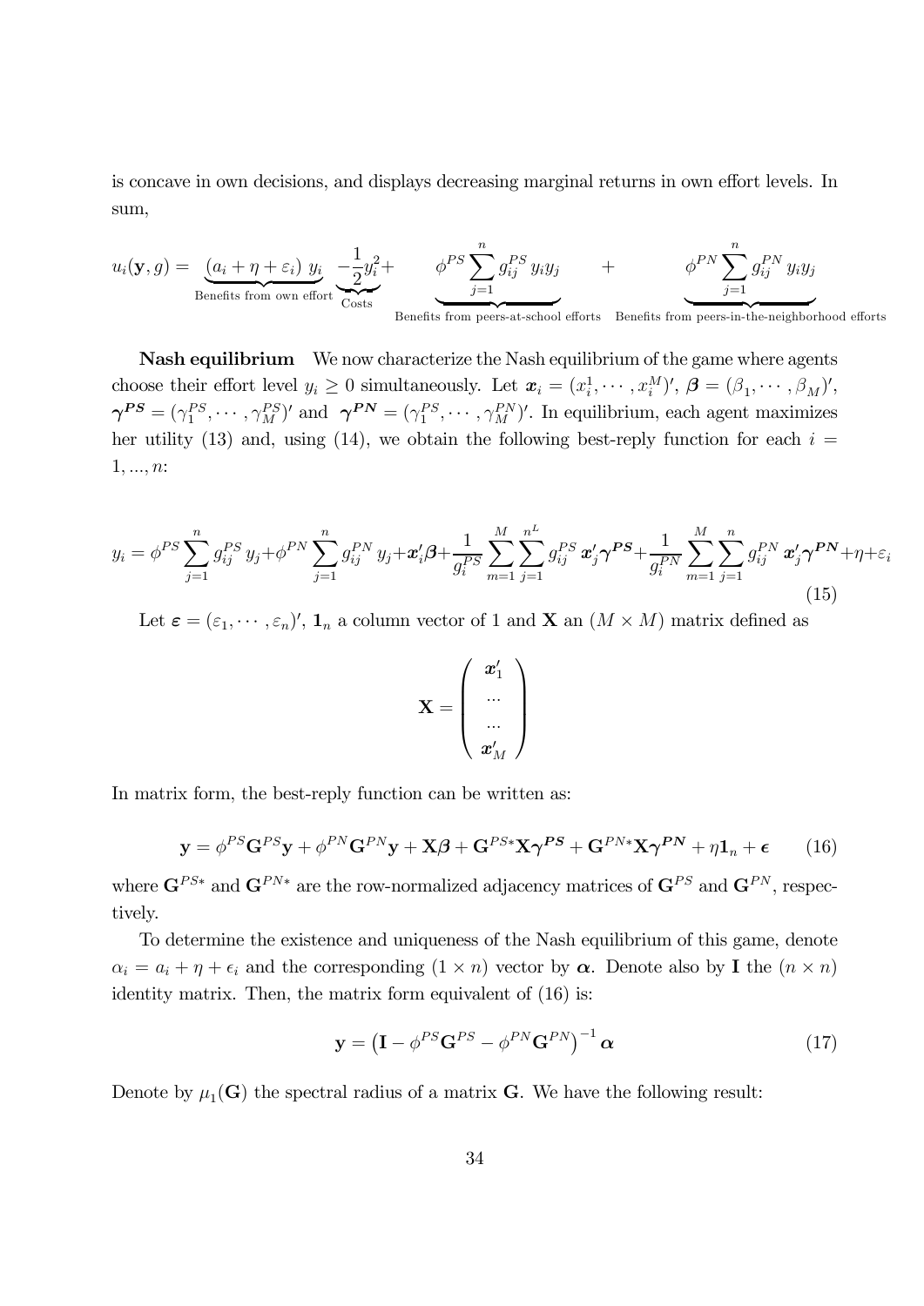is concave in own decisions, and displays decreasing marginal returns in own effort levels. In sum,

$$u_i(\mathbf{y}, g) = \underbrace{(a_i + \eta + \varepsilon_i)\ y_i}_{\text{Benefits from own effort}} \underbrace{-\frac{1}{2}y_i^2}_{\text{Costs}} + \underbrace{\phi^{PS} \sum_{j=1}^{n} g_{ij}^{PS}\, y_i y_j}_{\text{Benefits from peers-at-school efforts}} + \underbrace{\phi^{PN} \sum_{j=1}^{n} g_{ij}^{PN}\, y_i y_j}_{\text{Benefits from peers-in-the-neighborhood efforts}}$$

**Nash equilibrium** We now characterize the Nash equilibrium of the game where agents choose their effort level $y_i \geq 0$ simultaneously. Let $\boldsymbol{x}_i = (x_i^1, \cdots, x_i^M)'$, $\boldsymbol{\beta} = (\beta_1, \cdots, \beta_M)'$, $\boldsymbol{\gamma^{PS}} = (\gamma_1^{PS}, \cdots, \gamma_M^{PS})'$ and $\boldsymbol{\gamma^{PN}} = (\gamma_1^{PN}, \cdots, \gamma_M^{PN})'$. In equilibrium, each agent maximizes her utility (13) and, using (14), we obtain the following best-reply function for each $i = 1, ..., n$:

$$y_i = \phi^{PS} \sum_{j=1}^{n} g_{ij}^{PS}\, y_j + \phi^{PN} \sum_{j=1}^{n} g_{ij}^{PN}\, y_j + \boldsymbol{x}_i' \boldsymbol{\beta} + \frac{1}{g_i^{PS}} \sum_{m=1}^{M} \sum_{j=1}^{n^L} g_{ij}^{PS}\, \boldsymbol{x}_j' \boldsymbol{\gamma^{PS}} + \frac{1}{g_i^{PN}} \sum_{m=1}^{M} \sum_{j=1}^{n} g_{ij}^{PN}\, \boldsymbol{x}_j' \boldsymbol{\gamma^{PN}} + \eta + \varepsilon_i \tag{15}$$

Let $\boldsymbol{\varepsilon} = (\varepsilon_1, \cdots, \varepsilon_n)'$, $\mathbf{1}_n$ a column vector of 1 and $\mathbf{X}$ an $(M \times M)$ matrix defined as

$$\mathbf{X} = \begin{pmatrix} \boldsymbol{x}_1' \\ \cdots \\ \cdots \\ \boldsymbol{x}_M' \end{pmatrix}$$

In matrix form, the best-reply function can be written as:

$$\mathbf{y} = \phi^{PS}\mathbf{G}^{PS}\mathbf{y} + \phi^{PN}\mathbf{G}^{PN}\mathbf{y} + \mathbf{X}\boldsymbol{\beta} + \mathbf{G}^{PS*}\mathbf{X}\boldsymbol{\gamma^{PS}} + \mathbf{G}^{PN*}\mathbf{X}\boldsymbol{\gamma^{PN}} + \eta\mathbf{1}_n + \boldsymbol{\epsilon} \tag{16}$$

where $\mathbf{G}^{PS*}$ and $\mathbf{G}^{PN*}$ are the row-normalized adjacency matrices of $\mathbf{G}^{PS}$ and $\mathbf{G}^{PN}$, respectively.

To determine the existence and uniqueness of the Nash equilibrium of this game, denote $\alpha_i = a_i + \eta + \epsilon_i$ and the corresponding $(1 \times n)$ vector by $\boldsymbol{\alpha}$. Denote also by $\mathbf{I}$ the $(n \times n)$ identity matrix. Then, the matrix form equivalent of (16) is:

$$\mathbf{y} = \left(\mathbf{I} - \phi^{PS}\mathbf{G}^{PS} - \phi^{PN}\mathbf{G}^{PN}\right)^{-1} \boldsymbol{\alpha} \tag{17}$$

Denote by $\mu_1(\mathbf{G})$ the spectral radius of a matrix $\mathbf{G}$. We have the following result: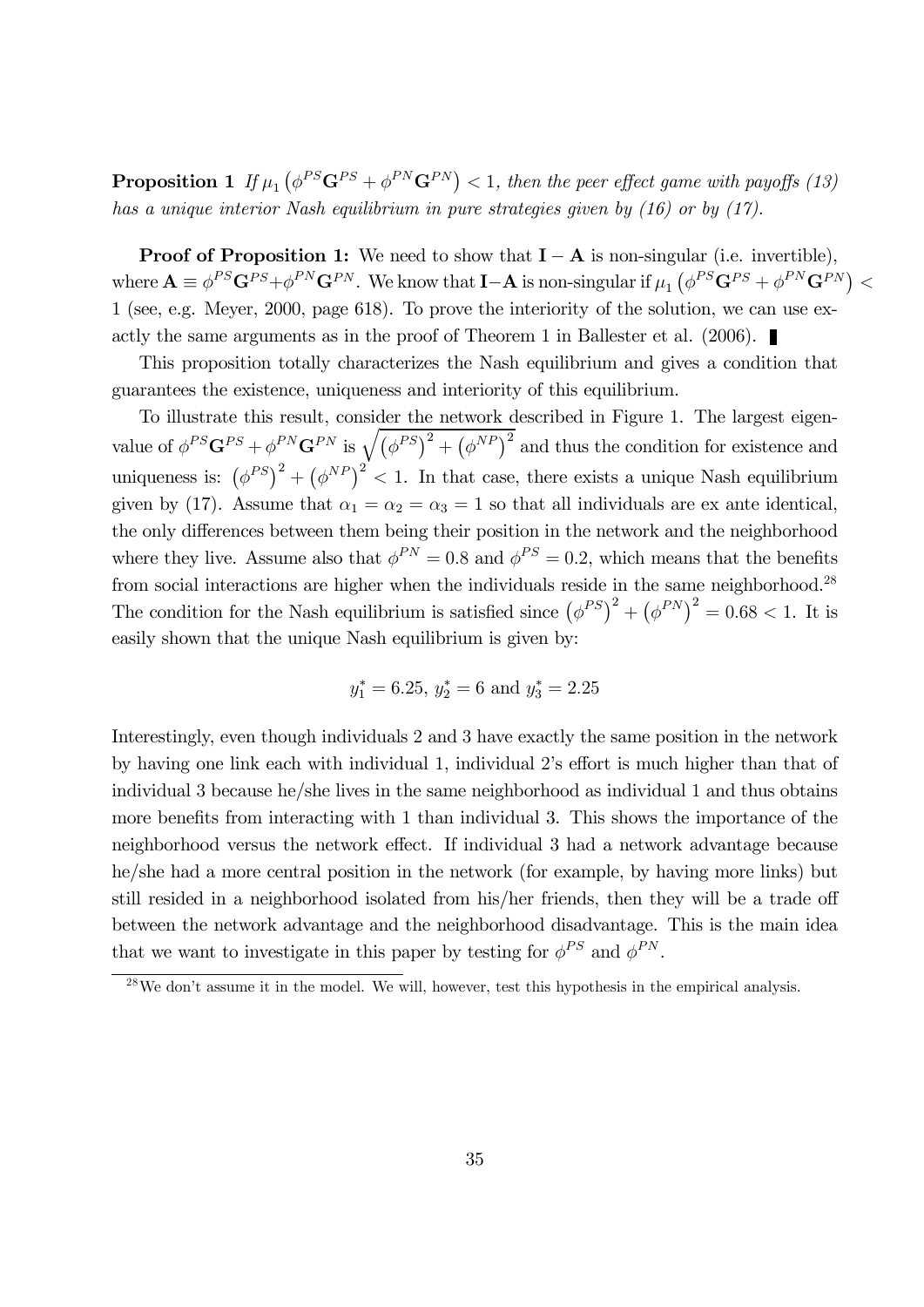**Proposition 1** *If $\mu_1\left(\phi^{PS}\mathbf{G}^{PS} + \phi^{PN}\mathbf{G}^{PN}\right) < 1$, then the peer effect game with payoffs (13) has a unique interior Nash equilibrium in pure strategies given by (16) or by (17).*

**Proof of Proposition 1:** We need to show that $\mathbf{I} - \mathbf{A}$ is non-singular (i.e. invertible), where $\mathbf{A} \equiv \phi^{PS}\mathbf{G}^{PS} + \phi^{PN}\mathbf{G}^{PN}$. We know that $\mathbf{I} - \mathbf{A}$ is non-singular if $\mu_1\left(\phi^{PS}\mathbf{G}^{PS} + \phi^{PN}\mathbf{G}^{PN}\right) < 1$ (see, e.g. Meyer, 2000, page 618). To prove the interiority of the solution, we can use exactly the same arguments as in the proof of Theorem 1 in Ballester et al. (2006). ∎

This proposition totally characterizes the Nash equilibrium and gives a condition that guarantees the existence, uniqueness and interiority of this equilibrium.

To illustrate this result, consider the network described in Figure 1. The largest eigenvalue of $\phi^{PS}\mathbf{G}^{PS} + \phi^{PN}\mathbf{G}^{PN}$ is $\sqrt{\left(\phi^{PS}\right)^2 + \left(\phi^{NP}\right)^2}$ and thus the condition for existence and uniqueness is: $\left(\phi^{PS}\right)^2 + \left(\phi^{NP}\right)^2 < 1$. In that case, there exists a unique Nash equilibrium given by (17). Assume that $\alpha_1 = \alpha_2 = \alpha_3 = 1$ so that all individuals are ex ante identical, the only differences between them being their position in the network and the neighborhood where they live. Assume also that $\phi^{PN} = 0.8$ and $\phi^{PS} = 0.2$, which means that the benefits from social interactions are higher when the individuals reside in the same neighborhood.[28] The condition for the Nash equilibrium is satisfied since $\left(\phi^{PS}\right)^2 + \left(\phi^{PN}\right)^2 = 0.68 < 1$. It is easily shown that the unique Nash equilibrium is given by:

$$y_1^* = 6.25,\ y_2^* = 6 \text{ and } y_3^* = 2.25$$

Interestingly, even though individuals 2 and 3 have exactly the same position in the network by having one link each with individual 1, individual 2's effort is much higher than that of individual 3 because he/she lives in the same neighborhood as individual 1 and thus obtains more benefits from interacting with 1 than individual 3. This shows the importance of the neighborhood versus the network effect. If individual 3 had a network advantage because he/she had a more central position in the network (for example, by having more links) but still resided in a neighborhood isolated from his/her friends, then they will be a trade off between the network advantage and the neighborhood disadvantage. This is the main idea that we want to investigate in this paper by testing for $\phi^{PS}$ and $\phi^{PN}$.

[28] We don't assume it in the model. We will, however, test this hypothesis in the empirical analysis.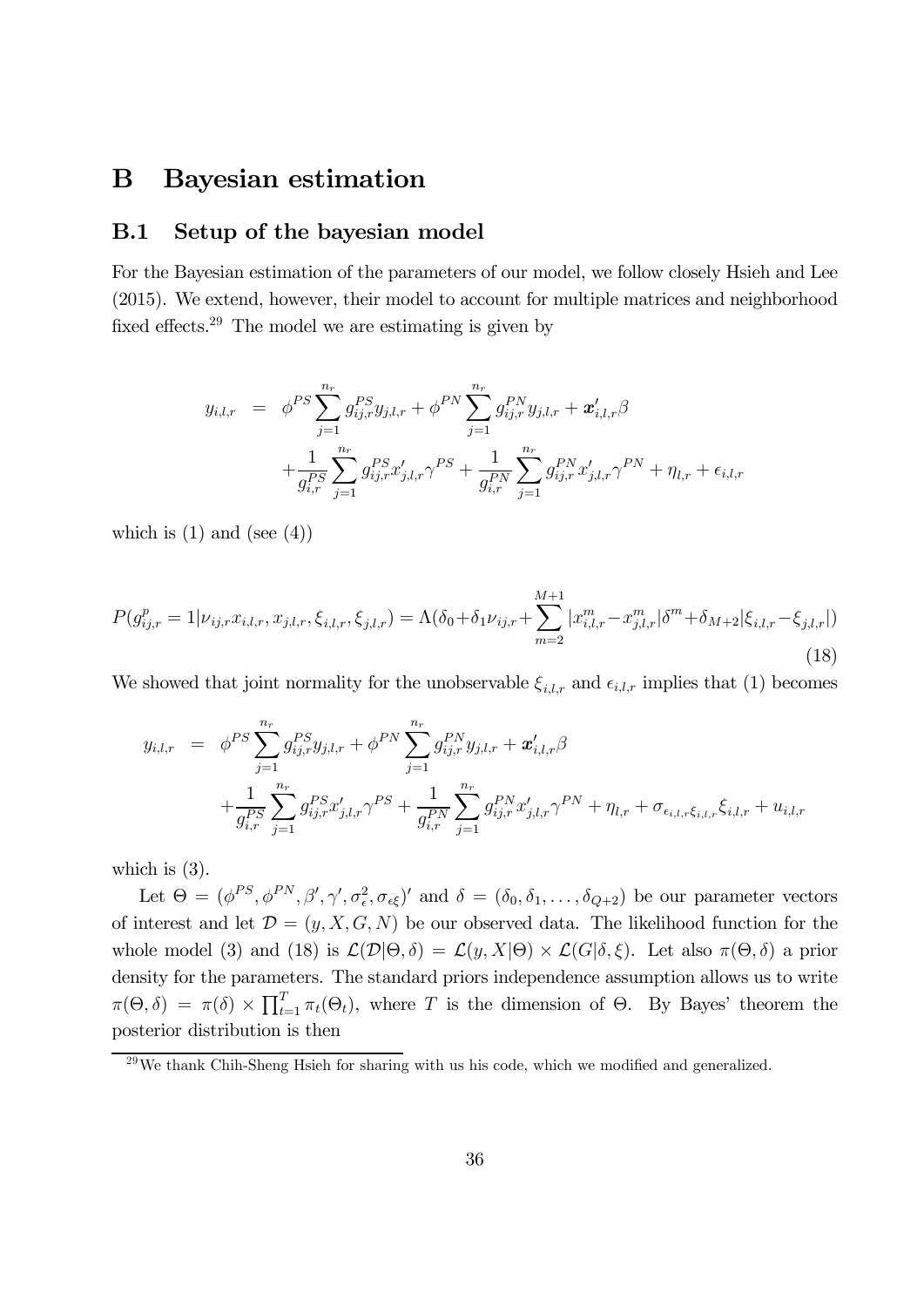# B Bayesian estimation

## B.1 Setup of the bayesian model

For the Bayesian estimation of the parameters of our model, we follow closely Hsieh and Lee (2015). We extend, however, their model to account for multiple matrices and neighborhood fixed effects.[29] The model we are estimating is given by

$$
\begin{aligned}
y_{i,l,r} &= \phi^{PS} \sum_{j=1}^{n_r} g_{ij,r}^{PS} y_{j,l,r} + \phi^{PN} \sum_{j=1}^{n_r} g_{ij,r}^{PN} y_{j,l,r} + \boldsymbol{x}'_{i,l,r}\beta \\
&+ \frac{1}{g_{i,r}^{PS}} \sum_{j=1}^{n_r} g_{ij,r}^{PS} x'_{j,l,r}\gamma^{PS} + \frac{1}{g_{i,r}^{PN}} \sum_{j=1}^{n_r} g_{ij,r}^{PN} x'_{j,l,r}\gamma^{PN} + \eta_{l,r} + \epsilon_{i,l,r}
\end{aligned}
$$

which is (1) and (see (4))

$$
P(g_{ij,r}^{p} = 1 | \nu_{ij,r} x_{i,l,r}, x_{j,l,r}, \xi_{i,l,r}, \xi_{j,l,r}) = \Lambda(\delta_0 + \delta_1 \nu_{ij,r} + \sum_{m=2}^{M+1} |x_{i,l,r}^m - x_{j,l,r}^m| \delta^m + \delta_{M+2} |\xi_{i,l,r} - \xi_{j,l,r}|) \tag{18}
$$

We showed that joint normality for the unobservable $\xi_{i,l,r}$ and $\epsilon_{i,l,r}$ implies that (1) becomes

$$
\begin{aligned}
y_{i,l,r} &= \phi^{PS} \sum_{j=1}^{n_r} g_{ij,r}^{PS} y_{j,l,r} + \phi^{PN} \sum_{j=1}^{n_r} g_{ij,r}^{PN} y_{j,l,r} + \boldsymbol{x}'_{i,l,r}\beta \\
&+ \frac{1}{g_{i,r}^{PS}} \sum_{j=1}^{n_r} g_{ij,r}^{PS} x'_{j,l,r}\gamma^{PS} + \frac{1}{g_{i,r}^{PN}} \sum_{j=1}^{n_r} g_{ij,r}^{PN} x'_{j,l,r}\gamma^{PN} + \eta_{l,r} + \sigma_{\epsilon_{i,l,r}\xi_{i,l,r}} \xi_{i,l,r} + u_{i,l,r}
\end{aligned}
$$

which is (3).

Let $\Theta = (\phi^{PS}, \phi^{PN}, \beta', \gamma', \sigma_\epsilon^2, \sigma_{\epsilon\xi})'$ and $\delta = (\delta_0, \delta_1, \ldots, \delta_{Q+2})$ be our parameter vectors of interest and let $\mathcal{D} = (y, X, G, N)$ be our observed data. The likelihood function for the whole model (3) and (18) is $\mathcal{L}(\mathcal{D}|\Theta, \delta) = \mathcal{L}(y, X|\Theta) \times \mathcal{L}(G|\delta, \xi)$. Let also $\pi(\Theta, \delta)$ a prior density for the parameters. The standard priors independence assumption allows us to write $\pi(\Theta, \delta) = \pi(\delta) \times \prod_{t=1}^{T} \pi_t(\Theta_t)$, where $T$ is the dimension of $\Theta$. By Bayes' theorem the posterior distribution is then

[29] We thank Chih-Sheng Hsieh for sharing with us his code, which we modified and generalized.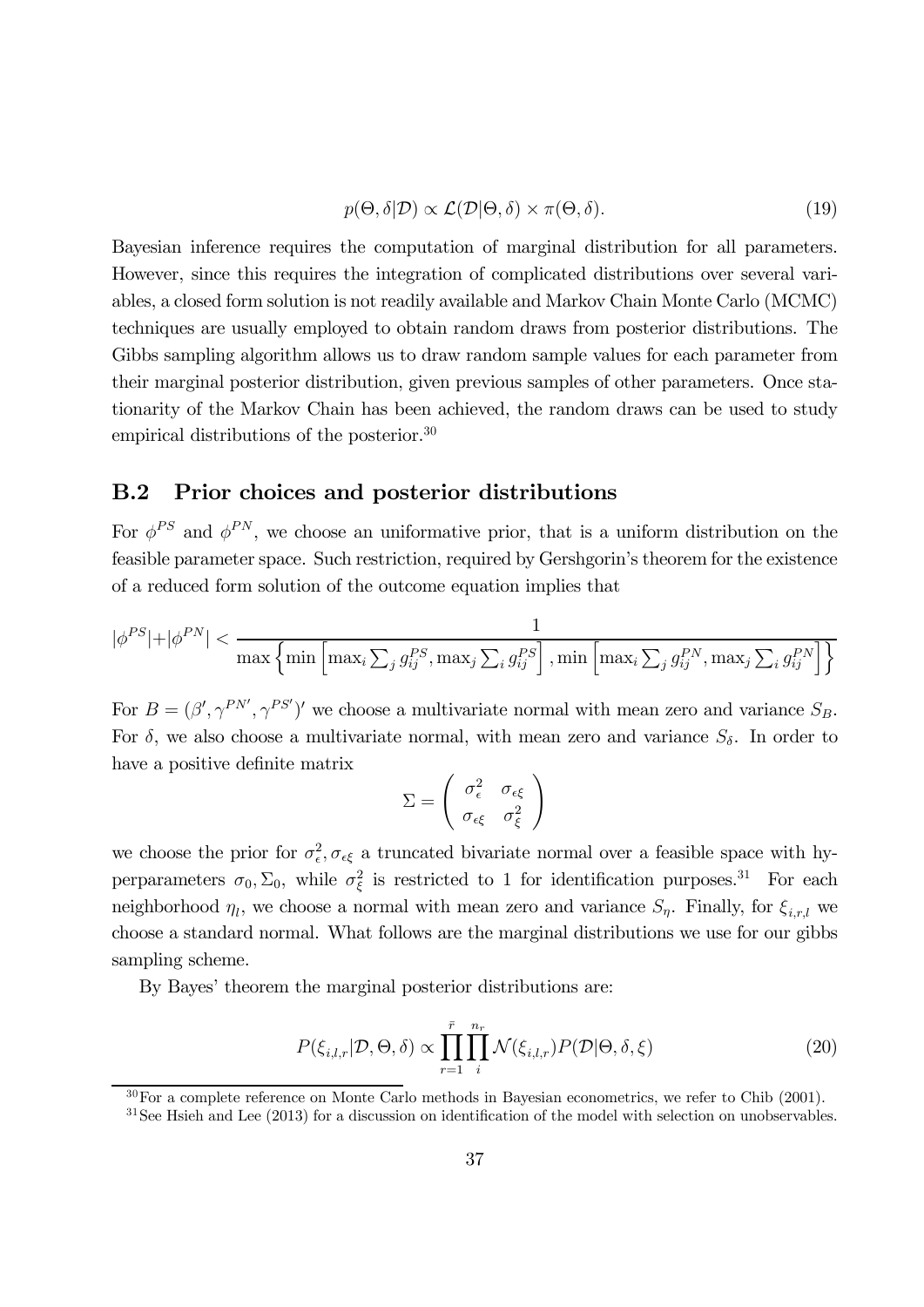$$p(\Theta, \delta|\mathcal{D}) \propto \mathcal{L}(\mathcal{D}|\Theta, \delta) \times \pi(\Theta, \delta). \tag{19}$$

Bayesian inference requires the computation of marginal distribution for all parameters. However, since this requires the integration of complicated distributions over several variables, a closed form solution is not readily available and Markov Chain Monte Carlo (MCMC) techniques are usually employed to obtain random draws from posterior distributions. The Gibbs sampling algorithm allows us to draw random sample values for each parameter from their marginal posterior distribution, given previous samples of other parameters. Once stationarity of the Markov Chain has been achieved, the random draws can be used to study empirical distributions of the posterior.[30]

## B.2 Prior choices and posterior distributions

For $\phi^{PS}$ and $\phi^{PN}$, we choose an uniformative prior, that is a uniform distribution on the feasible parameter space. Such restriction, required by Gershgorin's theorem for the existence of a reduced form solution of the outcome equation implies that

$$|\phi^{PS}|+|\phi^{PN}| < \frac{1}{\max\left\{\min\left[\max_i \sum_j g_{ij}^{PS}, \max_j \sum_i g_{ij}^{PS}\right], \min\left[\max_i \sum_j g_{ij}^{PN}, \max_j \sum_i g_{ij}^{PN}\right]\right\}}$$

For $B = (\beta', \gamma^{PN'}, \gamma^{PS'})'$ we choose a multivariate normal with mean zero and variance $S_B$. For $\delta$, we also choose a multivariate normal, with mean zero and variance $S_\delta$. In order to have a positive definite matrix

$$\Sigma = \begin{pmatrix} \sigma_\epsilon^2 & \sigma_{\epsilon\xi} \\ \sigma_{\epsilon\xi} & \sigma_\xi^2 \end{pmatrix}$$

we choose the prior for $\sigma_\epsilon^2, \sigma_{\epsilon\xi}$ a truncated bivariate normal over a feasible space with hyperparameters $\sigma_0, \Sigma_0$, while $\sigma_\xi^2$ is restricted to 1 for identification purposes.[31] For each neighborhood $\eta_l$, we choose a normal with mean zero and variance $S_\eta$. Finally, for $\xi_{i,r,l}$ we choose a standard normal. What follows are the marginal distributions we use for our gibbs sampling scheme.

By Bayes' theorem the marginal posterior distributions are:

$$P(\xi_{i,l,r}|\mathcal{D}, \Theta, \delta) \propto \prod_{r=1}^{\bar{r}} \prod_{i}^{n_r} \mathcal{N}(\xi_{i,l,r}) P(\mathcal{D}|\Theta, \delta, \xi) \tag{20}$$

[30] For a complete reference on Monte Carlo methods in Bayesian econometrics, we refer to Chib (2001).

[31] See Hsieh and Lee (2013) for a discussion on identification of the model with selection on unobservables.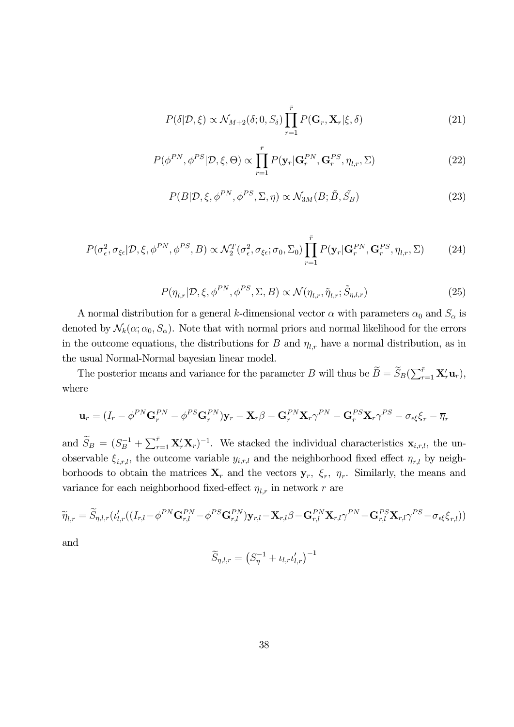$$P(\delta|\mathcal{D},\xi) \propto \mathcal{N}_{M+2}(\delta;0,S_\delta)\prod_{r=1}^{\bar{r}} P(\mathbf{G}_r,\mathbf{X}_r|\xi,\delta) \tag{21}$$

$$P(\phi^{PN},\phi^{PS}|\mathcal{D},\xi,\Theta) \propto \prod_{r=1}^{\bar{r}} P(\mathbf{y}_r|\mathbf{G}_r^{PN},\mathbf{G}_r^{PS},\eta_{l,r},\Sigma) \tag{22}$$

$$P(B|\mathcal{D},\xi,\phi^{PN},\phi^{PS},\Sigma,\eta) \propto \mathcal{N}_{3M}(B;\tilde{B},\tilde{S_B}) \tag{23}$$

$$P(\sigma_\epsilon^2,\sigma_{\xi\epsilon}|\mathcal{D},\xi,\phi^{PN},\phi^{PS},B) \propto \mathcal{N}_2^T(\sigma_\epsilon^2,\sigma_{\xi\epsilon};\sigma_0,\Sigma_0)\prod_{r=1}^{\bar{r}} P(\mathbf{y}_r|\mathbf{G}_r^{PN},\mathbf{G}_r^{PS},\eta_{l,r},\Sigma) \tag{24}$$

$$P(\eta_{l,r}|\mathcal{D},\xi,\phi^{PN},\phi^{PS},\Sigma,B) \propto \mathcal{N}(\eta_{l,r},\tilde{\eta}_{l,r};\tilde{S}_{\eta,l,r}) \tag{25}$$

A normal distribution for a general $k$-dimensional vector $\alpha$ with parameters $\alpha_0$ and $S_\alpha$ is denoted by $\mathcal{N}_k(\alpha;\alpha_0,S_\alpha)$. Note that with normal priors and normal likelihood for the errors in the outcome equations, the distributions for $B$ and $\eta_{l,r}$ have a normal distribution, as in the usual Normal-Normal bayesian linear model.

The posterior means and variance for the parameter $B$ will thus be $\widetilde{B} = \widetilde{S}_B(\sum_{r=1}^{\bar{r}} \mathbf{X}_r'\mathbf{u}_r)$, where

$$\mathbf{u}_r = (I_r - \phi^{PN}\mathbf{G}_r^{PN} - \phi^{PS}\mathbf{G}_r^{PN})\mathbf{y}_r - \mathbf{X}_r\beta - \mathbf{G}_r^{PN}\mathbf{X}_r\gamma^{PN} - \mathbf{G}_r^{PS}\mathbf{X}_r\gamma^{PS} - \sigma_{\epsilon\xi}\xi_r - \overline{\eta}_r$$

and $\widetilde{S}_B = (S_B^{-1} + \sum_{r=1}^{\bar{r}} \mathbf{X}_r'\mathbf{X}_r)^{-1}$. We stacked the individual characteristics $\mathbf{x}_{i,r,l}$, the unobservable $\xi_{i,r,l}$, the outcome variable $y_{i,r,l}$ and the neighborhood fixed effect $\eta_{r,l}$ by neighborhoods to obtain the matrices $\mathbf{X}_r$ and the vectors $\mathbf{y}_r$, $\xi_r$, $\eta_r$. Similarly, the means and variance for each neighborhood fixed-effect $\eta_{l,r}$ in network $r$ are

$$\widetilde{\eta}_{l,r} = \widetilde{S}_{\eta,l,r}(\iota_{l,r}'((I_{r,l} - \phi^{PN}\mathbf{G}_{r,l}^{PN} - \phi^{PS}\mathbf{G}_{r,l}^{PN})\mathbf{y}_{r,l} - \mathbf{X}_{r,l}\beta - \mathbf{G}_{r,l}^{PN}\mathbf{X}_{r,l}\gamma^{PN} - \mathbf{G}_{r,l}^{PS}\mathbf{X}_{r,l}\gamma^{PS} - \sigma_{\epsilon\xi}\xi_{r,l}))$$

and

$$\widetilde{S}_{\eta,l,r} = \left(S_\eta^{-1} + \iota_{l,r}\iota_{l,r}'\right)^{-1}$$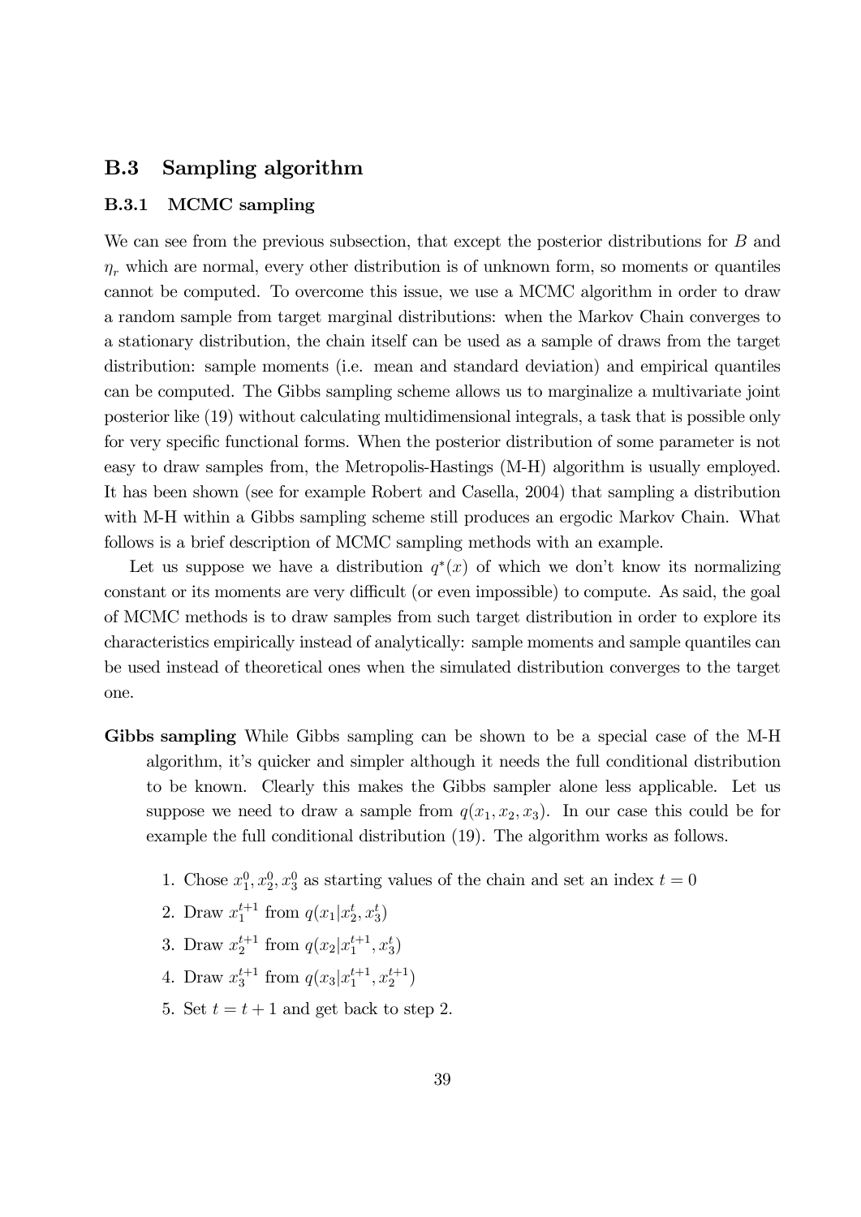## B.3 Sampling algorithm

### B.3.1 MCMC sampling

We can see from the previous subsection, that except the posterior distributions for $B$ and $\eta_r$ which are normal, every other distribution is of unknown form, so moments or quantiles cannot be computed. To overcome this issue, we use a MCMC algorithm in order to draw a random sample from target marginal distributions: when the Markov Chain converges to a stationary distribution, the chain itself can be used as a sample of draws from the target distribution: sample moments (i.e. mean and standard deviation) and empirical quantiles can be computed. The Gibbs sampling scheme allows us to marginalize a multivariate joint posterior like (19) without calculating multidimensional integrals, a task that is possible only for very specific functional forms. When the posterior distribution of some parameter is not easy to draw samples from, the Metropolis-Hastings (M-H) algorithm is usually employed. It has been shown (see for example Robert and Casella, 2004) that sampling a distribution with M-H within a Gibbs sampling scheme still produces an ergodic Markov Chain. What follows is a brief description of MCMC sampling methods with an example.

Let us suppose we have a distribution $q^*(x)$ of which we don't know its normalizing constant or its moments are very difficult (or even impossible) to compute. As said, the goal of MCMC methods is to draw samples from such target distribution in order to explore its characteristics empirically instead of analytically: sample moments and sample quantiles can be used instead of theoretical ones when the simulated distribution converges to the target one.

**Gibbs sampling** While Gibbs sampling can be shown to be a special case of the M-H algorithm, it's quicker and simpler although it needs the full conditional distribution to be known. Clearly this makes the Gibbs sampler alone less applicable. Let us suppose we need to draw a sample from $q(x_1, x_2, x_3)$. In our case this could be for example the full conditional distribution (19). The algorithm works as follows.

1. Chose $x_1^0, x_2^0, x_3^0$ as starting values of the chain and set an index $t = 0$
2. Draw $x_1^{t+1}$ from $q(x_1|x_2^t, x_3^t)$
3. Draw $x_2^{t+1}$ from $q(x_2|x_1^{t+1}, x_3^t)$
4. Draw $x_3^{t+1}$ from $q(x_3|x_1^{t+1}, x_2^{t+1})$
5. Set $t = t + 1$ and get back to step 2.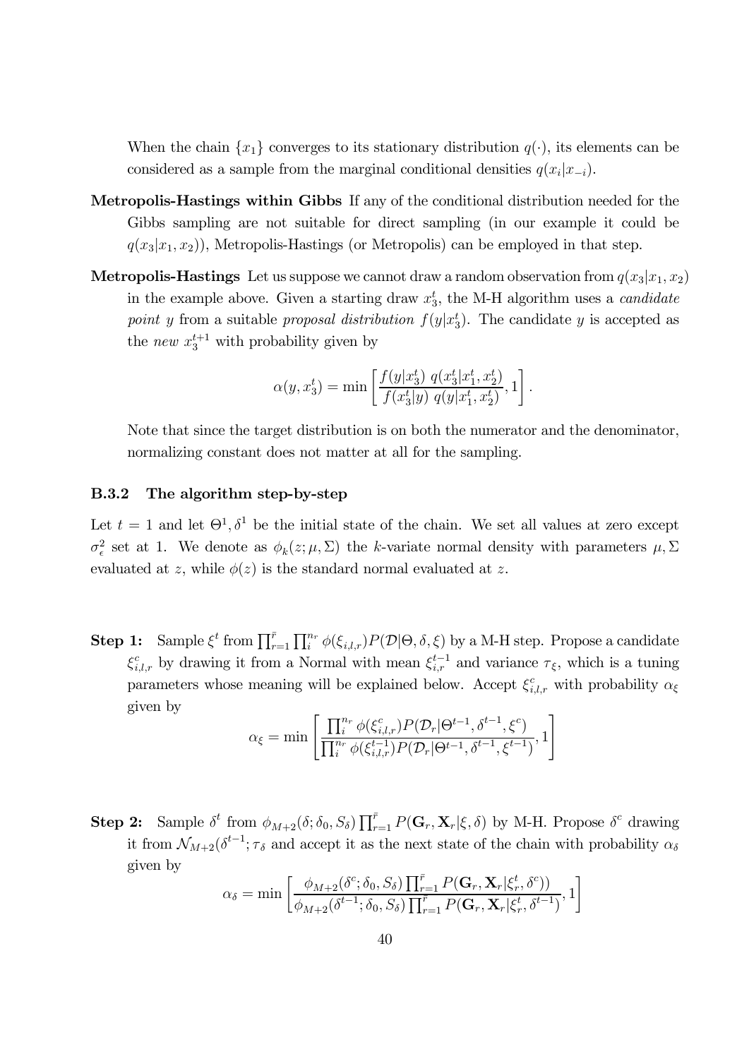When the chain $\{x_1\}$ converges to its stationary distribution $q(\cdot)$, its elements can be considered as a sample from the marginal conditional densities $q(x_i|x_{-i})$.

**Metropolis-Hastings within Gibbs** If any of the conditional distribution needed for the Gibbs sampling are not suitable for direct sampling (in our example it could be $q(x_3|x_1, x_2)$), Metropolis-Hastings (or Metropolis) can be employed in that step.

**Metropolis-Hastings** Let us suppose we cannot draw a random observation from $q(x_3|x_1, x_2)$ in the example above. Given a starting draw $x_3^t$, the M-H algorithm uses a *candidate point* $y$ from a suitable *proposal distribution* $f(y|x_3^t)$. The candidate $y$ is accepted as the *new* $x_3^{t+1}$ with probability given by

$$\alpha(y, x_3^t) = \min\left[\frac{f(y|x_3^t)\ q(x_3^t|x_1^t, x_2^t)}{f(x_3^t|y)\ q(y|x_1^t, x_2^t)}, 1\right].$$

Note that since the target distribution is on both the numerator and the denominator, normalizing constant does not matter at all for the sampling.

#### B.3.2 The algorithm step-by-step

Let $t = 1$ and let $\Theta^1, \delta^1$ be the initial state of the chain. We set all values at zero except $\sigma_\epsilon^2$ set at 1. We denote as $\phi_k(z; \mu, \Sigma)$ the $k$-variate normal density with parameters $\mu, \Sigma$ evaluated at $z$, while $\phi(z)$ is the standard normal evaluated at $z$.

**Step 1:** Sample $\xi^t$ from $\prod_{r=1}^{\bar{r}} \prod_i^{n_r} \phi(\xi_{i,l,r}) P(\mathcal{D}|\Theta, \delta, \xi)$ by a M-H step. Propose a candidate $\xi_{i,l,r}^c$ by drawing it from a Normal with mean $\xi_{i,r}^{t-1}$ and variance $\tau_\xi$, which is a tuning parameters whose meaning will be explained below. Accept $\xi_{i,l,r}^c$ with probability $\alpha_\xi$ given by

$$\alpha_\xi = \min\left[\frac{\prod_i^{n_r} \phi(\xi_{i,l,r}^c) P(\mathcal{D}_r|\Theta^{t-1}, \delta^{t-1}, \xi^c)}{\prod_i^{n_r} \phi(\xi_{i,l,r}^{t-1}) P(\mathcal{D}_r|\Theta^{t-1}, \delta^{t-1}, \xi^{t-1})}, 1\right]$$

**Step 2:** Sample $\delta^t$ from $\phi_{M+2}(\delta; \delta_0, S_\delta) \prod_{r=1}^{\bar{r}} P(\mathbf{G}_r, \mathbf{X}_r|\xi, \delta)$ by M-H. Propose $\delta^c$ drawing it from $\mathcal{N}_{M+2}(\delta^{t-1}; \tau_\delta$ and accept it as the next state of the chain with probability $\alpha_\delta$ given by

$$\alpha_\delta = \min\left[\frac{\phi_{M+2}(\delta^c; \delta_0, S_\delta) \prod_{r=1}^{\bar{r}} P(\mathbf{G}_r, \mathbf{X}_r|\xi_r^t, \delta^c))}{\phi_{M+2}(\delta^{t-1}; \delta_0, S_\delta) \prod_{r=1}^{\bar{r}} P(\mathbf{G}_r, \mathbf{X}_r|\xi_r^t, \delta^{t-1})}, 1\right]$$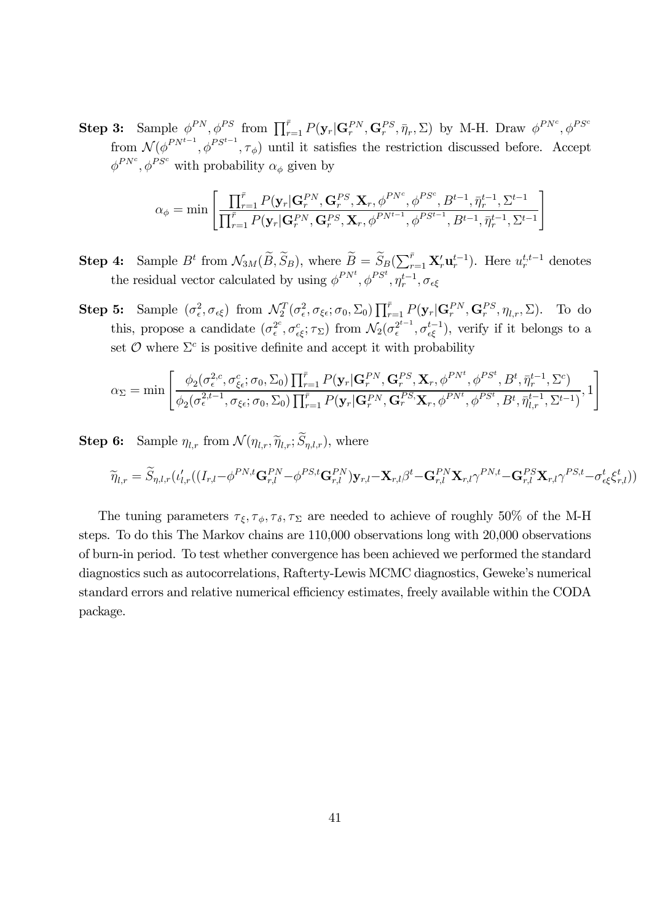**Step 3:** Sample $\phi^{PN}, \phi^{PS}$ from $\prod_{r=1}^{\bar{r}} P(\mathbf{y}_r|\mathbf{G}_r^{PN}, \mathbf{G}_r^{PS}, \bar{\eta}_r, \Sigma)$ by M-H. Draw $\phi^{PN^c}, \phi^{PS^c}$ from $\mathcal{N}(\phi^{PN^{t-1}}, \phi^{PS^{t-1}}, \tau_\phi)$ until it satisfies the restriction discussed before. Accept $\phi^{PN^c}, \phi^{PS^c}$ with probability $\alpha_\phi$ given by

$$\alpha_\phi = \min\left[\frac{\prod_{r=1}^{\bar{r}} P(\mathbf{y}_r|\mathbf{G}_r^{PN}, \mathbf{G}_r^{PS}, \mathbf{X}_r, \phi^{PN^c}, \phi^{PS^c}, B^{t-1}, \bar{\eta}_r^{t-1}, \Sigma^{t-1}}{\prod_{r=1}^{\bar{r}} P(\mathbf{y}_r|\mathbf{G}_r^{PN}, \mathbf{G}_r^{PS}, \mathbf{X}_r, \phi^{PN^{t-1}}, \phi^{PS^{t-1}}, B^{t-1}, \bar{\eta}_r^{t-1}, \Sigma^{t-1}}\right]$$

**Step 4:** Sample $B^t$ from $\mathcal{N}_{3M}(\widetilde{B}, \widetilde{S}_B)$, where $\widetilde{B} = \widetilde{S}_B(\sum_{r=1}^{\bar{r}} \mathbf{X}_r' \mathbf{u}_r^{t-1})$. Here $u_r^{t,t-1}$ denotes the residual vector calculated by using $\phi^{PN^t}, \phi^{PS^t}, \eta_r^{t-1}, \sigma_{\epsilon\xi}$

**Step 5:** Sample $(\sigma_\epsilon^2, \sigma_{\epsilon\xi})$ from $\mathcal{N}_2^T(\sigma_\epsilon^2, \sigma_{\xi\epsilon}; \sigma_0, \Sigma_0) \prod_{r=1}^{\bar{r}} P(\mathbf{y}_r|\mathbf{G}_r^{PN}, \mathbf{G}_r^{PS}, \eta_{l,r}, \Sigma)$. To do this, propose a candidate $(\sigma_\epsilon^{2^c}, \sigma_{\epsilon\xi}^c; \tau_\Sigma)$ from $\mathcal{N}_2(\sigma_\epsilon^{2^{t-1}}, \sigma_{\epsilon\xi}^{t-1})$, verify if it belongs to a set $\mathcal{O}$ where $\Sigma^c$ is positive definite and accept it with probability

$$\alpha_\Sigma = \min\left[\frac{\phi_2(\sigma_\epsilon^{2,c}, \sigma_{\xi\epsilon}^c; \sigma_0, \Sigma_0) \prod_{r=1}^{\bar{r}} P(\mathbf{y}_r|\mathbf{G}_r^{PN}, \mathbf{G}_r^{PS}, \mathbf{X}_r, \phi^{PN^t}, \phi^{PS^t}, B^t, \bar{\eta}_r^{t-1}, \Sigma^c)}{\phi_2(\sigma_\epsilon^{2,t-1}, \sigma_{\xi\epsilon}; \sigma_0, \Sigma_0) \prod_{r=1}^{\bar{r}} P(\mathbf{y}_r|\mathbf{G}_r^{PN}, \mathbf{G}_r^{PS} \mathbf{X}_r, \phi^{PN^t}, \phi^{PS^t}, B^t, \bar{\eta}_{l,r}^{t-1}, \Sigma^{t-1})}, 1\right]$$

**Step 6:** Sample $\eta_{l,r}$ from $\mathcal{N}(\eta_{l,r}, \widetilde{\eta}_{l,r}; \widetilde{S}_{\eta,l,r})$, where

$$\widetilde{\eta}_{l,r} = \widetilde{S}_{\eta,l,r}(\iota_{l,r}'((I_{r,l} - \phi^{PN,t}\mathbf{G}_{r,l}^{PN} - \phi^{PS,t}\mathbf{G}_{r,l}^{PN})\mathbf{y}_{r,l} - \mathbf{X}_{r,l}\beta^t - \mathbf{G}_{r,l}^{PN}\mathbf{X}_{r,l}\gamma^{PN,t} - \mathbf{G}_{r,l}^{PS}\mathbf{X}_{r,l}\gamma^{PS,t} - \sigma_{\epsilon\xi}^t \xi_{r,l}^t))$$

The tuning parameters $\tau_\xi, \tau_\phi, \tau_\delta, \tau_\Sigma$ are needed to achieve of roughly 50% of the M-H steps. To do this The Markov chains are 110,000 observations long with 20,000 observations of burn-in period. To test whether convergence has been achieved we performed the standard diagnostics such as autocorrelations, Rafterty-Lewis MCMC diagnostics, Geweke's numerical standard errors and relative numerical efficiency estimates, freely available within the CODA package.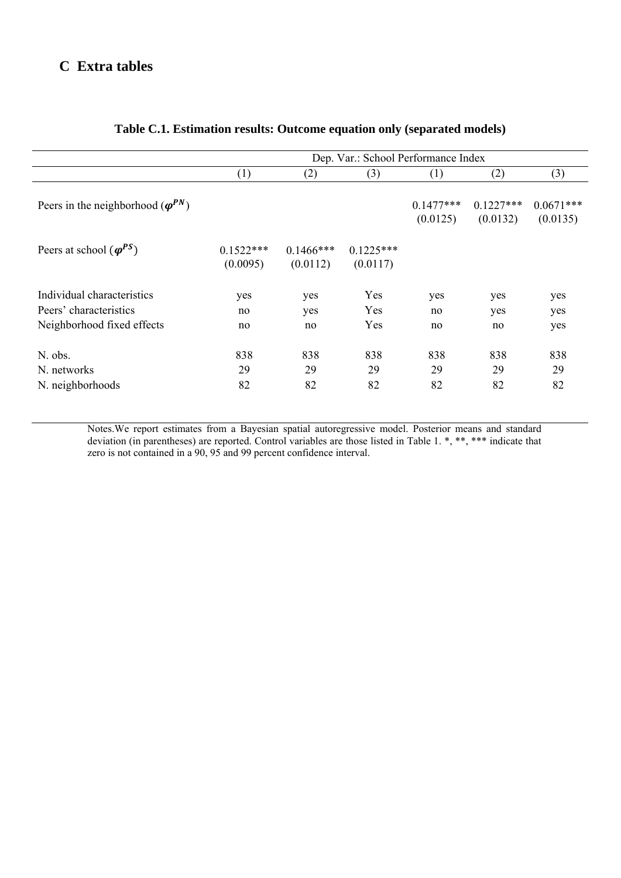# C Extra tables

**Table C.1. Estimation results: Outcome equation only (separated models)**

| | Dep. Var.: School Performance Index | | | | | |
|---|---|---|---|---|---|---|
| | (1) | (2) | (3) | (1) | (2) | (3) |
| Peers in the neighborhood ($\boldsymbol{\varphi}^{PN}$) | | | | 0.1477*** (0.0125) | 0.1227*** (0.0132) | 0.0671*** (0.0135) |
| Peers at school ($\boldsymbol{\varphi}^{PS}$) | 0.1522*** (0.0095) | 0.1466*** (0.0112) | 0.1225*** (0.0117) | | | |
| Individual characteristics | yes | yes | Yes | yes | yes | yes |
| Peers' characteristics | no | yes | Yes | no | yes | yes |
| Neighborhood fixed effects | no | no | Yes | no | no | yes |
| N. obs. | 838 | 838 | 838 | 838 | 838 | 838 |
| N. networks | 29 | 29 | 29 | 29 | 29 | 29 |
| N. neighborhoods | 82 | 82 | 82 | 82 | 82 | 82 |

Notes.We report estimates from a Bayesian spatial autoregressive model. Posterior means and standard deviation (in parentheses) are reported. Control variables are those listed in Table 1. *, **, *** indicate that zero is not contained in a 90, 95 and 99 percent confidence interval.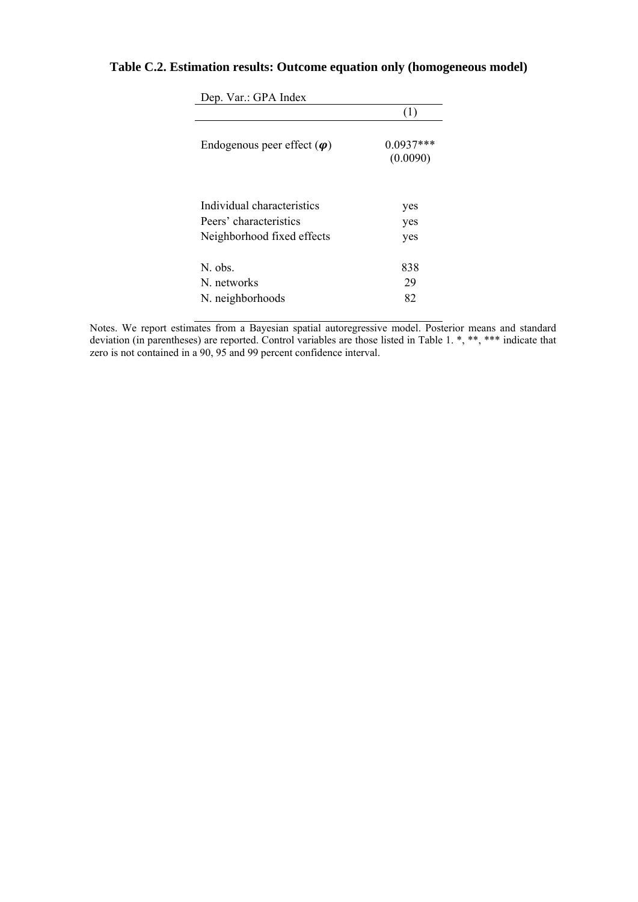**Table C.2. Estimation results: Outcome equation only (homogeneous model)**

| Dep. Var.: GPA Index | |
|---|---|
| | (1) |
| Endogenous peer effect ($\boldsymbol{\varphi}$) | 0.0937*** |
| | (0.0090) |
| Individual characteristics | yes |
| Peers' characteristics | yes |
| Neighborhood fixed effects | yes |
| N. obs. | 838 |
| N. networks | 29 |
| N. neighborhoods | 82 |

Notes. We report estimates from a Bayesian spatial autoregressive model. Posterior means and standard deviation (in parentheses) are reported. Control variables are those listed in Table 1. *, **, *** indicate that zero is not contained in a 90, 95 and 99 percent confidence interval.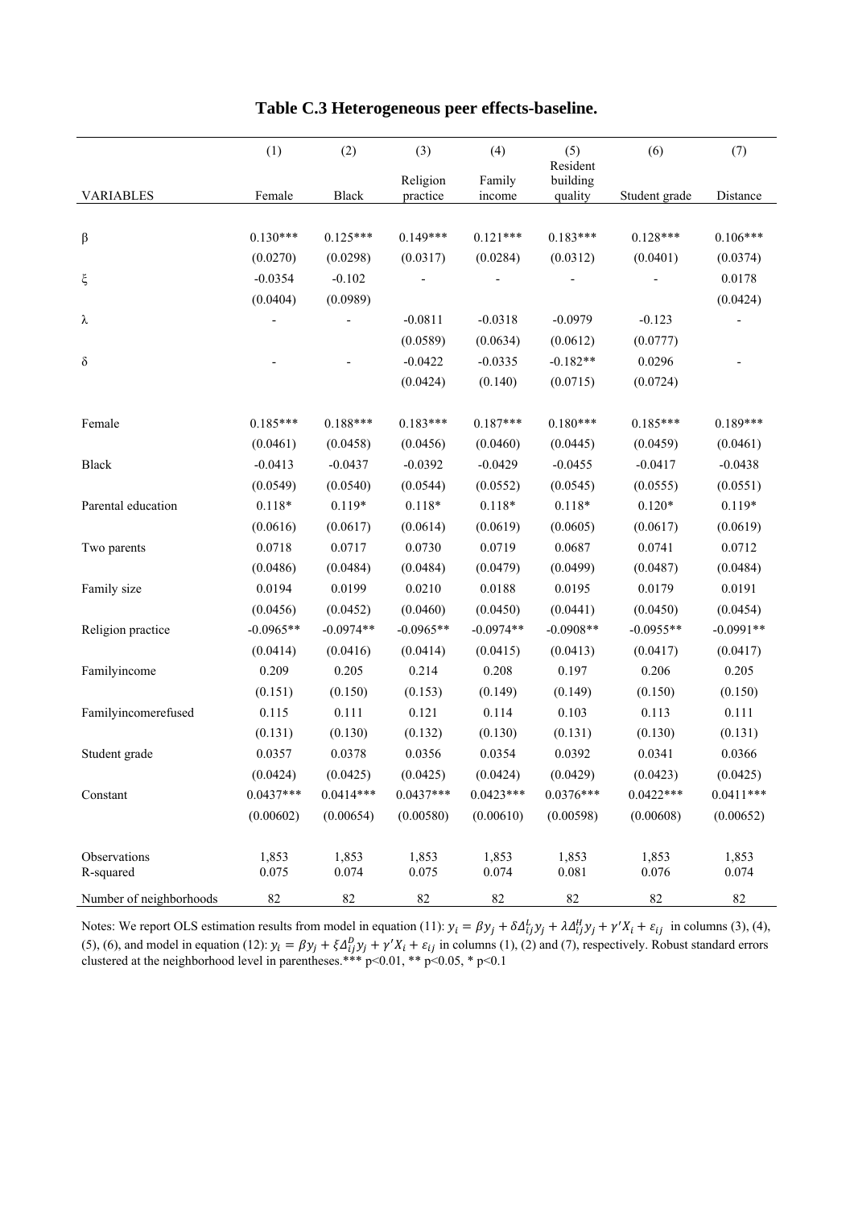# Table C.3 Heterogeneous peer effects-baseline.

| VARIABLES | (1) Female | (2) Black | (3) Religion practice | (4) Family income | (5) Resident building quality | (6) Student grade | (7) Distance |
|---|---|---|---|---|---|---|---|
| β | 0.130*** | 0.125*** | 0.149*** | 0.121*** | 0.183*** | 0.128*** | 0.106*** |
| | (0.0270) | (0.0298) | (0.0317) | (0.0284) | (0.0312) | (0.0401) | (0.0374) |
| ξ | -0.0354 | -0.102 | - | - | - | - | 0.0178 |
| | (0.0404) | (0.0989) | | | | | (0.0424) |
| λ | - | - | -0.0811 | -0.0318 | -0.0979 | -0.123 | - |
| | | | (0.0589) | (0.0634) | (0.0612) | (0.0777) | |
| δ | - | - | -0.0422 | -0.0335 | -0.182** | 0.0296 | - |
| | | | (0.0424) | (0.140) | (0.0715) | (0.0724) | |
| Female | 0.185*** | 0.188*** | 0.183*** | 0.187*** | 0.180*** | 0.185*** | 0.189*** |
| | (0.0461) | (0.0458) | (0.0456) | (0.0460) | (0.0445) | (0.0459) | (0.0461) |
| Black | -0.0413 | -0.0437 | -0.0392 | -0.0429 | -0.0455 | -0.0417 | -0.0438 |
| | (0.0549) | (0.0540) | (0.0544) | (0.0552) | (0.0545) | (0.0555) | (0.0551) |
| Parental education | 0.118* | 0.119* | 0.118* | 0.118* | 0.118* | 0.120* | 0.119* |
| | (0.0616) | (0.0617) | (0.0614) | (0.0619) | (0.0605) | (0.0617) | (0.0619) |
| Two parents | 0.0718 | 0.0717 | 0.0730 | 0.0719 | 0.0687 | 0.0741 | 0.0712 |
| | (0.0486) | (0.0484) | (0.0484) | (0.0479) | (0.0499) | (0.0487) | (0.0484) |
| Family size | 0.0194 | 0.0199 | 0.0210 | 0.0188 | 0.0195 | 0.0179 | 0.0191 |
| | (0.0456) | (0.0452) | (0.0460) | (0.0450) | (0.0441) | (0.0450) | (0.0454) |
| Religion practice | -0.0965** | -0.0974** | -0.0965** | -0.0974** | -0.0908** | -0.0955** | -0.0991** |
| | (0.0414) | (0.0416) | (0.0414) | (0.0415) | (0.0413) | (0.0417) | (0.0417) |
| Familyincome | 0.209 | 0.205 | 0.214 | 0.208 | 0.197 | 0.206 | 0.205 |
| | (0.151) | (0.150) | (0.153) | (0.149) | (0.149) | (0.150) | (0.150) |
| Familyincomerefused | 0.115 | 0.111 | 0.121 | 0.114 | 0.103 | 0.113 | 0.111 |
| | (0.131) | (0.130) | (0.132) | (0.130) | (0.131) | (0.130) | (0.131) |
| Student grade | 0.0357 | 0.0378 | 0.0356 | 0.0354 | 0.0392 | 0.0341 | 0.0366 |
| | (0.0424) | (0.0425) | (0.0425) | (0.0424) | (0.0429) | (0.0423) | (0.0425) |
| Constant | 0.0437*** | 0.0414*** | 0.0437*** | 0.0423*** | 0.0376*** | 0.0422*** | 0.0411*** |
| | (0.00602) | (0.00654) | (0.00580) | (0.00610) | (0.00598) | (0.00608) | (0.00652) |
| Observations | 1,853 | 1,853 | 1,853 | 1,853 | 1,853 | 1,853 | 1,853 |
| R-squared | 0.075 | 0.074 | 0.075 | 0.074 | 0.081 | 0.076 | 0.074 |
| Number of neighborhoods | 82 | 82 | 82 | 82 | 82 | 82 | 82 |

Notes: We report OLS estimation results from model in equation (11): $y_i = \beta y_j + \delta \Delta_{ij}^{L} y_j + \lambda \Delta_{ij}^{H} y_j + \gamma' X_i + \varepsilon_{ij}$ in columns (3), (4), (5), (6), and model in equation (12): $y_i = \beta y_j + \xi \Delta_{ij}^{D} y_j + \gamma' X_i + \varepsilon_{ij}$ in columns (1), (2) and (7), respectively. Robust standard errors clustered at the neighborhood level in parentheses.*** p<0.01, ** p<0.05, * p<0.1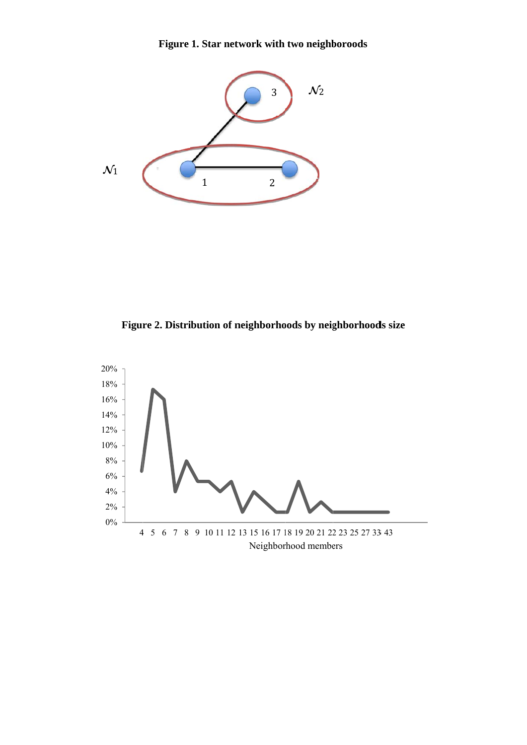**Figure 1. Star network with two neighboroods**

**Figure 2. Distribution of neighborhoods by neighborhoods size**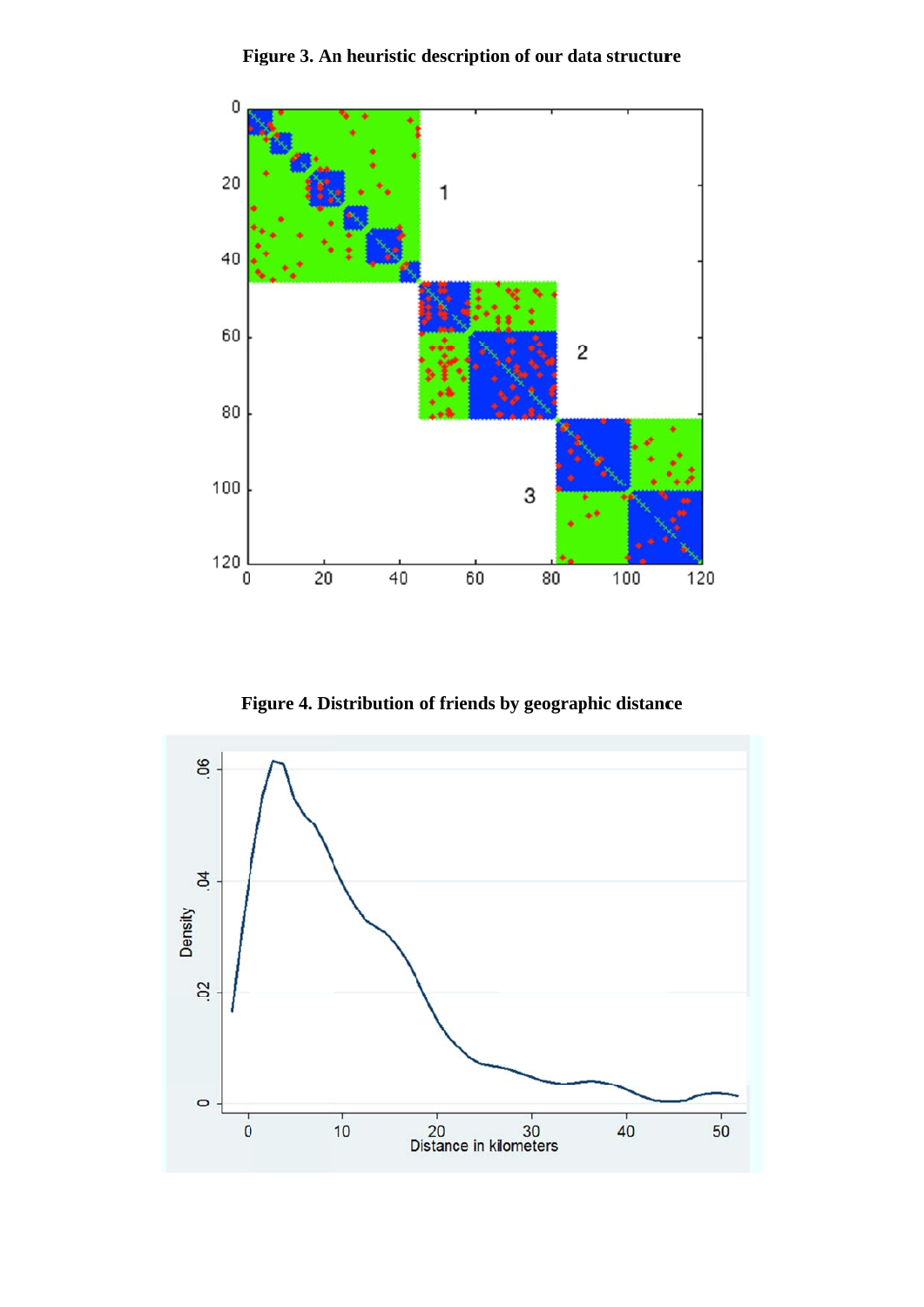**Figure 3. An heuristic description of our data structure**

**Figure 4. Distribution of friends by geographic distance**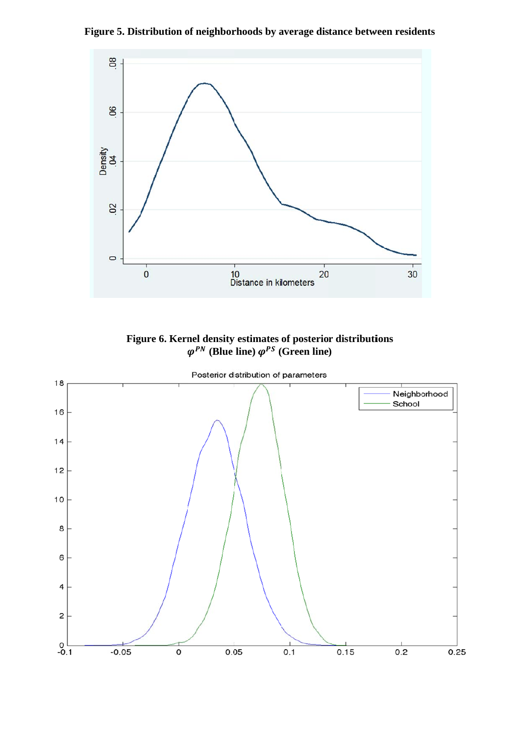**Figure 5. Distribution of neighborhoods by average distance between residents**

**Figure 6. Kernel density estimates of posterior distributions $\varphi^{PN}$ (Blue line) $\varphi^{PS}$ (Green line)**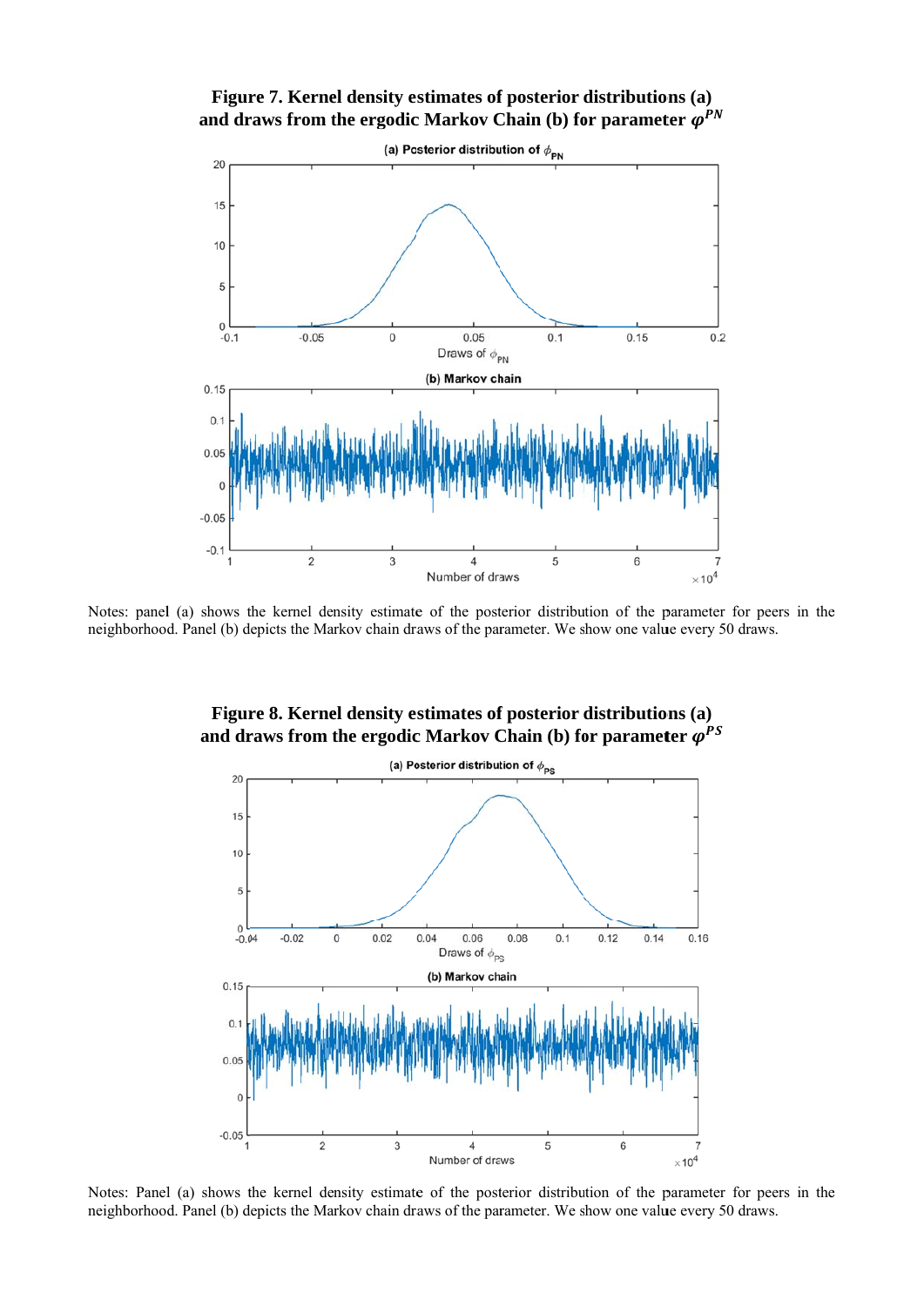**Figure 7. Kernel density estimates of posterior distributions (a) and draws from the ergodic Markov Chain (b) for parameter $\varphi^{PN}$**

Notes: panel (a) shows the kernel density estimate of the posterior distribution of the parameter for peers in the neighborhood. Panel (b) depicts the Markov chain draws of the parameter. We show one value every 50 draws.

**Figure 8. Kernel density estimates of posterior distributions (a) and draws from the ergodic Markov Chain (b) for parameter $\varphi^{PS}$**

Notes: Panel (a) shows the kernel density estimate of the posterior distribution of the parameter for peers in the neighborhood. Panel (b) depicts the Markov chain draws of the parameter. We show one value every 50 draws.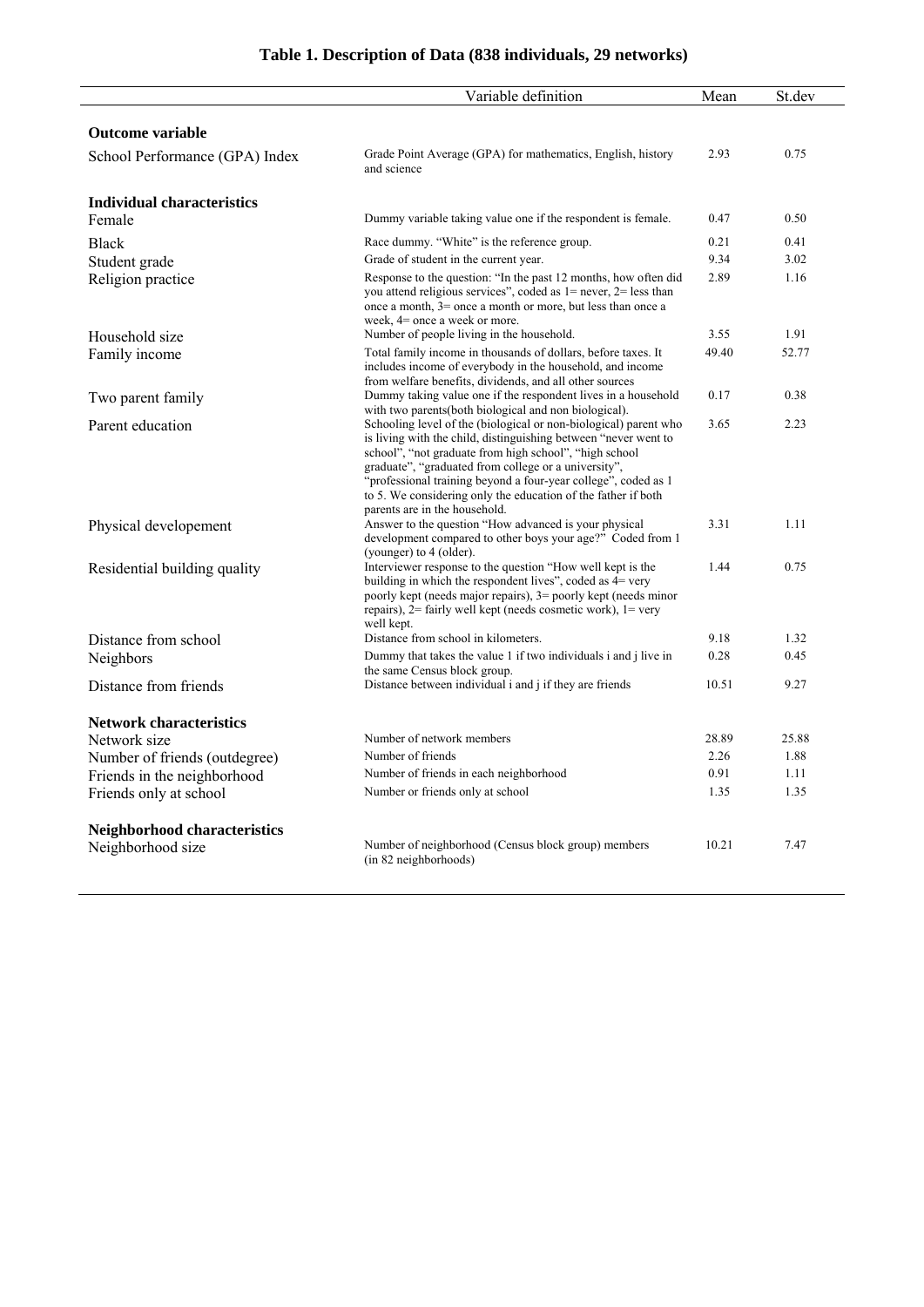**Table 1. Description of Data (838 individuals, 29 networks)**

| | Variable definition | Mean | St.dev |
|---|---|---|---|
| **Outcome variable** | | | |
| School Performance (GPA) Index | Grade Point Average (GPA) for mathematics, English, history and science | 2.93 | 0.75 |
| **Individual characteristics** | | | |
| Female | Dummy variable taking value one if the respondent is female. | 0.47 | 0.50 |
| Black | Race dummy. "White" is the reference group. | 0.21 | 0.41 |
| Student grade | Grade of student in the current year. | 9.34 | 3.02 |
| Religion practice | Response to the question: "In the past 12 months, how often did you attend religious services", coded as 1= never, 2= less than once a month, 3= once a month or more, but less than once a week, 4= once a week or more. | 2.89 | 1.16 |
| Household size | Number of people living in the household. | 3.55 | 1.91 |
| Family income | Total family income in thousands of dollars, before taxes. It includes income of everybody in the household, and income from welfare benefits, dividends, and all other sources | 49.40 | 52.77 |
| Two parent family | Dummy taking value one if the respondent lives in a household with two parents(both biological and non biological). | 0.17 | 0.38 |
| Parent education | Schooling level of the (biological or non-biological) parent who is living with the child, distinguishing between "never went to school", "not graduate from high school", "high school graduate", "graduated from college or a university", "professional training beyond a four-year college", coded as 1 to 5. We considering only the education of the father if both parents are in the household. | 3.65 | 2.23 |
| Physical developement | Answer to the question "How advanced is your physical development compared to other boys your age?" Coded from 1 (younger) to 4 (older). | 3.31 | 1.11 |
| Residential building quality | Interviewer response to the question "How well kept is the building in which the respondent lives", coded as 4= very poorly kept (needs major repairs), 3= poorly kept (needs minor repairs), 2= fairly well kept (needs cosmetic work), 1= very well kept. | 1.44 | 0.75 |
| Distance from school | Distance from school in kilometers. | 9.18 | 1.32 |
| Neighbors | Dummy that takes the value 1 if two individuals i and j live in the same Census block group. | 0.28 | 0.45 |
| Distance from friends | Distance between individual i and j if they are friends | 10.51 | 9.27 |
| **Network characteristics** | | | |
| Network size | Number of network members | 28.89 | 25.88 |
| Number of friends (outdegree) | Number of friends | 2.26 | 1.88 |
| Friends in the neighborhood | Number of friends in each neighborhood | 0.91 | 1.11 |
| Friends only at school | Number or friends only at school | 1.35 | 1.35 |
| **Neighborhood characteristics** | | | |
| Neighborhood size | Number of neighborhood (Census block group) members (in 82 neighborhoods) | 10.21 | 7.47 |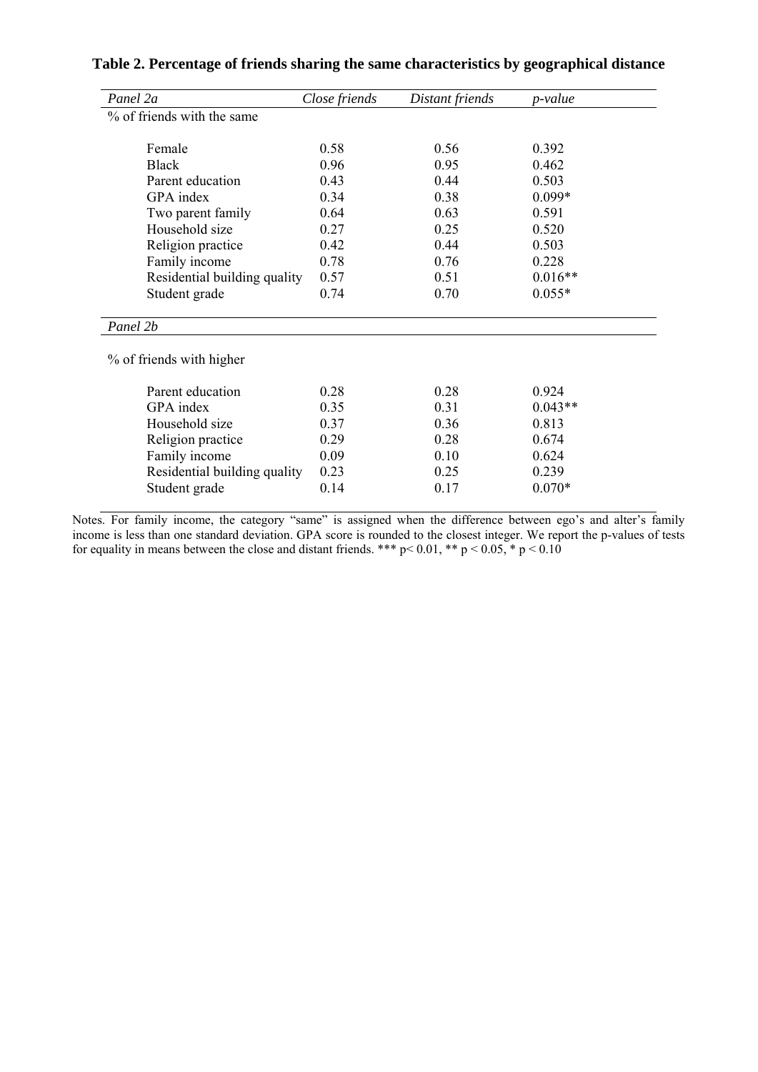**Table 2. Percentage of friends sharing the same characteristics by geographical distance**

| *Panel 2a* | *Close friends* | *Distant friends* | *p-value* |
|---|---|---|---|
| % of friends with the same | | | |
| Female | 0.58 | 0.56 | 0.392 |
| Black | 0.96 | 0.95 | 0.462 |
| Parent education | 0.43 | 0.44 | 0.503 |
| GPA index | 0.34 | 0.38 | 0.099* |
| Two parent family | 0.64 | 0.63 | 0.591 |
| Household size | 0.27 | 0.25 | 0.520 |
| Religion practice | 0.42 | 0.44 | 0.503 |
| Family income | 0.78 | 0.76 | 0.228 |
| Residential building quality | 0.57 | 0.51 | 0.016** |
| Student grade | 0.74 | 0.70 | 0.055* |
| *Panel 2b* | | | |
| % of friends with higher | | | |
| Parent education | 0.28 | 0.28 | 0.924 |
| GPA index | 0.35 | 0.31 | 0.043** |
| Household size | 0.37 | 0.36 | 0.813 |
| Religion practice | 0.29 | 0.28 | 0.674 |
| Family income | 0.09 | 0.10 | 0.624 |
| Residential building quality | 0.23 | 0.25 | 0.239 |
| Student grade | 0.14 | 0.17 | 0.070* |

Notes. For family income, the category "same" is assigned when the difference between ego's and alter's family income is less than one standard deviation. GPA score is rounded to the closest integer. We report the p-values of tests for equality in means between the close and distant friends. *** $p < 0.01$, ** $p < 0.05$, * $p < 0.10$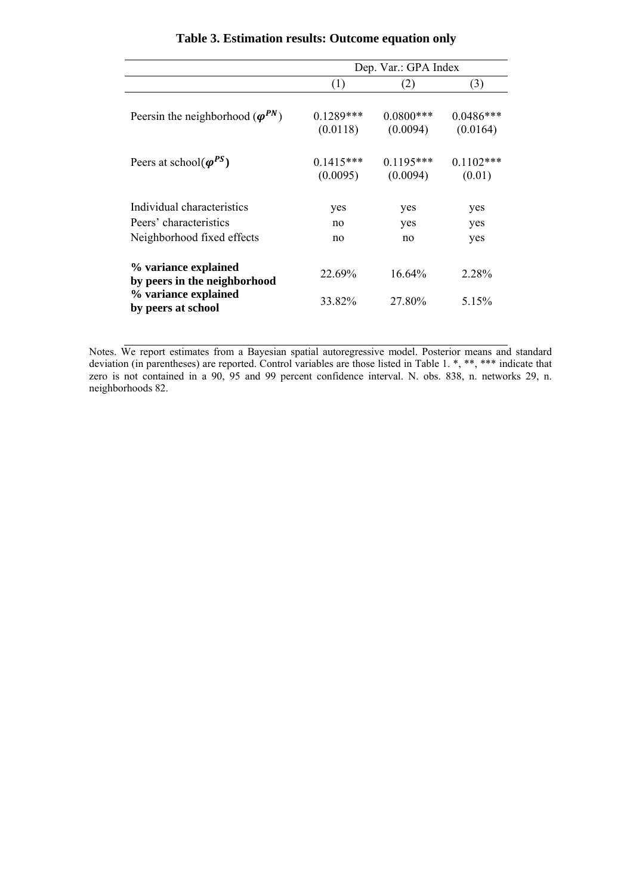**Table 3. Estimation results: Outcome equation only**

| | Dep. Var.: GPA Index | | |
|---|---|---|---|
| | (1) | (2) | (3) |
| Peersin the neighborhood ($\varphi^{PN}$) | 0.1289*** | 0.0800*** | 0.0486*** |
| | (0.0118) | (0.0094) | (0.0164) |
| Peers at school($\varphi^{PS}$) | 0.1415*** | 0.1195*** | 0.1102*** |
| | (0.0095) | (0.0094) | (0.01) |
| Individual characteristics | yes | yes | yes |
| Peers' characteristics | no | yes | yes |
| Neighborhood fixed effects | no | no | yes |
| **% variance explained by peers in the neighborhood** | 22.69% | 16.64% | 2.28% |
| **% variance explained by peers at school** | 33.82% | 27.80% | 5.15% |

Notes. We report estimates from a Bayesian spatial autoregressive model. Posterior means and standard deviation (in parentheses) are reported. Control variables are those listed in Table 1. *, **, *** indicate that zero is not contained in a 90, 95 and 99 percent confidence interval. N. obs. 838, n. networks 29, n. neighborhoods 82.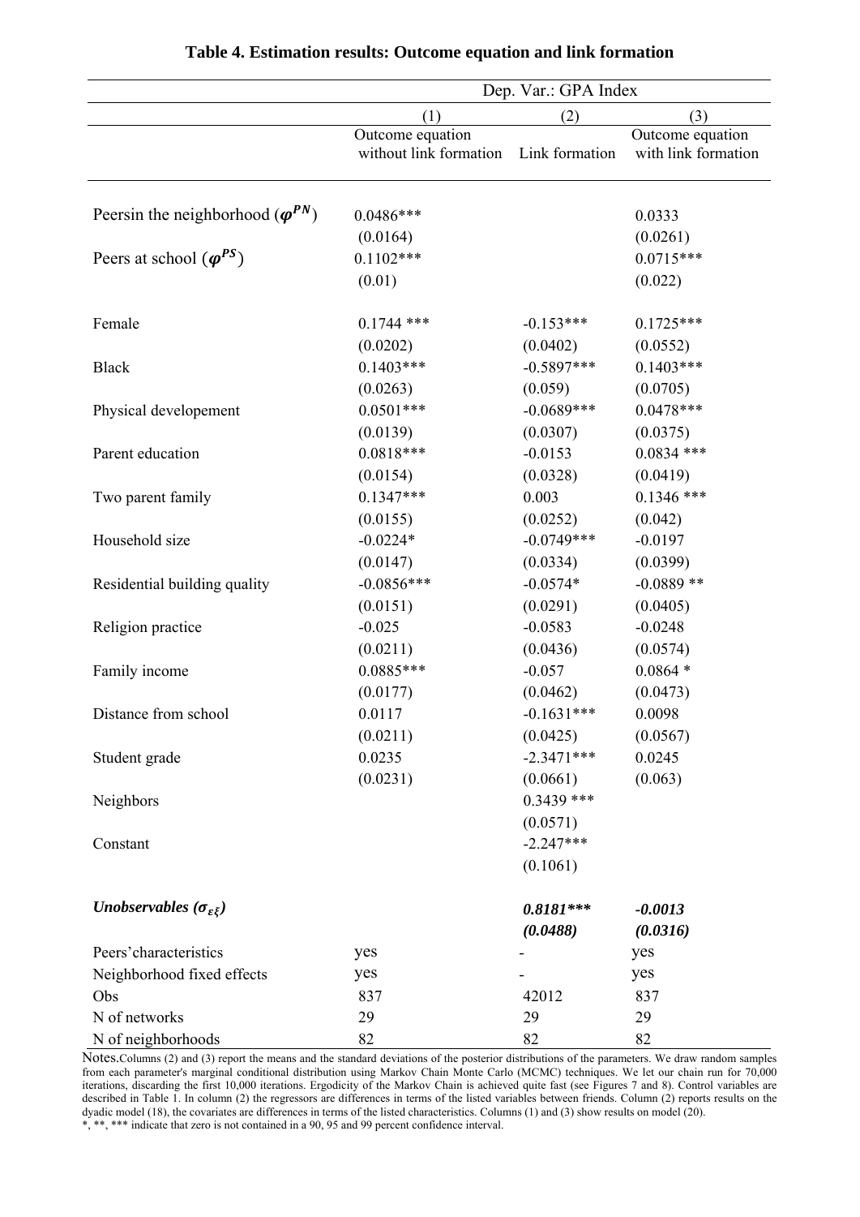**Table 4. Estimation results: Outcome equation and link formation**

| | Dep. Var.: GPA Index | | |
|---|---|---|---|
| | (1) | (2) | (3) |
| | Outcome equation without link formation | Link formation | Outcome equation with link formation |
| Peersin the neighborhood ($\boldsymbol{\varphi}^{PN}$) | 0.0486*** | | 0.0333 |
| | (0.0164) | | (0.0261) |
| Peers at school ($\boldsymbol{\varphi}^{PS}$) | 0.1102*** | | 0.0715*** |
| | (0.01) | | (0.022) |
| Female | 0.1744 *** | -0.153*** | 0.1725*** |
| | (0.0202) | (0.0402) | (0.0552) |
| Black | 0.1403*** | -0.5897*** | 0.1403*** |
| | (0.0263) | (0.059) | (0.0705) |
| Physical developement | 0.0501*** | -0.0689*** | 0.0478*** |
| | (0.0139) | (0.0307) | (0.0375) |
| Parent education | 0.0818*** | -0.0153 | 0.0834 *** |
| | (0.0154) | (0.0328) | (0.0419) |
| Two parent family | 0.1347*** | 0.003 | 0.1346 *** |
| | (0.0155) | (0.0252) | (0.042) |
| Household size | -0.0224* | -0.0749*** | -0.0197 |
| | (0.0147) | (0.0334) | (0.0399) |
| Residential building quality | -0.0856*** | -0.0574* | -0.0889 ** |
| | (0.0151) | (0.0291) | (0.0405) |
| Religion practice | -0.025 | -0.0583 | -0.0248 |
| | (0.0211) | (0.0436) | (0.0574) |
| Family income | 0.0885*** | -0.057 | 0.0864 * |
| | (0.0177) | (0.0462) | (0.0473) |
| Distance from school | 0.0117 | -0.1631*** | 0.0098 |
| | (0.0211) | (0.0425) | (0.0567) |
| Student grade | 0.0235 | -2.3471*** | 0.0245 |
| | (0.0231) | (0.0661) | (0.063) |
| Neighbors | | 0.3439 *** | |
| | | (0.0571) | |
| Constant | | -2.247*** | |
| | | (0.1061) | |
| ***Unobservables ($\sigma_{\varepsilon\xi}$)*** | | ***0.8181**\**** | ***-0.0013*** |
| | | ***(0.0488)*** | ***(0.0316)*** |
| Peers'characteristics | yes | - | yes |
| Neighborhood fixed effects | yes | - | yes |
| Obs | 837 | 42012 | 837 |
| N of networks | 29 | 29 | 29 |
| N of neighborhoods | 82 | 82 | 82 |

Notes. Columns (2) and (3) report the means and the standard deviations of the posterior distributions of the parameters. We draw random samples from each parameter's marginal conditional distribution using Markov Chain Monte Carlo (MCMC) techniques. We let our chain run for 70,000 iterations, discarding the first 10,000 iterations. Ergodicity of the Markov Chain is achieved quite fast (see Figures 7 and 8). Control variables are described in Table 1. In column (2) the regressors are differences in terms of the listed variables between friends. Column (2) reports results on the dyadic model (18), the covariates are differences in terms of the listed characteristics. Columns (1) and (3) show results on model (20).
*, **, *** indicate that zero is not contained in a 90, 95 and 99 percent confidence interval.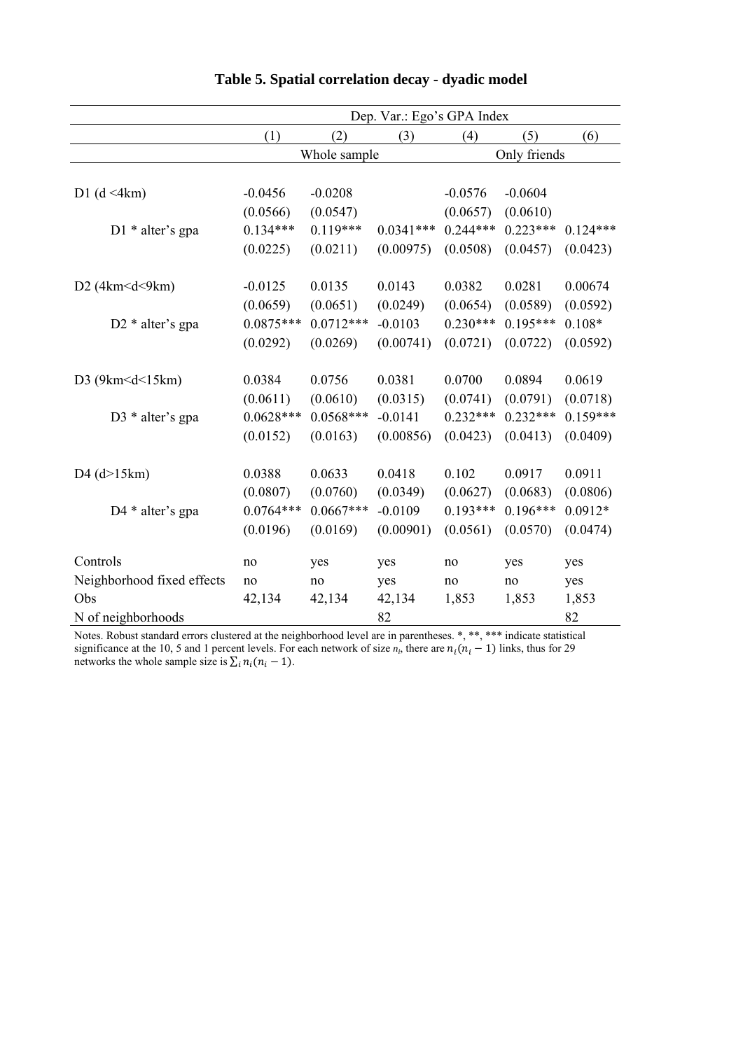**Table 5. Spatial correlation decay - dyadic model**

| | Dep. Var.: Ego's GPA Index | | | | | |
|---|---|---|---|---|---|---|
| | (1) | (2) | (3) | (4) | (5) | (6) |
| | Whole sample | | | Only friends | | |
| D1 (d <4km) | -0.0456 | -0.0208 | | -0.0576 | -0.0604 | |
| | (0.0566) | (0.0547) | | (0.0657) | (0.0610) | |
| D1 * alter's gpa | 0.134*** | 0.119*** | 0.0341*** | 0.244*** | 0.223*** | 0.124*** |
| | (0.0225) | (0.0211) | (0.00975) | (0.0508) | (0.0457) | (0.0423) |
| D2 (4km<d<9km) | -0.0125 | 0.0135 | 0.0143 | 0.0382 | 0.0281 | 0.00674 |
| | (0.0659) | (0.0651) | (0.0249) | (0.0654) | (0.0589) | (0.0592) |
| D2 * alter's gpa | 0.0875*** | 0.0712*** | -0.0103 | 0.230*** | 0.195*** | 0.108* |
| | (0.0292) | (0.0269) | (0.00741) | (0.0721) | (0.0722) | (0.0592) |
| D3 (9km<d<15km) | 0.0384 | 0.0756 | 0.0381 | 0.0700 | 0.0894 | 0.0619 |
| | (0.0611) | (0.0610) | (0.0315) | (0.0741) | (0.0791) | (0.0718) |
| D3 * alter's gpa | 0.0628*** | 0.0568*** | -0.0141 | 0.232*** | 0.232*** | 0.159*** |
| | (0.0152) | (0.0163) | (0.00856) | (0.0423) | (0.0413) | (0.0409) |
| D4 (d>15km) | 0.0388 | 0.0633 | 0.0418 | 0.102 | 0.0917 | 0.0911 |
| | (0.0807) | (0.0760) | (0.0349) | (0.0627) | (0.0683) | (0.0806) |
| D4 * alter's gpa | 0.0764*** | 0.0667*** | -0.0109 | 0.193*** | 0.196*** | 0.0912* |
| | (0.0196) | (0.0169) | (0.00901) | (0.0561) | (0.0570) | (0.0474) |
| Controls | no | yes | yes | no | yes | yes |
| Neighborhood fixed effects | no | no | yes | no | no | yes |
| Obs | 42,134 | 42,134 | 42,134 | 1,853 | 1,853 | 1,853 |
| N of neighborhoods | | | 82 | | | 82 |

Notes. Robust standard errors clustered at the neighborhood level are in parentheses. *, **, *** indicate statistical significance at the 10, 5 and 1 percent levels. For each network of size $n_i$, there are $n_i(n_i - 1)$ links, thus for 29 networks the whole sample size is $\sum_i n_i(n_i - 1)$.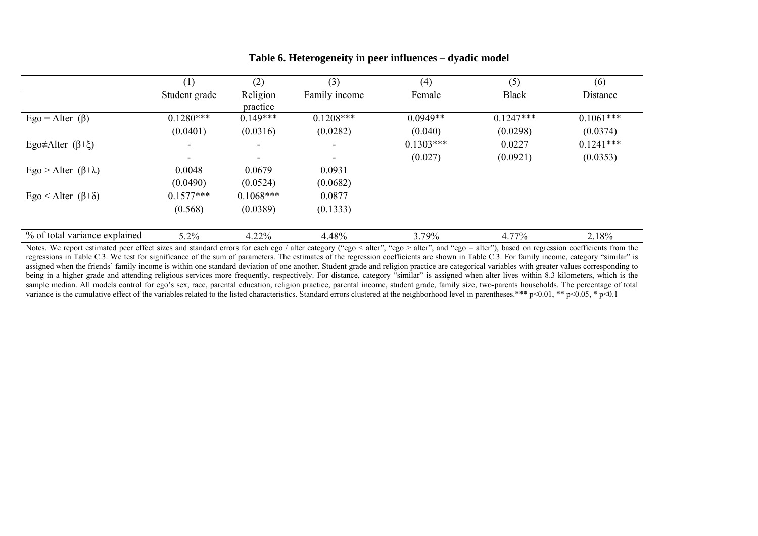**Table 6. Heterogeneity in peer influences – dyadic model**

| | (1) | (2) | (3) | (4) | (5) | (6) |
|---|---|---|---|---|---|---|
| | Student grade | Religion practice | Family income | Female | Black | Distance |
| Ego = Alter ($\beta$) | 0.1280*** | 0.149*** | 0.1208*** | 0.0949** | 0.1247*** | 0.1061*** |
| | (0.0401) | (0.0316) | (0.0282) | (0.040) | (0.0298) | (0.0374) |
| Ego≠Alter ($\beta+\xi$) | - | - | - | 0.1303*** | 0.0227 | 0.1241*** |
| | - | - | - | (0.027) | (0.0921) | (0.0353) |
| Ego > Alter ($\beta+\lambda$) | 0.0048 | 0.0679 | 0.0931 | | | |
| | (0.0490) | (0.0524) | (0.0682) | | | |
| Ego < Alter ($\beta+\delta$) | 0.1577*** | 0.1068*** | 0.0877 | | | |
| | (0.568) | (0.0389) | (0.1333) | | | |
| % of total variance explained | 5.2% | 4.22% | 4.48% | 3.79% | 4.77% | 2.18% |

Notes. We report estimated peer effect sizes and standard errors for each ego / alter category ("ego < alter", "ego > alter", and "ego = alter"), based on regression coefficients from the regressions in Table C.3. We test for significance of the sum of parameters. The estimates of the regression coefficients are shown in Table C.3. For family income, category "similar" is assigned when the friends' family income is within one standard deviation of one another. Student grade and religion practice are categorical variables with greater values corresponding to being in a higher grade and attending religious services more frequently, respectively. For distance, category "similar" is assigned when alter lives within 8.3 kilometers, which is the sample median. All models control for ego's sex, race, parental education, religion practice, parental income, student grade, family size, two-parents households. The percentage of total variance is the cumulative effect of the variables related to the listed characteristics. Standard errors clustered at the neighborhood level in parentheses.*** p<0.01, ** p<0.05, * p<0.1